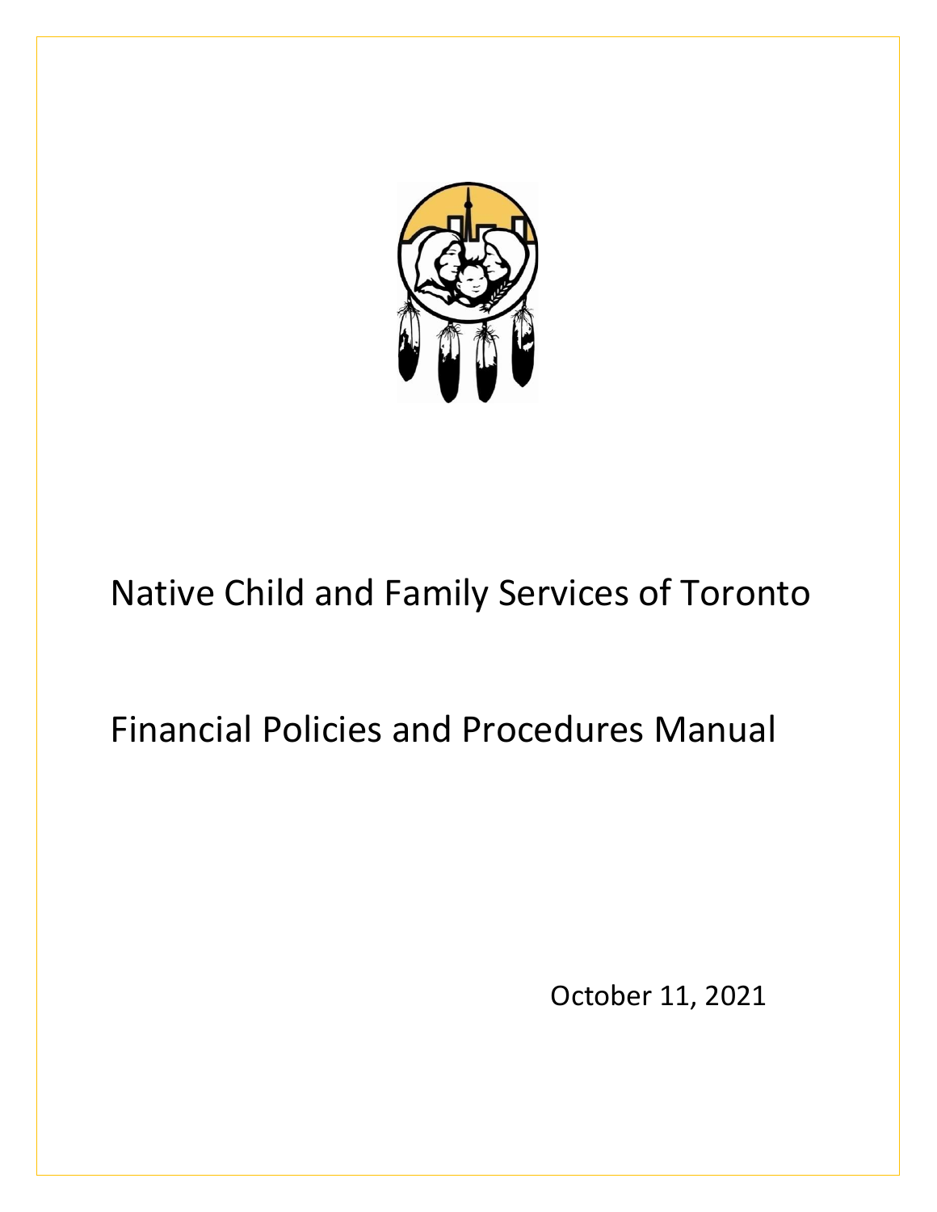# Native Child and Family Services of Toronto

# Financial Policies and Procedures Manual

October 11, 2021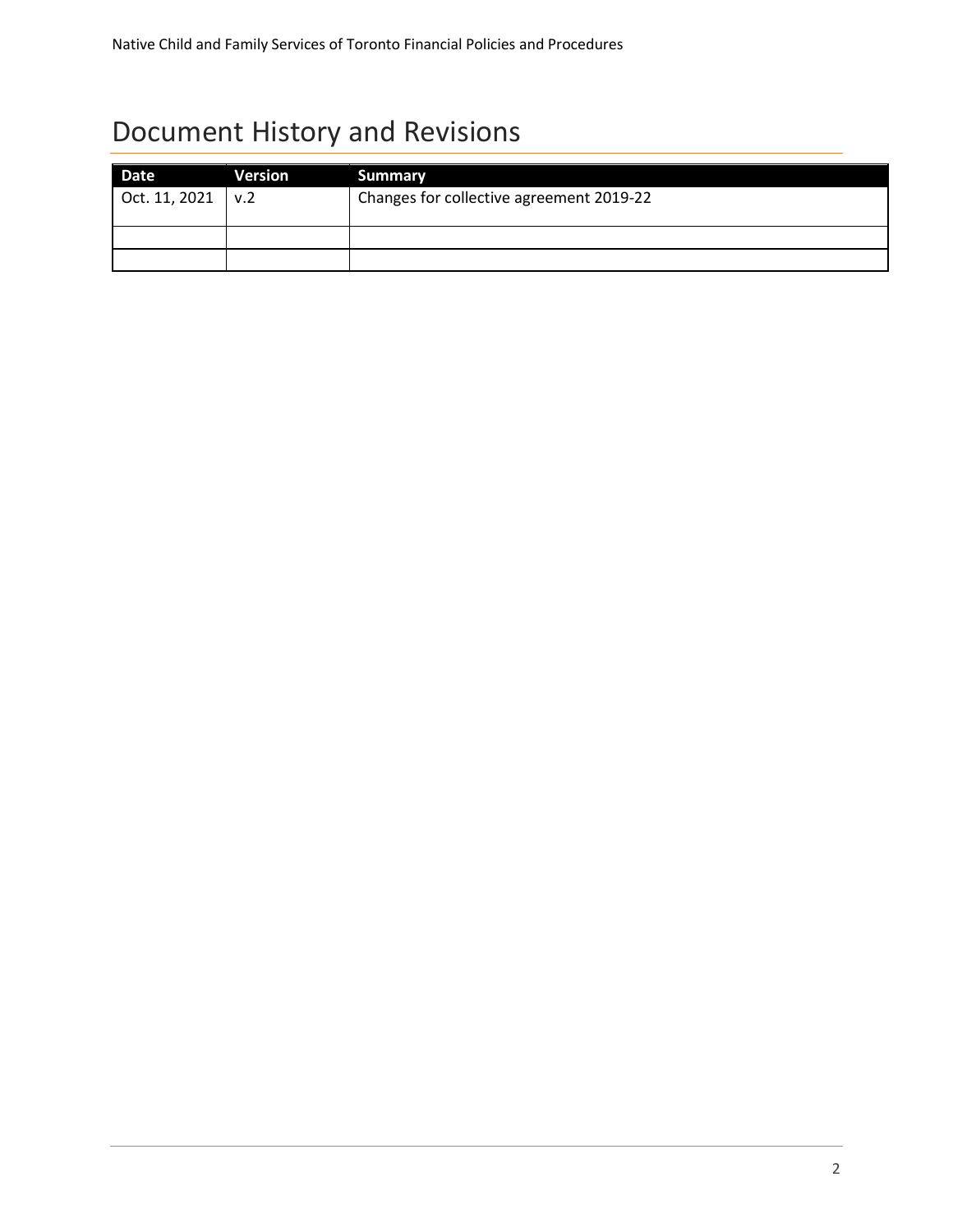# Document History and Revisions

| Date | Version | Summary |
|---|---|---|
| Oct. 11, 2021 | v.2 | Changes for collective agreement 2019-22 |
| | | |
| | | |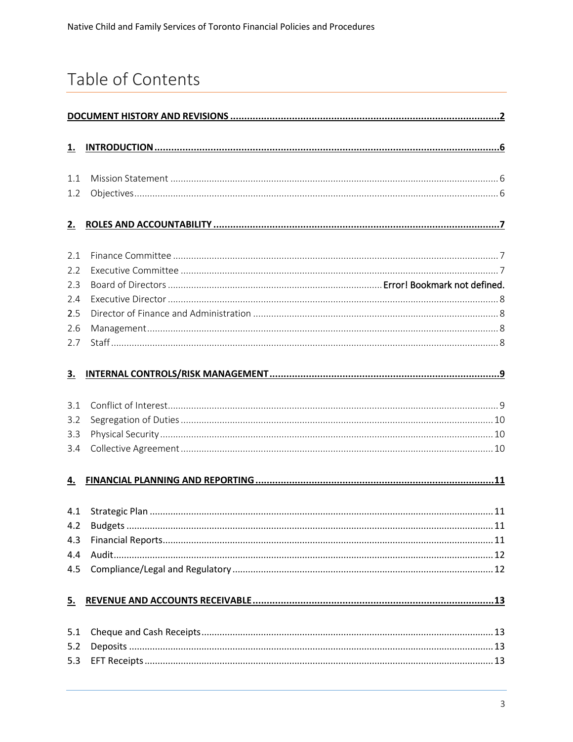# Table of Contents

**DOCUMENT HISTORY AND REVISIONS ........ 2**

**1. INTRODUCTION ........ 6**

1.1 Mission Statement ........ 6
1.2 Objectives ........ 6

**2. ROLES AND ACCOUNTABILITY ........ 7**

2.1 Finance Committee ........ 7
2.2 Executive Committee ........ 7
2.3 Board of Directors ........ **Error! Bookmark not defined.**
2.4 Executive Director ........ 8
2.5 Director of Finance and Administration ........ 8
2.6 Management ........ 8
2.7 Staff ........ 8

**3. INTERNAL CONTROLS/RISK MANAGEMENT ........ 9**

3.1 Conflict of Interest ........ 9
3.2 Segregation of Duties ........ 10
3.3 Physical Security ........ 10
3.4 Collective Agreement ........ 10

**4. FINANCIAL PLANNING AND REPORTING ........ 11**

4.1 Strategic Plan ........ 11
4.2 Budgets ........ 11
4.3 Financial Reports ........ 11
4.4 Audit ........ 12
4.5 Compliance/Legal and Regulatory ........ 12

**5. REVENUE AND ACCOUNTS RECEIVABLE ........ 13**

5.1 Cheque and Cash Receipts ........ 13
5.2 Deposits ........ 13
5.3 EFT Receipts ........ 13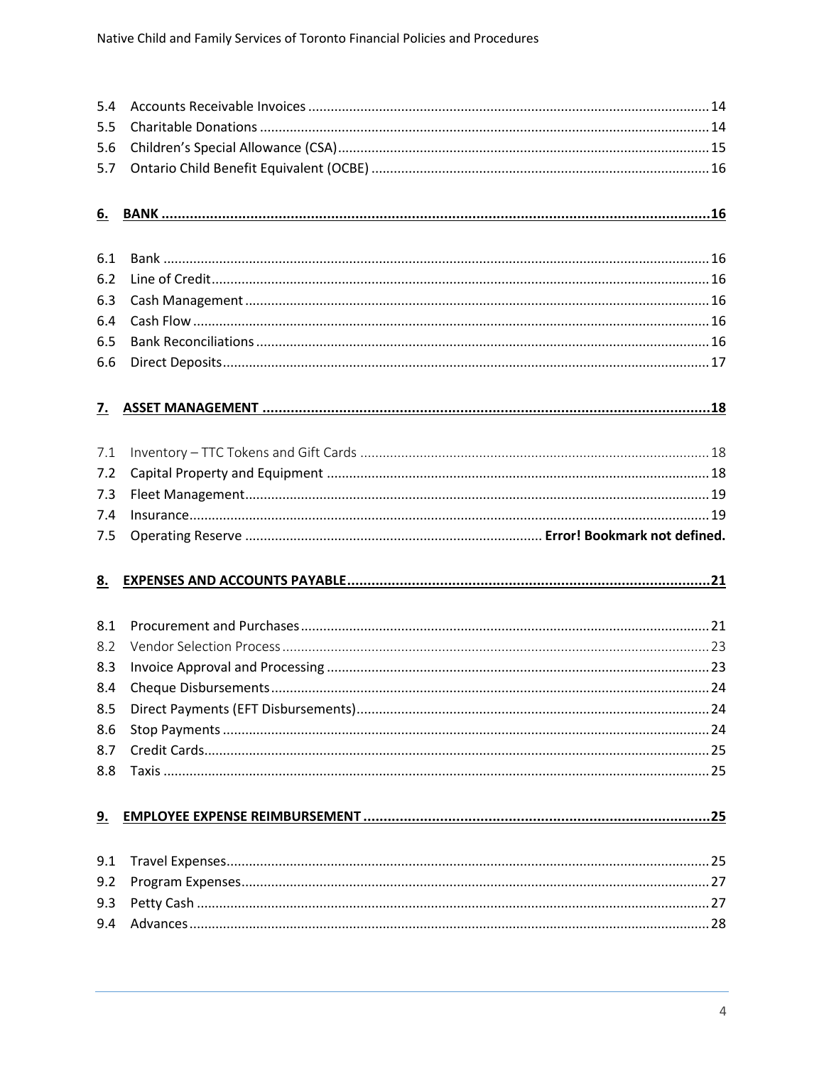5.4 Accounts Receivable Invoices ............ 14
5.5 Charitable Donations ............ 14
5.6 Children's Special Allowance (CSA) ............ 15
5.7 Ontario Child Benefit Equivalent (OCBE) ............ 16

**6. BANK ............ 16**

6.1 Bank ............ 16
6.2 Line of Credit ............ 16
6.3 Cash Management ............ 16
6.4 Cash Flow ............ 16
6.5 Bank Reconciliations ............ 16
6.6 Direct Deposits ............ 17

**7. ASSET MANAGEMENT ............ 18**

7.1 Inventory – TTC Tokens and Gift Cards ............ 18
7.2 Capital Property and Equipment ............ 18
7.3 Fleet Management ............ 19
7.4 Insurance ............ 19
7.5 Operating Reserve ............ **Error! Bookmark not defined.**

**8. EXPENSES AND ACCOUNTS PAYABLE ............ 21**

8.1 Procurement and Purchases ............ 21
8.2 Vendor Selection Process ............ 23
8.3 Invoice Approval and Processing ............ 23
8.4 Cheque Disbursements ............ 24
8.5 Direct Payments (EFT Disbursements) ............ 24
8.6 Stop Payments ............ 24
8.7 Credit Cards ............ 25
8.8 Taxis ............ 25

**9. EMPLOYEE EXPENSE REIMBURSEMENT ............ 25**

9.1 Travel Expenses ............ 25
9.2 Program Expenses ............ 27
9.3 Petty Cash ............ 27
9.4 Advances ............ 28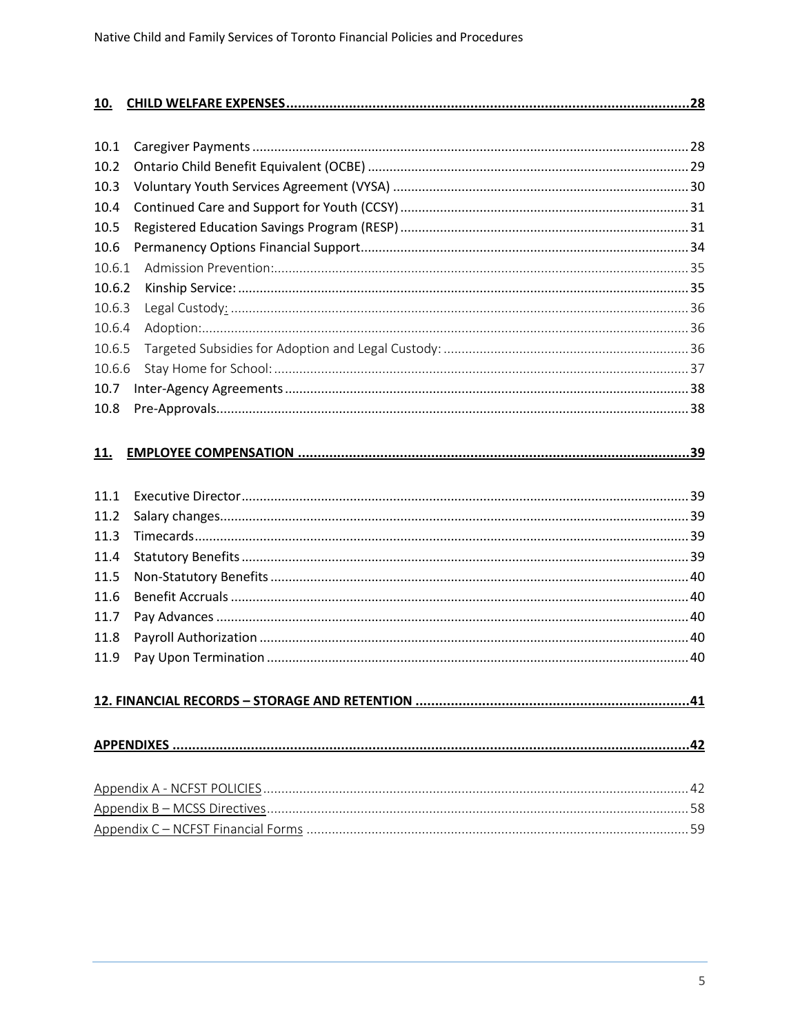**10. CHILD WELFARE EXPENSES ........................................................ 28**

10.1 Caregiver Payments ........................................................ 28
10.2 Ontario Child Benefit Equivalent (OCBE) ........................................................ 29
10.3 Voluntary Youth Services Agreement (VYSA) ........................................................ 30
10.4 Continued Care and Support for Youth (CCSY) ........................................................ 31
10.5 Registered Education Savings Program (RESP) ........................................................ 31
10.6 Permanency Options Financial Support ........................................................ 34
10.6.1 Admission Prevention: ........................................................ 35
10.6.2 Kinship Service: ........................................................ 35
10.6.3 Legal Custody: ........................................................ 36
10.6.4 Adoption: ........................................................ 36
10.6.5 Targeted Subsidies for Adoption and Legal Custody: ........................................................ 36
10.6.6 Stay Home for School: ........................................................ 37
10.7 Inter-Agency Agreements ........................................................ 38
10.8 Pre-Approvals ........................................................ 38

**11. EMPLOYEE COMPENSATION ........................................................ 39**

11.1 Executive Director ........................................................ 39
11.2 Salary changes ........................................................ 39
11.3 Timecards ........................................................ 39
11.4 Statutory Benefits ........................................................ 39
11.5 Non-Statutory Benefits ........................................................ 40
11.6 Benefit Accruals ........................................................ 40
11.7 Pay Advances ........................................................ 40
11.8 Payroll Authorization ........................................................ 40
11.9 Pay Upon Termination ........................................................ 40

**12. FINANCIAL RECORDS – STORAGE AND RETENTION ........................................................ 41**

**APPENDIXES ........................................................ 42**

Appendix A - NCFST POLICIES ........................................................ 42
Appendix B – MCSS Directives ........................................................ 58
Appendix C – NCFST Financial Forms ........................................................ 59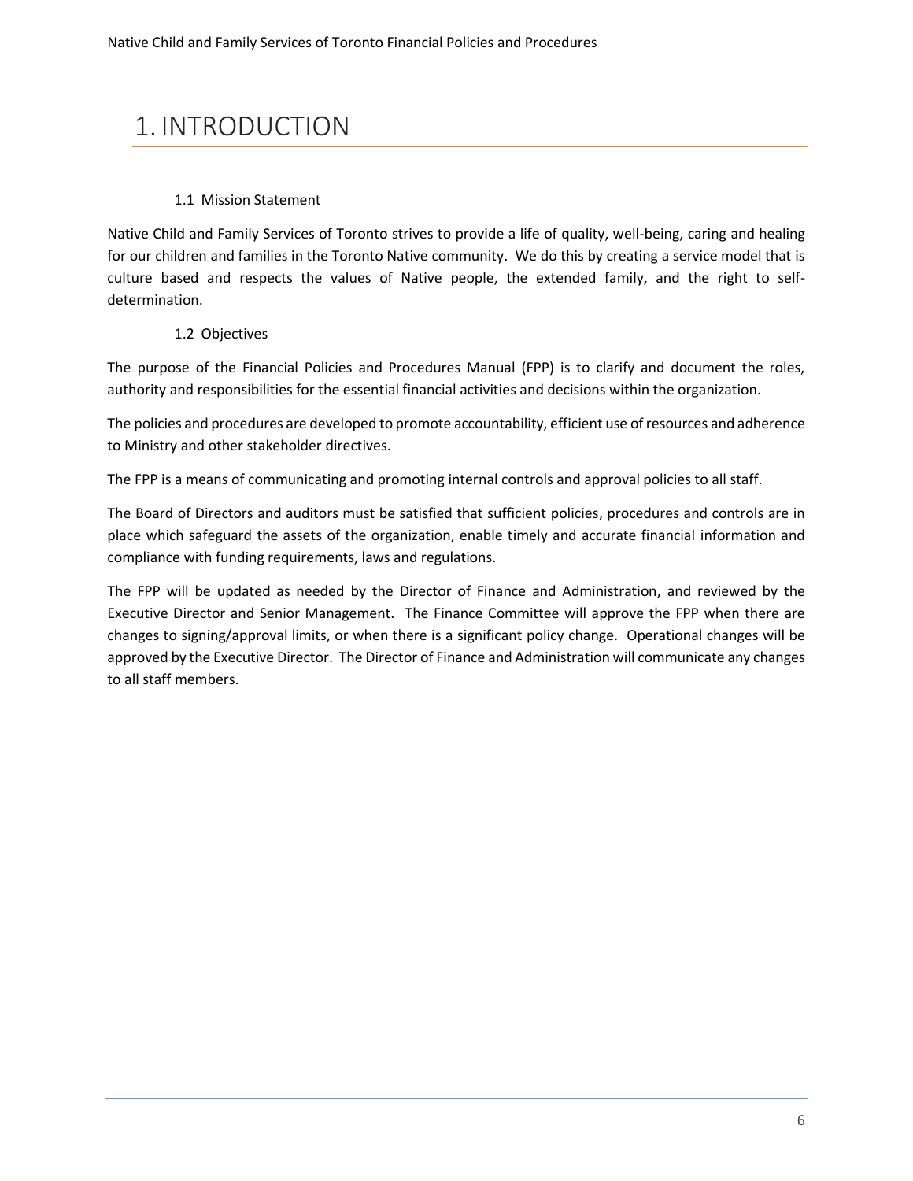# 1. INTRODUCTION

## 1.1 Mission Statement

Native Child and Family Services of Toronto strives to provide a life of quality, well-being, caring and healing for our children and families in the Toronto Native community. We do this by creating a service model that is culture based and respects the values of Native people, the extended family, and the right to self-determination.

## 1.2 Objectives

The purpose of the Financial Policies and Procedures Manual (FPP) is to clarify and document the roles, authority and responsibilities for the essential financial activities and decisions within the organization.

The policies and procedures are developed to promote accountability, efficient use of resources and adherence to Ministry and other stakeholder directives.

The FPP is a means of communicating and promoting internal controls and approval policies to all staff.

The Board of Directors and auditors must be satisfied that sufficient policies, procedures and controls are in place which safeguard the assets of the organization, enable timely and accurate financial information and compliance with funding requirements, laws and regulations.

The FPP will be updated as needed by the Director of Finance and Administration, and reviewed by the Executive Director and Senior Management. The Finance Committee will approve the FPP when there are changes to signing/approval limits, or when there is a significant policy change. Operational changes will be approved by the Executive Director. The Director of Finance and Administration will communicate any changes to all staff members.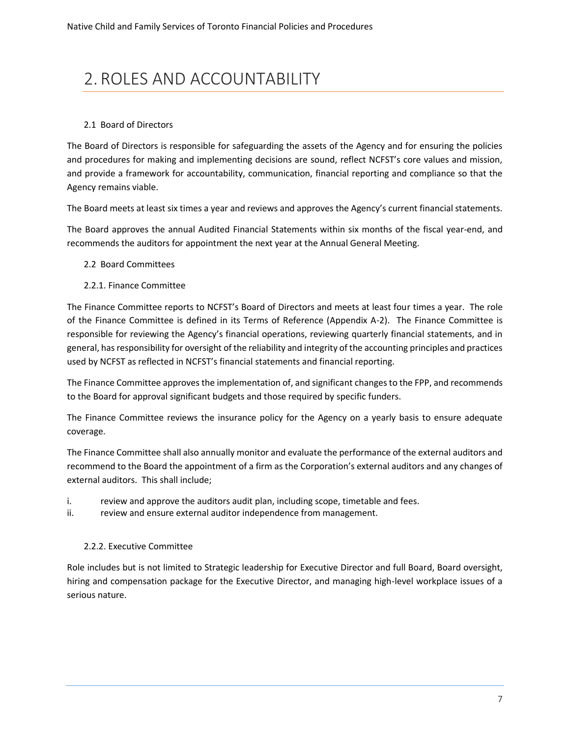# 2. ROLES AND ACCOUNTABILITY

## 2.1 Board of Directors

The Board of Directors is responsible for safeguarding the assets of the Agency and for ensuring the policies and procedures for making and implementing decisions are sound, reflect NCFST's core values and mission, and provide a framework for accountability, communication, financial reporting and compliance so that the Agency remains viable.

The Board meets at least six times a year and reviews and approves the Agency's current financial statements.

The Board approves the annual Audited Financial Statements within six months of the fiscal year-end, and recommends the auditors for appointment the next year at the Annual General Meeting.

## 2.2 Board Committees

### 2.2.1. Finance Committee

The Finance Committee reports to NCFST's Board of Directors and meets at least four times a year. The role of the Finance Committee is defined in its Terms of Reference (Appendix A-2). The Finance Committee is responsible for reviewing the Agency's financial operations, reviewing quarterly financial statements, and in general, has responsibility for oversight of the reliability and integrity of the accounting principles and practices used by NCFST as reflected in NCFST's financial statements and financial reporting.

The Finance Committee approves the implementation of, and significant changes to the FPP, and recommends to the Board for approval significant budgets and those required by specific funders.

The Finance Committee reviews the insurance policy for the Agency on a yearly basis to ensure adequate coverage.

The Finance Committee shall also annually monitor and evaluate the performance of the external auditors and recommend to the Board the appointment of a firm as the Corporation's external auditors and any changes of external auditors. This shall include;

i. review and approve the auditors audit plan, including scope, timetable and fees.
ii. review and ensure external auditor independence from management.

### 2.2.2. Executive Committee

Role includes but is not limited to Strategic leadership for Executive Director and full Board, Board oversight, hiring and compensation package for the Executive Director, and managing high-level workplace issues of a serious nature.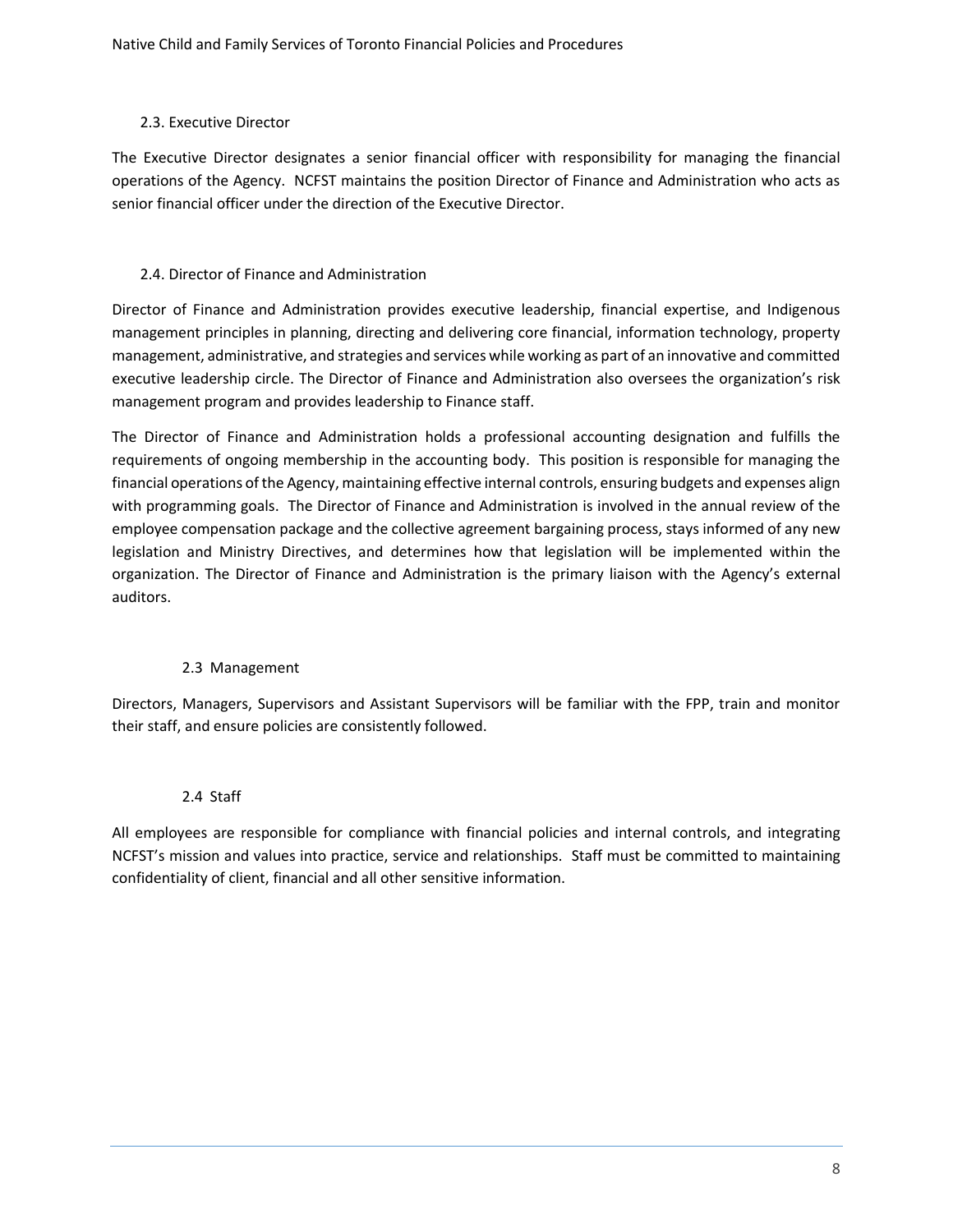### 2.3. Executive Director

The Executive Director designates a senior financial officer with responsibility for managing the financial operations of the Agency. NCFST maintains the position Director of Finance and Administration who acts as senior financial officer under the direction of the Executive Director.

### 2.4. Director of Finance and Administration

Director of Finance and Administration provides executive leadership, financial expertise, and Indigenous management principles in planning, directing and delivering core financial, information technology, property management, administrative, and strategies and services while working as part of an innovative and committed executive leadership circle. The Director of Finance and Administration also oversees the organization's risk management program and provides leadership to Finance staff.

The Director of Finance and Administration holds a professional accounting designation and fulfills the requirements of ongoing membership in the accounting body. This position is responsible for managing the financial operations of the Agency, maintaining effective internal controls, ensuring budgets and expenses align with programming goals. The Director of Finance and Administration is involved in the annual review of the employee compensation package and the collective agreement bargaining process, stays informed of any new legislation and Ministry Directives, and determines how that legislation will be implemented within the organization. The Director of Finance and Administration is the primary liaison with the Agency's external auditors.

### 2.3 Management

Directors, Managers, Supervisors and Assistant Supervisors will be familiar with the FPP, train and monitor their staff, and ensure policies are consistently followed.

### 2.4 Staff

All employees are responsible for compliance with financial policies and internal controls, and integrating NCFST's mission and values into practice, service and relationships. Staff must be committed to maintaining confidentiality of client, financial and all other sensitive information.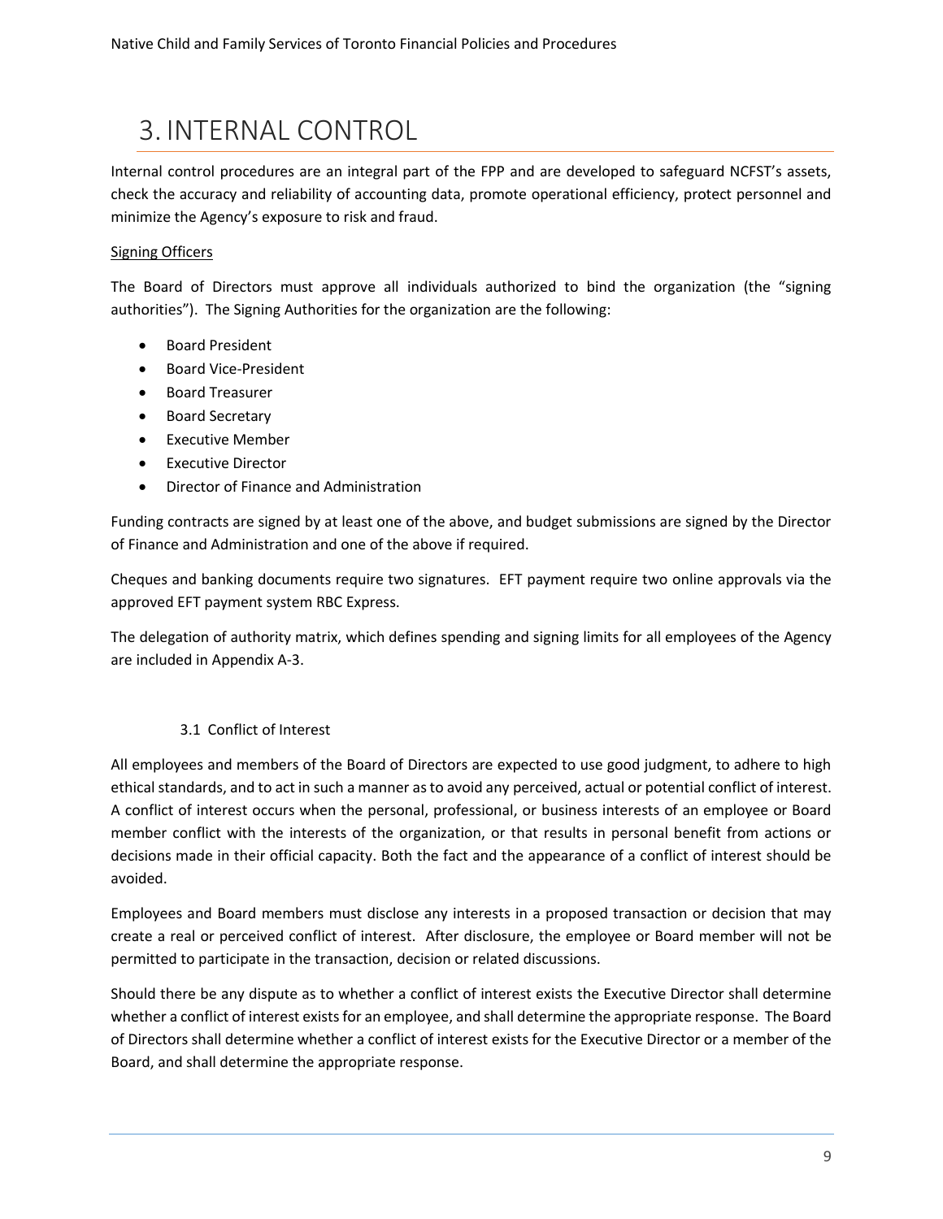# 3. INTERNAL CONTROL

Internal control procedures are an integral part of the FPP and are developed to safeguard NCFST's assets, check the accuracy and reliability of accounting data, promote operational efficiency, protect personnel and minimize the Agency's exposure to risk and fraud.

Signing Officers

The Board of Directors must approve all individuals authorized to bind the organization (the "signing authorities"). The Signing Authorities for the organization are the following:

- Board President
- Board Vice-President
- Board Treasurer
- Board Secretary
- Executive Member
- Executive Director
- Director of Finance and Administration

Funding contracts are signed by at least one of the above, and budget submissions are signed by the Director of Finance and Administration and one of the above if required.

Cheques and banking documents require two signatures. EFT payment require two online approvals via the approved EFT payment system RBC Express.

The delegation of authority matrix, which defines spending and signing limits for all employees of the Agency are included in Appendix A-3.

## 3.1 Conflict of Interest

All employees and members of the Board of Directors are expected to use good judgment, to adhere to high ethical standards, and to act in such a manner as to avoid any perceived, actual or potential conflict of interest. A conflict of interest occurs when the personal, professional, or business interests of an employee or Board member conflict with the interests of the organization, or that results in personal benefit from actions or decisions made in their official capacity. Both the fact and the appearance of a conflict of interest should be avoided.

Employees and Board members must disclose any interests in a proposed transaction or decision that may create a real or perceived conflict of interest. After disclosure, the employee or Board member will not be permitted to participate in the transaction, decision or related discussions.

Should there be any dispute as to whether a conflict of interest exists the Executive Director shall determine whether a conflict of interest exists for an employee, and shall determine the appropriate response. The Board of Directors shall determine whether a conflict of interest exists for the Executive Director or a member of the Board, and shall determine the appropriate response.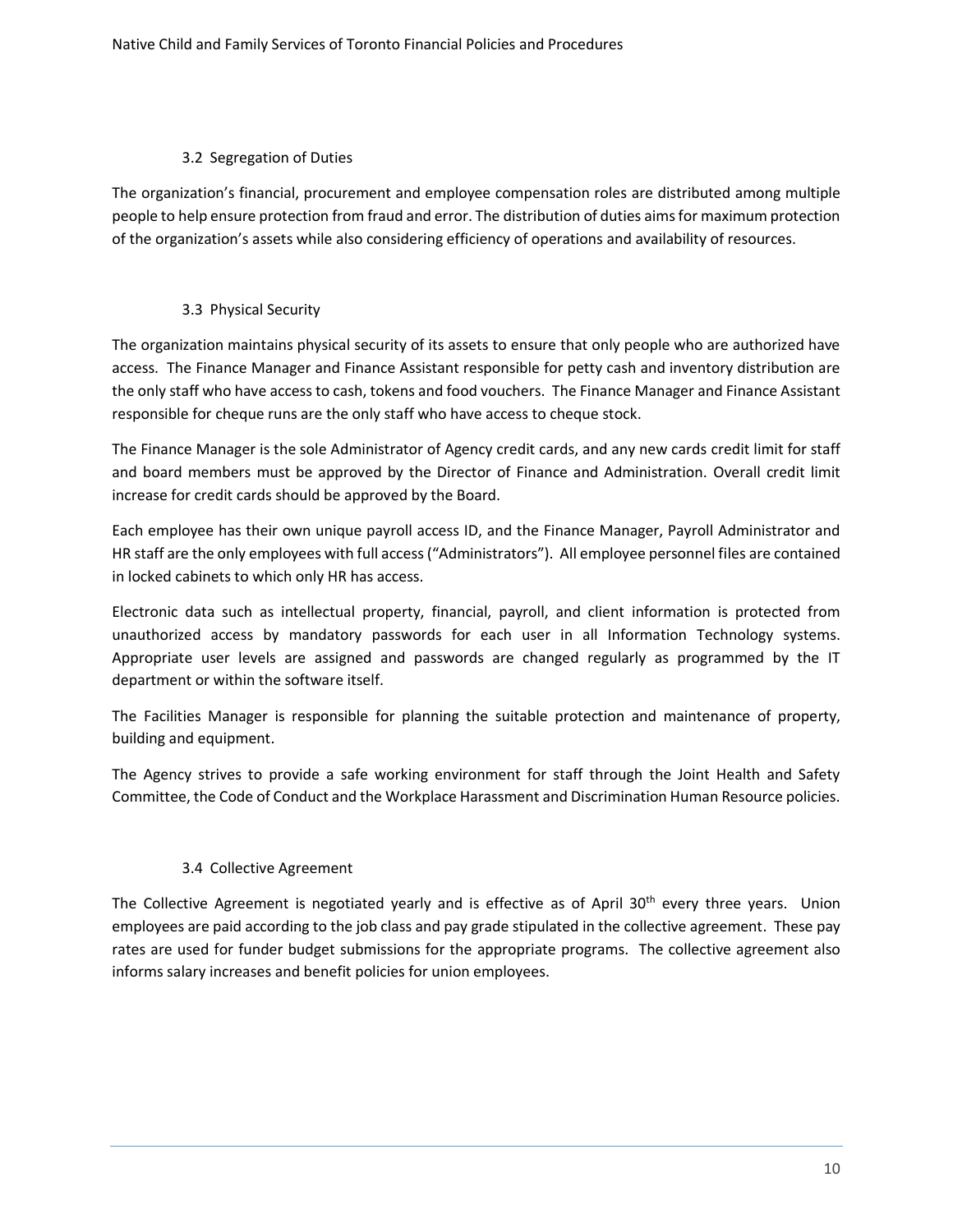### 3.2 Segregation of Duties

The organization's financial, procurement and employee compensation roles are distributed among multiple people to help ensure protection from fraud and error. The distribution of duties aims for maximum protection of the organization's assets while also considering efficiency of operations and availability of resources.

### 3.3 Physical Security

The organization maintains physical security of its assets to ensure that only people who are authorized have access. The Finance Manager and Finance Assistant responsible for petty cash and inventory distribution are the only staff who have access to cash, tokens and food vouchers. The Finance Manager and Finance Assistant responsible for cheque runs are the only staff who have access to cheque stock.

The Finance Manager is the sole Administrator of Agency credit cards, and any new cards credit limit for staff and board members must be approved by the Director of Finance and Administration. Overall credit limit increase for credit cards should be approved by the Board.

Each employee has their own unique payroll access ID, and the Finance Manager, Payroll Administrator and HR staff are the only employees with full access ("Administrators"). All employee personnel files are contained in locked cabinets to which only HR has access.

Electronic data such as intellectual property, financial, payroll, and client information is protected from unauthorized access by mandatory passwords for each user in all Information Technology systems. Appropriate user levels are assigned and passwords are changed regularly as programmed by the IT department or within the software itself.

The Facilities Manager is responsible for planning the suitable protection and maintenance of property, building and equipment.

The Agency strives to provide a safe working environment for staff through the Joint Health and Safety Committee, the Code of Conduct and the Workplace Harassment and Discrimination Human Resource policies.

### 3.4 Collective Agreement

The Collective Agreement is negotiated yearly and is effective as of April 30th every three years. Union employees are paid according to the job class and pay grade stipulated in the collective agreement. These pay rates are used for funder budget submissions for the appropriate programs. The collective agreement also informs salary increases and benefit policies for union employees.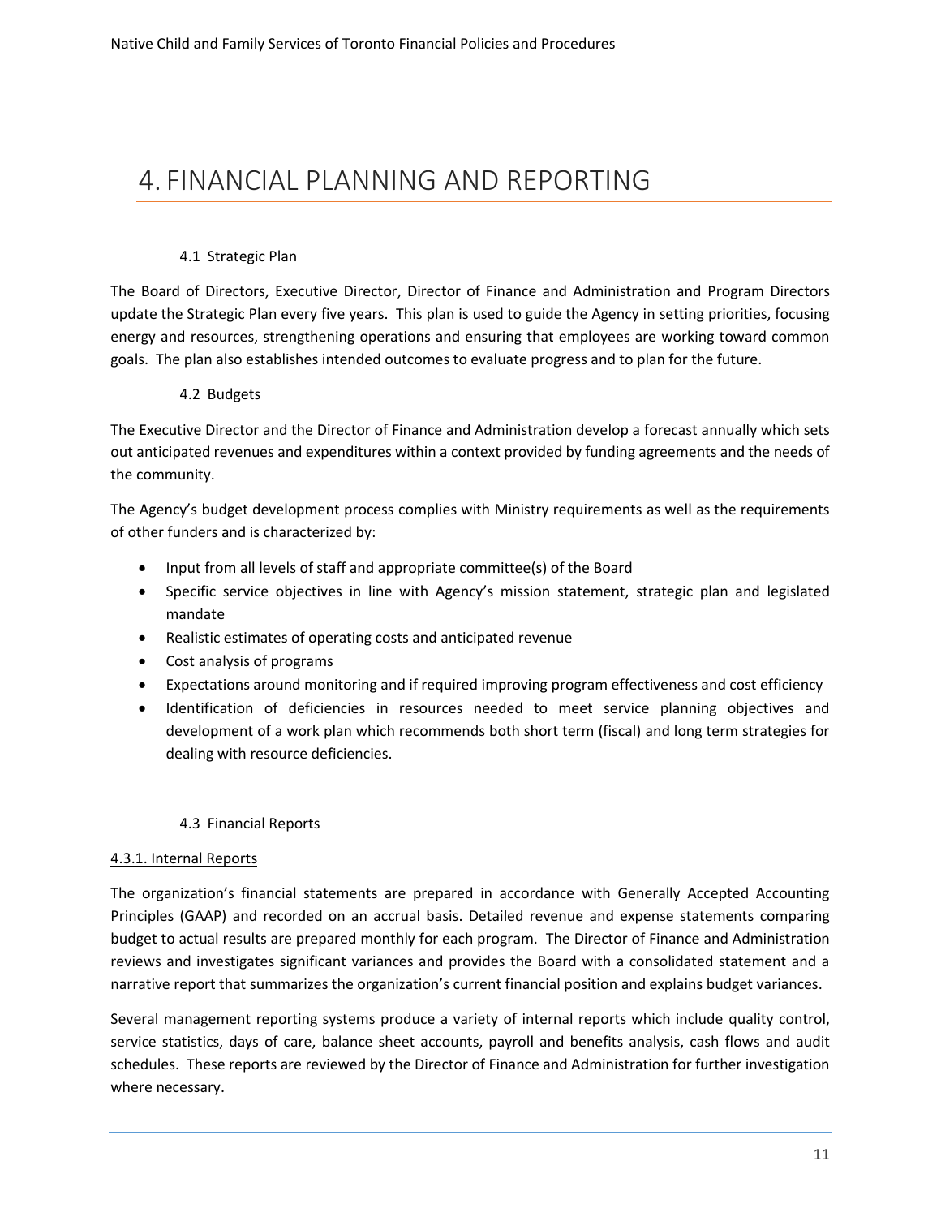# 4. FINANCIAL PLANNING AND REPORTING

### 4.1 Strategic Plan

The Board of Directors, Executive Director, Director of Finance and Administration and Program Directors update the Strategic Plan every five years. This plan is used to guide the Agency in setting priorities, focusing energy and resources, strengthening operations and ensuring that employees are working toward common goals. The plan also establishes intended outcomes to evaluate progress and to plan for the future.

### 4.2 Budgets

The Executive Director and the Director of Finance and Administration develop a forecast annually which sets out anticipated revenues and expenditures within a context provided by funding agreements and the needs of the community.

The Agency's budget development process complies with Ministry requirements as well as the requirements of other funders and is characterized by:

- Input from all levels of staff and appropriate committee(s) of the Board
- Specific service objectives in line with Agency's mission statement, strategic plan and legislated mandate
- Realistic estimates of operating costs and anticipated revenue
- Cost analysis of programs
- Expectations around monitoring and if required improving program effectiveness and cost efficiency
- Identification of deficiencies in resources needed to meet service planning objectives and development of a work plan which recommends both short term (fiscal) and long term strategies for dealing with resource deficiencies.

### 4.3 Financial Reports

#### 4.3.1. Internal Reports

The organization's financial statements are prepared in accordance with Generally Accepted Accounting Principles (GAAP) and recorded on an accrual basis. Detailed revenue and expense statements comparing budget to actual results are prepared monthly for each program. The Director of Finance and Administration reviews and investigates significant variances and provides the Board with a consolidated statement and a narrative report that summarizes the organization's current financial position and explains budget variances.

Several management reporting systems produce a variety of internal reports which include quality control, service statistics, days of care, balance sheet accounts, payroll and benefits analysis, cash flows and audit schedules. These reports are reviewed by the Director of Finance and Administration for further investigation where necessary.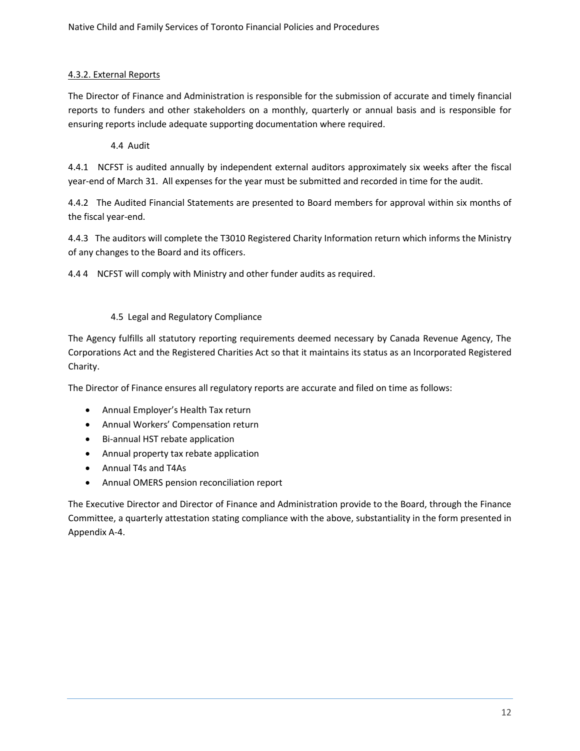#### 4.3.2. External Reports

The Director of Finance and Administration is responsible for the submission of accurate and timely financial reports to funders and other stakeholders on a monthly, quarterly or annual basis and is responsible for ensuring reports include adequate supporting documentation where required.

### 4.4 Audit

4.4.1 NCFST is audited annually by independent external auditors approximately six weeks after the fiscal year-end of March 31. All expenses for the year must be submitted and recorded in time for the audit.

4.4.2 The Audited Financial Statements are presented to Board members for approval within six months of the fiscal year-end.

4.4.3 The auditors will complete the T3010 Registered Charity Information return which informs the Ministry of any changes to the Board and its officers.

4.4 4 NCFST will comply with Ministry and other funder audits as required.

### 4.5 Legal and Regulatory Compliance

The Agency fulfills all statutory reporting requirements deemed necessary by Canada Revenue Agency, The Corporations Act and the Registered Charities Act so that it maintains its status as an Incorporated Registered Charity.

The Director of Finance ensures all regulatory reports are accurate and filed on time as follows:

- Annual Employer's Health Tax return
- Annual Workers' Compensation return
- Bi-annual HST rebate application
- Annual property tax rebate application
- Annual T4s and T4As
- Annual OMERS pension reconciliation report

The Executive Director and Director of Finance and Administration provide to the Board, through the Finance Committee, a quarterly attestation stating compliance with the above, substantiality in the form presented in Appendix A-4.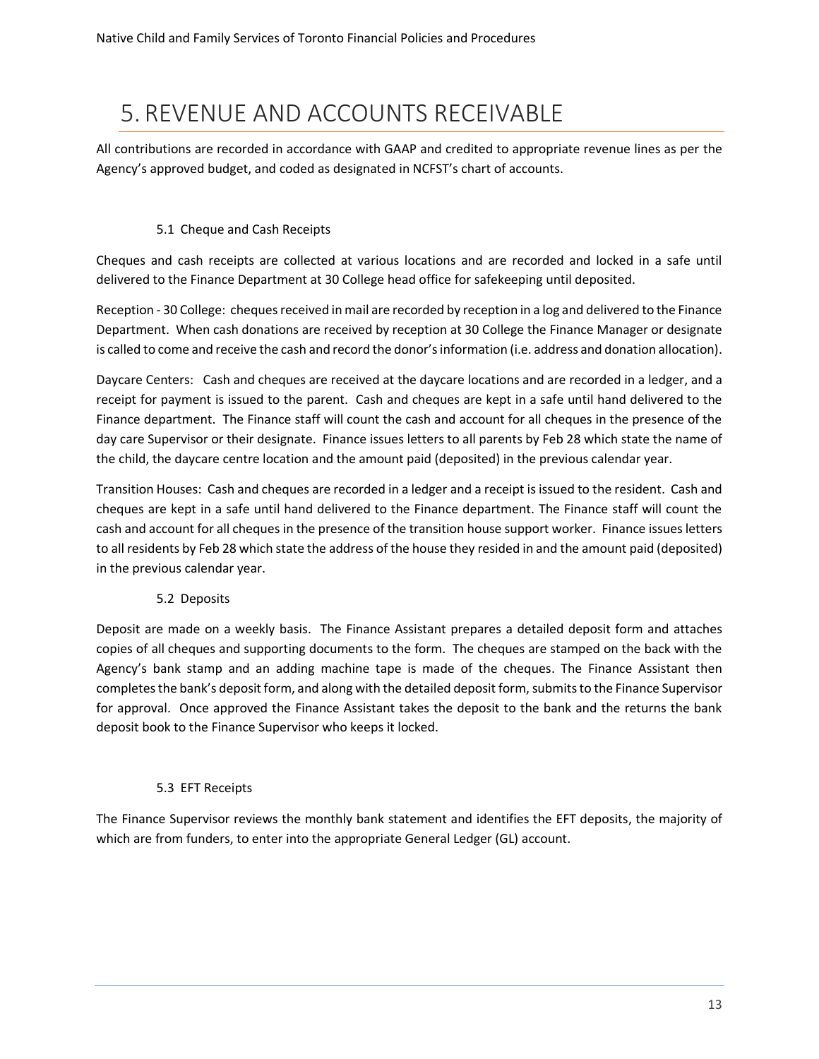# 5. REVENUE AND ACCOUNTS RECEIVABLE

All contributions are recorded in accordance with GAAP and credited to appropriate revenue lines as per the Agency's approved budget, and coded as designated in NCFST's chart of accounts.

## 5.1 Cheque and Cash Receipts

Cheques and cash receipts are collected at various locations and are recorded and locked in a safe until delivered to the Finance Department at 30 College head office for safekeeping until deposited.

Reception - 30 College: cheques received in mail are recorded by reception in a log and delivered to the Finance Department. When cash donations are received by reception at 30 College the Finance Manager or designate is called to come and receive the cash and record the donor's information (i.e. address and donation allocation).

Daycare Centers: Cash and cheques are received at the daycare locations and are recorded in a ledger, and a receipt for payment is issued to the parent. Cash and cheques are kept in a safe until hand delivered to the Finance department. The Finance staff will count the cash and account for all cheques in the presence of the day care Supervisor or their designate. Finance issues letters to all parents by Feb 28 which state the name of the child, the daycare centre location and the amount paid (deposited) in the previous calendar year.

Transition Houses: Cash and cheques are recorded in a ledger and a receipt is issued to the resident. Cash and cheques are kept in a safe until hand delivered to the Finance department. The Finance staff will count the cash and account for all cheques in the presence of the transition house support worker. Finance issues letters to all residents by Feb 28 which state the address of the house they resided in and the amount paid (deposited) in the previous calendar year.

## 5.2 Deposits

Deposit are made on a weekly basis. The Finance Assistant prepares a detailed deposit form and attaches copies of all cheques and supporting documents to the form. The cheques are stamped on the back with the Agency's bank stamp and an adding machine tape is made of the cheques. The Finance Assistant then completes the bank's deposit form, and along with the detailed deposit form, submits to the Finance Supervisor for approval. Once approved the Finance Assistant takes the deposit to the bank and the returns the bank deposit book to the Finance Supervisor who keeps it locked.

## 5.3 EFT Receipts

The Finance Supervisor reviews the monthly bank statement and identifies the EFT deposits, the majority of which are from funders, to enter into the appropriate General Ledger (GL) account.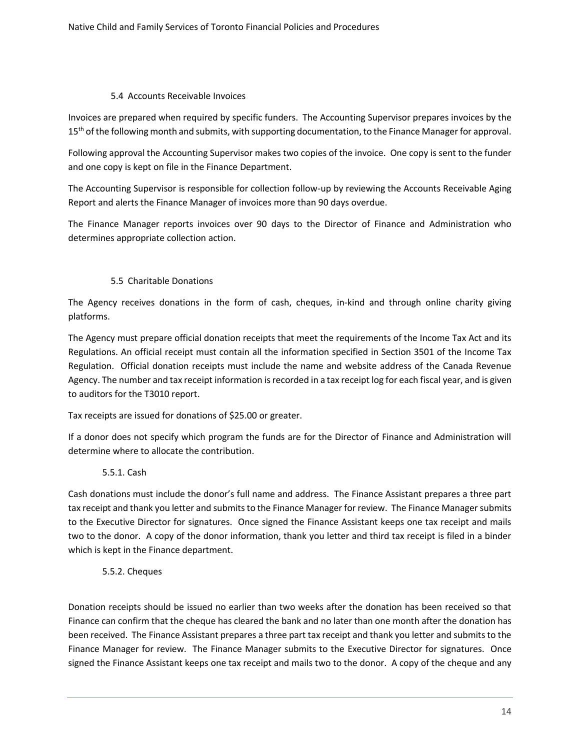### 5.4 Accounts Receivable Invoices

Invoices are prepared when required by specific funders. The Accounting Supervisor prepares invoices by the 15th of the following month and submits, with supporting documentation, to the Finance Manager for approval.

Following approval the Accounting Supervisor makes two copies of the invoice. One copy is sent to the funder and one copy is kept on file in the Finance Department.

The Accounting Supervisor is responsible for collection follow-up by reviewing the Accounts Receivable Aging Report and alerts the Finance Manager of invoices more than 90 days overdue.

The Finance Manager reports invoices over 90 days to the Director of Finance and Administration who determines appropriate collection action.

### 5.5 Charitable Donations

The Agency receives donations in the form of cash, cheques, in-kind and through online charity giving platforms.

The Agency must prepare official donation receipts that meet the requirements of the Income Tax Act and its Regulations. An official receipt must contain all the information specified in Section 3501 of the Income Tax Regulation. Official donation receipts must include the name and website address of the Canada Revenue Agency. The number and tax receipt information is recorded in a tax receipt log for each fiscal year, and is given to auditors for the T3010 report.

Tax receipts are issued for donations of $25.00 or greater.

If a donor does not specify which program the funds are for the Director of Finance and Administration will determine where to allocate the contribution.

#### 5.5.1. Cash

Cash donations must include the donor's full name and address. The Finance Assistant prepares a three part tax receipt and thank you letter and submits to the Finance Manager for review. The Finance Manager submits to the Executive Director for signatures. Once signed the Finance Assistant keeps one tax receipt and mails two to the donor. A copy of the donor information, thank you letter and third tax receipt is filed in a binder which is kept in the Finance department.

#### 5.5.2. Cheques

Donation receipts should be issued no earlier than two weeks after the donation has been received so that Finance can confirm that the cheque has cleared the bank and no later than one month after the donation has been received. The Finance Assistant prepares a three part tax receipt and thank you letter and submits to the Finance Manager for review. The Finance Manager submits to the Executive Director for signatures. Once signed the Finance Assistant keeps one tax receipt and mails two to the donor. A copy of the cheque and any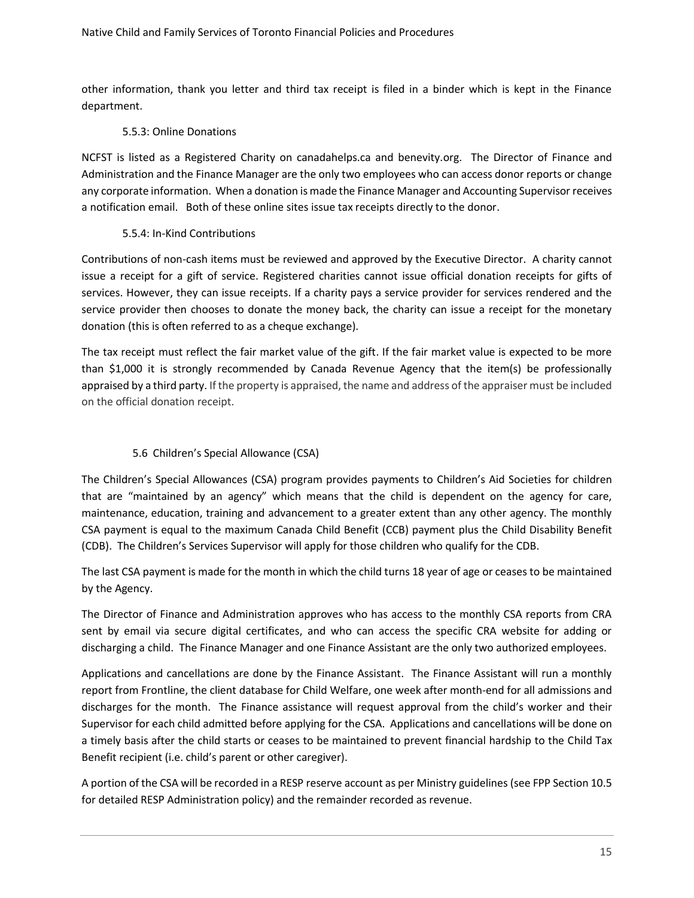other information, thank you letter and third tax receipt is filed in a binder which is kept in the Finance department.

#### 5.5.3: Online Donations

NCFST is listed as a Registered Charity on canadahelps.ca and benevity.org. The Director of Finance and Administration and the Finance Manager are the only two employees who can access donor reports or change any corporate information. When a donation is made the Finance Manager and Accounting Supervisor receives a notification email. Both of these online sites issue tax receipts directly to the donor.

#### 5.5.4: In-Kind Contributions

Contributions of non-cash items must be reviewed and approved by the Executive Director. A charity cannot issue a receipt for a gift of service. Registered charities cannot issue official donation receipts for gifts of services. However, they can issue receipts. If a charity pays a service provider for services rendered and the service provider then chooses to donate the money back, the charity can issue a receipt for the monetary donation (this is often referred to as a cheque exchange).

The tax receipt must reflect the fair market value of the gift. If the fair market value is expected to be more than $1,000 it is strongly recommended by Canada Revenue Agency that the item(s) be professionally appraised by a third party. If the property is appraised, the name and address of the appraiser must be included on the official donation receipt.

### 5.6 Children's Special Allowance (CSA)

The Children's Special Allowances (CSA) program provides payments to Children's Aid Societies for children that are "maintained by an agency" which means that the child is dependent on the agency for care, maintenance, education, training and advancement to a greater extent than any other agency. The monthly CSA payment is equal to the maximum Canada Child Benefit (CCB) payment plus the Child Disability Benefit (CDB). The Children's Services Supervisor will apply for those children who qualify for the CDB.

The last CSA payment is made for the month in which the child turns 18 year of age or ceases to be maintained by the Agency.

The Director of Finance and Administration approves who has access to the monthly CSA reports from CRA sent by email via secure digital certificates, and who can access the specific CRA website for adding or discharging a child. The Finance Manager and one Finance Assistant are the only two authorized employees.

Applications and cancellations are done by the Finance Assistant. The Finance Assistant will run a monthly report from Frontline, the client database for Child Welfare, one week after month-end for all admissions and discharges for the month. The Finance assistance will request approval from the child's worker and their Supervisor for each child admitted before applying for the CSA. Applications and cancellations will be done on a timely basis after the child starts or ceases to be maintained to prevent financial hardship to the Child Tax Benefit recipient (i.e. child's parent or other caregiver).

A portion of the CSA will be recorded in a RESP reserve account as per Ministry guidelines (see FPP Section 10.5 for detailed RESP Administration policy) and the remainder recorded as revenue.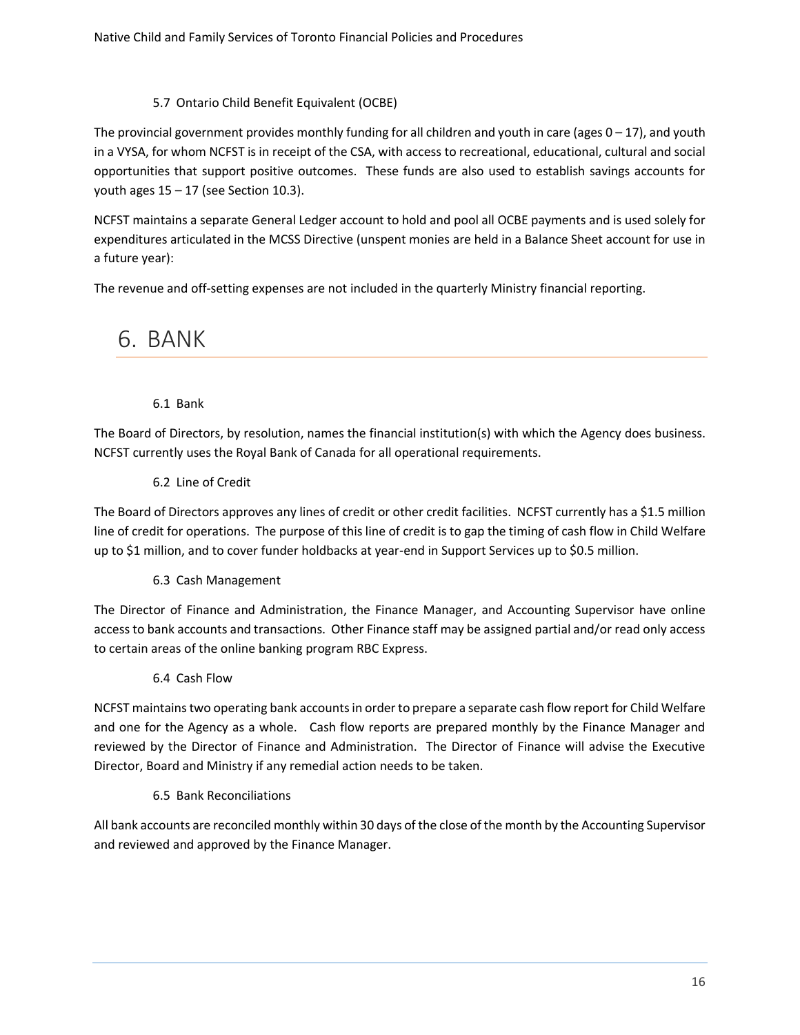### 5.7 Ontario Child Benefit Equivalent (OCBE)

The provincial government provides monthly funding for all children and youth in care (ages 0 – 17), and youth in a VYSA, for whom NCFST is in receipt of the CSA, with access to recreational, educational, cultural and social opportunities that support positive outcomes. These funds are also used to establish savings accounts for youth ages 15 – 17 (see Section 10.3).

NCFST maintains a separate General Ledger account to hold and pool all OCBE payments and is used solely for expenditures articulated in the MCSS Directive (unspent monies are held in a Balance Sheet account for use in a future year):

The revenue and off-setting expenses are not included in the quarterly Ministry financial reporting.

# 6. BANK

### 6.1 Bank

The Board of Directors, by resolution, names the financial institution(s) with which the Agency does business. NCFST currently uses the Royal Bank of Canada for all operational requirements.

### 6.2 Line of Credit

The Board of Directors approves any lines of credit or other credit facilities. NCFST currently has a $1.5 million line of credit for operations. The purpose of this line of credit is to gap the timing of cash flow in Child Welfare up to $1 million, and to cover funder holdbacks at year-end in Support Services up to $0.5 million.

### 6.3 Cash Management

The Director of Finance and Administration, the Finance Manager, and Accounting Supervisor have online access to bank accounts and transactions. Other Finance staff may be assigned partial and/or read only access to certain areas of the online banking program RBC Express.

### 6.4 Cash Flow

NCFST maintains two operating bank accounts in order to prepare a separate cash flow report for Child Welfare and one for the Agency as a whole. Cash flow reports are prepared monthly by the Finance Manager and reviewed by the Director of Finance and Administration. The Director of Finance will advise the Executive Director, Board and Ministry if any remedial action needs to be taken.

### 6.5 Bank Reconciliations

All bank accounts are reconciled monthly within 30 days of the close of the month by the Accounting Supervisor and reviewed and approved by the Finance Manager.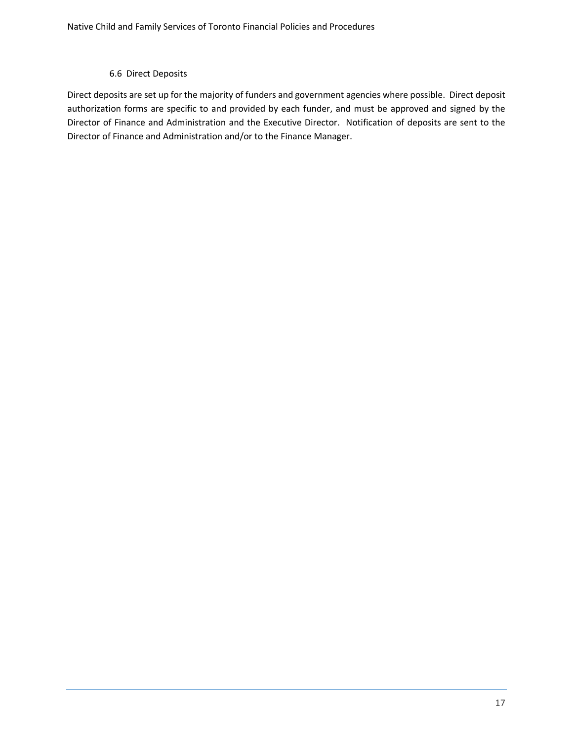### 6.6 Direct Deposits

Direct deposits are set up for the majority of funders and government agencies where possible. Direct deposit authorization forms are specific to and provided by each funder, and must be approved and signed by the Director of Finance and Administration and the Executive Director. Notification of deposits are sent to the Director of Finance and Administration and/or to the Finance Manager.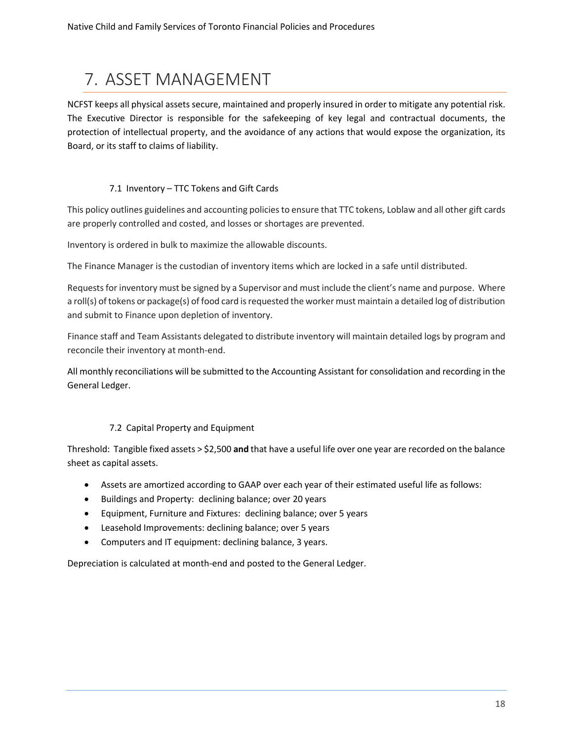# 7. ASSET MANAGEMENT

NCFST keeps all physical assets secure, maintained and properly insured in order to mitigate any potential risk. The Executive Director is responsible for the safekeeping of key legal and contractual documents, the protection of intellectual property, and the avoidance of any actions that would expose the organization, its Board, or its staff to claims of liability.

## 7.1 Inventory – TTC Tokens and Gift Cards

This policy outlines guidelines and accounting policies to ensure that TTC tokens, Loblaw and all other gift cards are properly controlled and costed, and losses or shortages are prevented.

Inventory is ordered in bulk to maximize the allowable discounts.

The Finance Manager is the custodian of inventory items which are locked in a safe until distributed.

Requests for inventory must be signed by a Supervisor and must include the client's name and purpose. Where a roll(s) of tokens or package(s) of food card is requested the worker must maintain a detailed log of distribution and submit to Finance upon depletion of inventory.

Finance staff and Team Assistants delegated to distribute inventory will maintain detailed logs by program and reconcile their inventory at month-end.

All monthly reconciliations will be submitted to the Accounting Assistant for consolidation and recording in the General Ledger.

## 7.2 Capital Property and Equipment

Threshold: Tangible fixed assets > $2,500 **and** that have a useful life over one year are recorded on the balance sheet as capital assets.

- Assets are amortized according to GAAP over each year of their estimated useful life as follows:
- Buildings and Property: declining balance; over 20 years
- Equipment, Furniture and Fixtures: declining balance; over 5 years
- Leasehold Improvements: declining balance; over 5 years
- Computers and IT equipment: declining balance, 3 years.

Depreciation is calculated at month-end and posted to the General Ledger.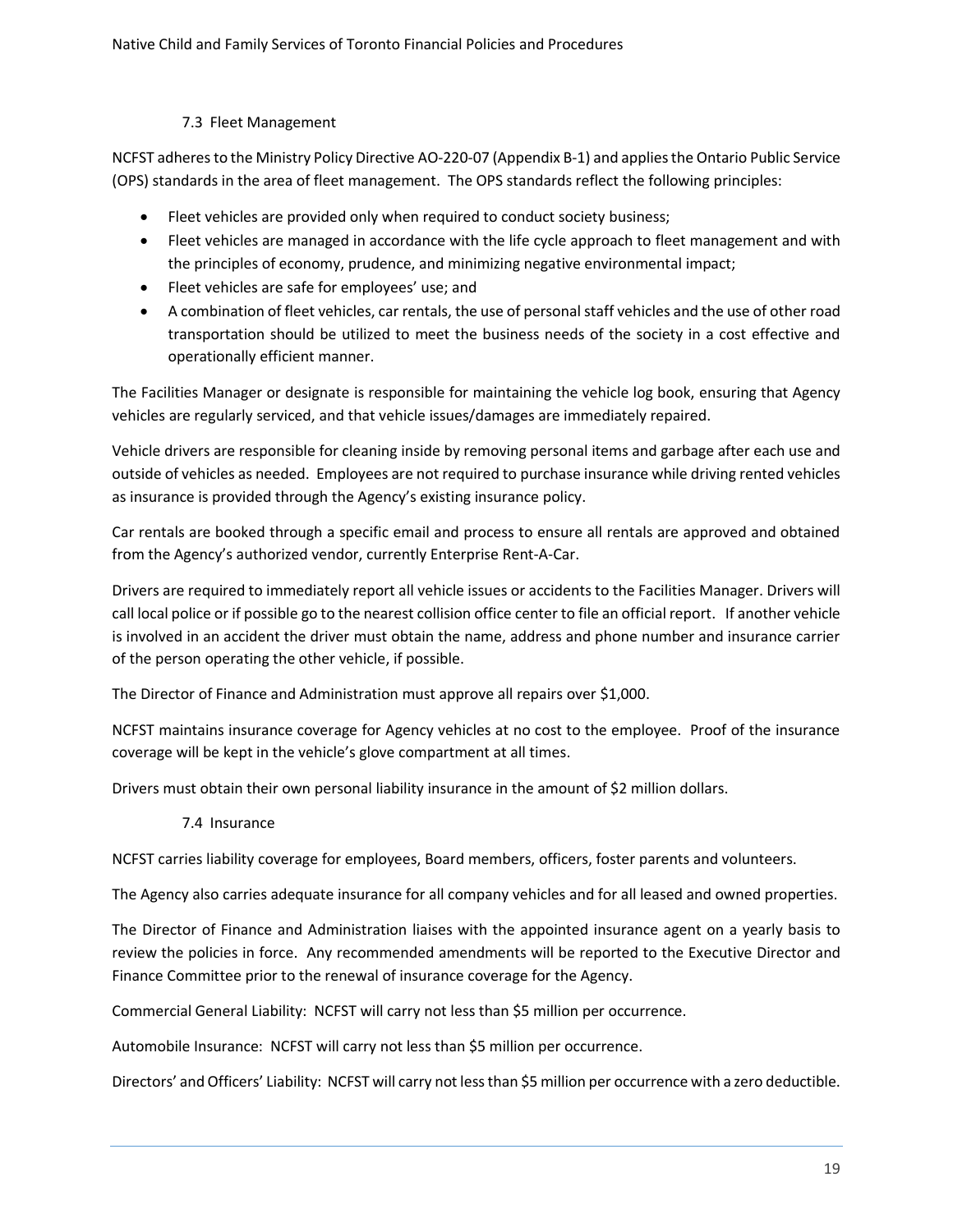### 7.3 Fleet Management

NCFST adheres to the Ministry Policy Directive AO-220-07 (Appendix B-1) and applies the Ontario Public Service (OPS) standards in the area of fleet management. The OPS standards reflect the following principles:

- Fleet vehicles are provided only when required to conduct society business;
- Fleet vehicles are managed in accordance with the life cycle approach to fleet management and with the principles of economy, prudence, and minimizing negative environmental impact;
- Fleet vehicles are safe for employees' use; and
- A combination of fleet vehicles, car rentals, the use of personal staff vehicles and the use of other road transportation should be utilized to meet the business needs of the society in a cost effective and operationally efficient manner.

The Facilities Manager or designate is responsible for maintaining the vehicle log book, ensuring that Agency vehicles are regularly serviced, and that vehicle issues/damages are immediately repaired.

Vehicle drivers are responsible for cleaning inside by removing personal items and garbage after each use and outside of vehicles as needed. Employees are not required to purchase insurance while driving rented vehicles as insurance is provided through the Agency's existing insurance policy.

Car rentals are booked through a specific email and process to ensure all rentals are approved and obtained from the Agency's authorized vendor, currently Enterprise Rent-A-Car.

Drivers are required to immediately report all vehicle issues or accidents to the Facilities Manager. Drivers will call local police or if possible go to the nearest collision office center to file an official report. If another vehicle is involved in an accident the driver must obtain the name, address and phone number and insurance carrier of the person operating the other vehicle, if possible.

The Director of Finance and Administration must approve all repairs over $1,000.

NCFST maintains insurance coverage for Agency vehicles at no cost to the employee. Proof of the insurance coverage will be kept in the vehicle's glove compartment at all times.

Drivers must obtain their own personal liability insurance in the amount of $2 million dollars.

### 7.4 Insurance

NCFST carries liability coverage for employees, Board members, officers, foster parents and volunteers.

The Agency also carries adequate insurance for all company vehicles and for all leased and owned properties.

The Director of Finance and Administration liaises with the appointed insurance agent on a yearly basis to review the policies in force. Any recommended amendments will be reported to the Executive Director and Finance Committee prior to the renewal of insurance coverage for the Agency.

Commercial General Liability: NCFST will carry not less than $5 million per occurrence.

Automobile Insurance: NCFST will carry not less than $5 million per occurrence.

Directors' and Officers' Liability: NCFST will carry not less than $5 million per occurrence with a zero deductible.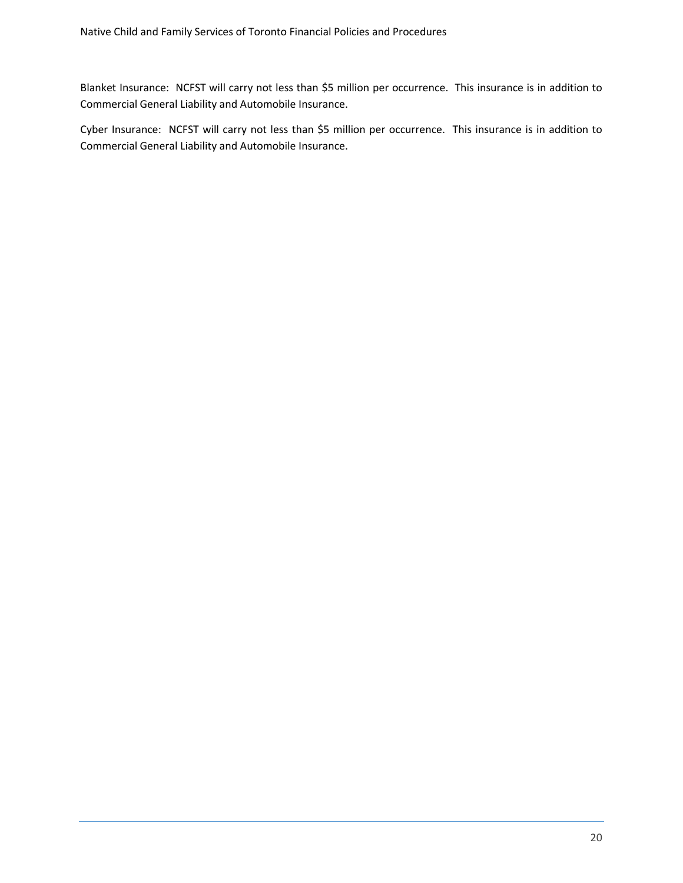Blanket Insurance: NCFST will carry not less than $5 million per occurrence. This insurance is in addition to Commercial General Liability and Automobile Insurance.

Cyber Insurance: NCFST will carry not less than $5 million per occurrence. This insurance is in addition to Commercial General Liability and Automobile Insurance.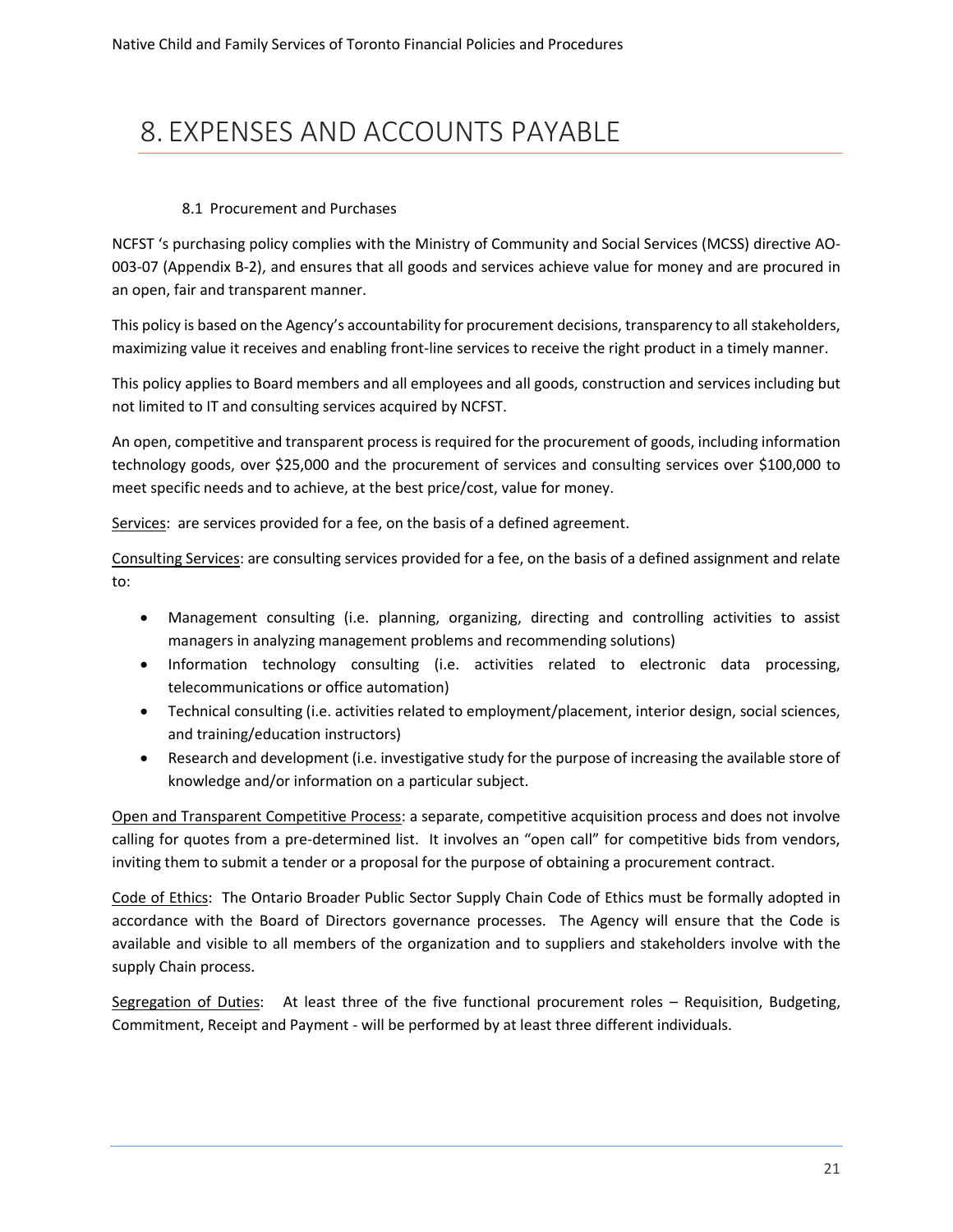# 8. EXPENSES AND ACCOUNTS PAYABLE

### 8.1 Procurement and Purchases

NCFST 's purchasing policy complies with the Ministry of Community and Social Services (MCSS) directive AO-003-07 (Appendix B-2), and ensures that all goods and services achieve value for money and are procured in an open, fair and transparent manner.

This policy is based on the Agency's accountability for procurement decisions, transparency to all stakeholders, maximizing value it receives and enabling front-line services to receive the right product in a timely manner.

This policy applies to Board members and all employees and all goods, construction and services including but not limited to IT and consulting services acquired by NCFST.

An open, competitive and transparent process is required for the procurement of goods, including information technology goods, over $25,000 and the procurement of services and consulting services over $100,000 to meet specific needs and to achieve, at the best price/cost, value for money.

<u>Services</u>: are services provided for a fee, on the basis of a defined agreement.

<u>Consulting Services</u>: are consulting services provided for a fee, on the basis of a defined assignment and relate to:

- Management consulting (i.e. planning, organizing, directing and controlling activities to assist managers in analyzing management problems and recommending solutions)
- Information technology consulting (i.e. activities related to electronic data processing, telecommunications or office automation)
- Technical consulting (i.e. activities related to employment/placement, interior design, social sciences, and training/education instructors)
- Research and development (i.e. investigative study for the purpose of increasing the available store of knowledge and/or information on a particular subject.

<u>Open and Transparent Competitive Process</u>: a separate, competitive acquisition process and does not involve calling for quotes from a pre-determined list. It involves an "open call" for competitive bids from vendors, inviting them to submit a tender or a proposal for the purpose of obtaining a procurement contract.

<u>Code of Ethics</u>: The Ontario Broader Public Sector Supply Chain Code of Ethics must be formally adopted in accordance with the Board of Directors governance processes. The Agency will ensure that the Code is available and visible to all members of the organization and to suppliers and stakeholders involve with the supply Chain process.

<u>Segregation of Duties</u>: At least three of the five functional procurement roles – Requisition, Budgeting, Commitment, Receipt and Payment - will be performed by at least three different individuals.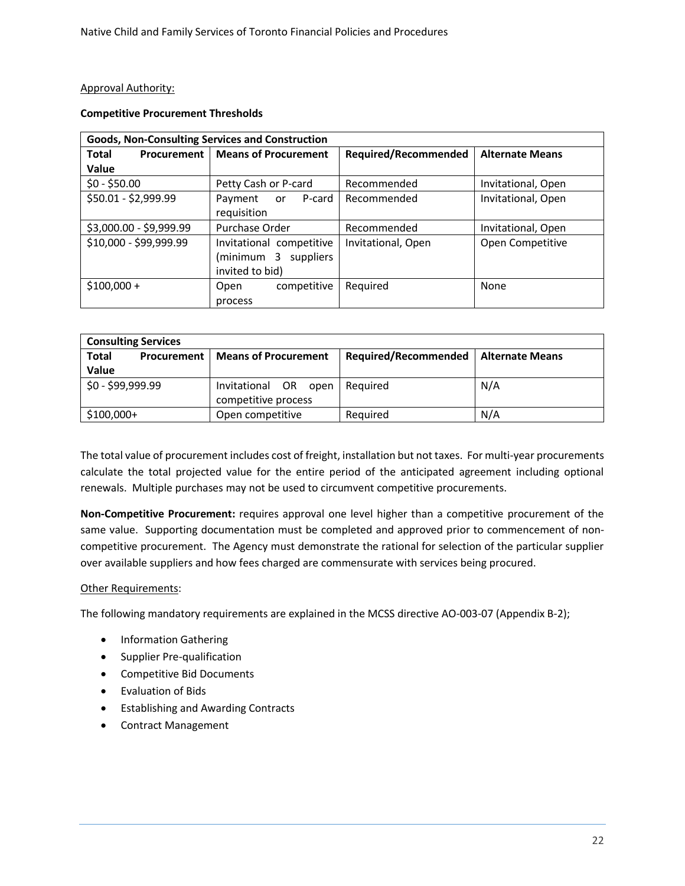Approval Authority:

**Competitive Procurement Thresholds**

| Goods, Non-Consulting Services and Construction | | | |
|---|---|---|---|
| **Total Procurement Value** | **Means of Procurement** | **Required/Recommended** | **Alternate Means** |
| $0 - $50.00 | Petty Cash or P-card | Recommended | Invitational, Open |
| $50.01 - $2,999.99 | Payment or P-card requisition | Recommended | Invitational, Open |
| $3,000.00 - $9,999.99 | Purchase Order | Recommended | Invitational, Open |
| $10,000 - $99,999.99 | Invitational competitive (minimum 3 suppliers invited to bid) | Invitational, Open | Open Competitive |
| $100,000 + | Open competitive process | Required | None |

| Consulting Services | | | |
|---|---|---|---|
| **Total Procurement Value** | **Means of Procurement** | **Required/Recommended** | **Alternate Means** |
| $0 - $99,999.99 | Invitational OR open competitive process | Required | N/A |
| $100,000+ | Open competitive | Required | N/A |

The total value of procurement includes cost of freight, installation but not taxes. For multi-year procurements calculate the total projected value for the entire period of the anticipated agreement including optional renewals. Multiple purchases may not be used to circumvent competitive procurements.

**Non-Competitive Procurement:** requires approval one level higher than a competitive procurement of the same value. Supporting documentation must be completed and approved prior to commencement of non-competitive procurement. The Agency must demonstrate the rational for selection of the particular supplier over available suppliers and how fees charged are commensurate with services being procured.

Other Requirements:

The following mandatory requirements are explained in the MCSS directive AO-003-07 (Appendix B-2);

- Information Gathering
- Supplier Pre-qualification
- Competitive Bid Documents
- Evaluation of Bids
- Establishing and Awarding Contracts
- Contract Management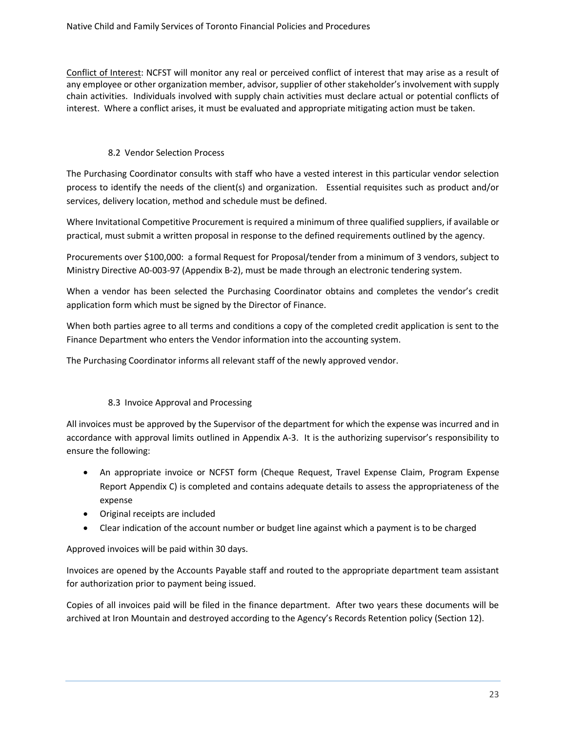Conflict of Interest: NCFST will monitor any real or perceived conflict of interest that may arise as a result of any employee or other organization member, advisor, supplier of other stakeholder's involvement with supply chain activities. Individuals involved with supply chain activities must declare actual or potential conflicts of interest. Where a conflict arises, it must be evaluated and appropriate mitigating action must be taken.

### 8.2 Vendor Selection Process

The Purchasing Coordinator consults with staff who have a vested interest in this particular vendor selection process to identify the needs of the client(s) and organization. Essential requisites such as product and/or services, delivery location, method and schedule must be defined.

Where Invitational Competitive Procurement is required a minimum of three qualified suppliers, if available or practical, must submit a written proposal in response to the defined requirements outlined by the agency.

Procurements over $100,000: a formal Request for Proposal/tender from a minimum of 3 vendors, subject to Ministry Directive A0-003-97 (Appendix B-2), must be made through an electronic tendering system.

When a vendor has been selected the Purchasing Coordinator obtains and completes the vendor's credit application form which must be signed by the Director of Finance.

When both parties agree to all terms and conditions a copy of the completed credit application is sent to the Finance Department who enters the Vendor information into the accounting system.

The Purchasing Coordinator informs all relevant staff of the newly approved vendor.

### 8.3 Invoice Approval and Processing

All invoices must be approved by the Supervisor of the department for which the expense was incurred and in accordance with approval limits outlined in Appendix A-3. It is the authorizing supervisor's responsibility to ensure the following:

- An appropriate invoice or NCFST form (Cheque Request, Travel Expense Claim, Program Expense Report Appendix C) is completed and contains adequate details to assess the appropriateness of the expense
- Original receipts are included
- Clear indication of the account number or budget line against which a payment is to be charged

Approved invoices will be paid within 30 days.

Invoices are opened by the Accounts Payable staff and routed to the appropriate department team assistant for authorization prior to payment being issued.

Copies of all invoices paid will be filed in the finance department. After two years these documents will be archived at Iron Mountain and destroyed according to the Agency's Records Retention policy (Section 12).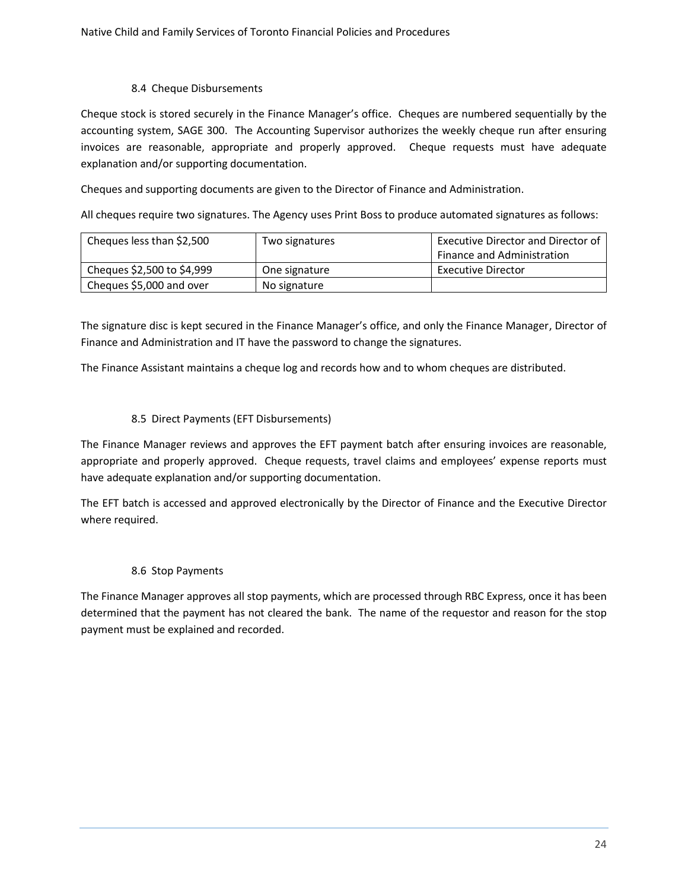### 8.4 Cheque Disbursements

Cheque stock is stored securely in the Finance Manager's office. Cheques are numbered sequentially by the accounting system, SAGE 300. The Accounting Supervisor authorizes the weekly cheque run after ensuring invoices are reasonable, appropriate and properly approved. Cheque requests must have adequate explanation and/or supporting documentation.

Cheques and supporting documents are given to the Director of Finance and Administration.

All cheques require two signatures. The Agency uses Print Boss to produce automated signatures as follows:

| Cheques less than $2,500 | Two signatures | Executive Director and Director of Finance and Administration |
|---|---|---|
| Cheques $2,500 to $4,999 | One signature | Executive Director |
| Cheques $5,000 and over | No signature | |

The signature disc is kept secured in the Finance Manager's office, and only the Finance Manager, Director of Finance and Administration and IT have the password to change the signatures.

The Finance Assistant maintains a cheque log and records how and to whom cheques are distributed.

### 8.5 Direct Payments (EFT Disbursements)

The Finance Manager reviews and approves the EFT payment batch after ensuring invoices are reasonable, appropriate and properly approved. Cheque requests, travel claims and employees' expense reports must have adequate explanation and/or supporting documentation.

The EFT batch is accessed and approved electronically by the Director of Finance and the Executive Director where required.

### 8.6 Stop Payments

The Finance Manager approves all stop payments, which are processed through RBC Express, once it has been determined that the payment has not cleared the bank. The name of the requestor and reason for the stop payment must be explained and recorded.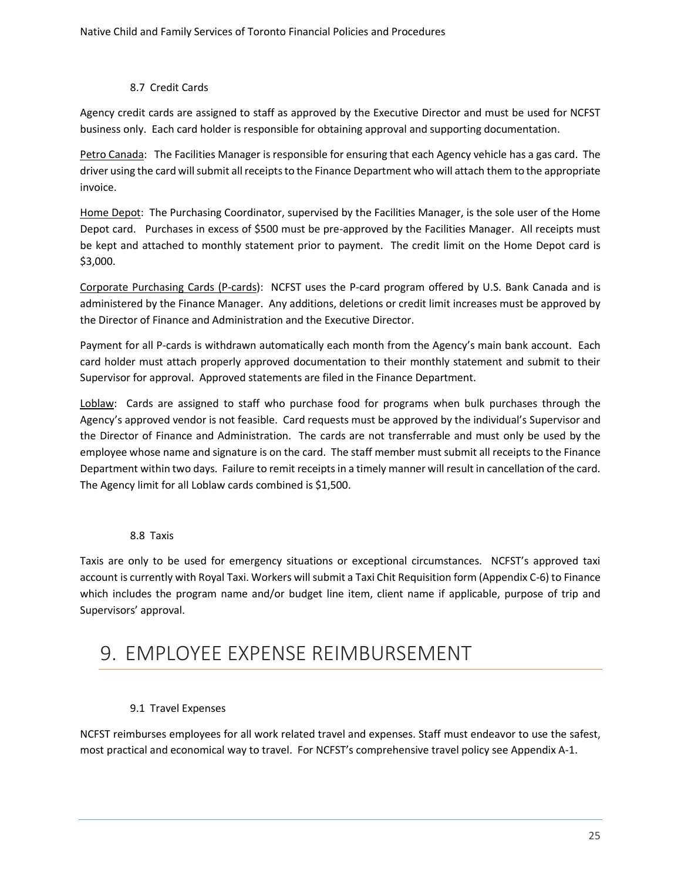### 8.7 Credit Cards

Agency credit cards are assigned to staff as approved by the Executive Director and must be used for NCFST business only. Each card holder is responsible for obtaining approval and supporting documentation.

Petro Canada: The Facilities Manager is responsible for ensuring that each Agency vehicle has a gas card. The driver using the card will submit all receipts to the Finance Department who will attach them to the appropriate invoice.

Home Depot: The Purchasing Coordinator, supervised by the Facilities Manager, is the sole user of the Home Depot card. Purchases in excess of $500 must be pre-approved by the Facilities Manager. All receipts must be kept and attached to monthly statement prior to payment. The credit limit on the Home Depot card is $3,000.

Corporate Purchasing Cards (P-cards): NCFST uses the P-card program offered by U.S. Bank Canada and is administered by the Finance Manager. Any additions, deletions or credit limit increases must be approved by the Director of Finance and Administration and the Executive Director.

Payment for all P-cards is withdrawn automatically each month from the Agency's main bank account. Each card holder must attach properly approved documentation to their monthly statement and submit to their Supervisor for approval. Approved statements are filed in the Finance Department.

Loblaw: Cards are assigned to staff who purchase food for programs when bulk purchases through the Agency's approved vendor is not feasible. Card requests must be approved by the individual's Supervisor and the Director of Finance and Administration. The cards are not transferrable and must only be used by the employee whose name and signature is on the card. The staff member must submit all receipts to the Finance Department within two days. Failure to remit receipts in a timely manner will result in cancellation of the card. The Agency limit for all Loblaw cards combined is $1,500.

### 8.8 Taxis

Taxis are only to be used for emergency situations or exceptional circumstances. NCFST's approved taxi account is currently with Royal Taxi. Workers will submit a Taxi Chit Requisition form (Appendix C-6) to Finance which includes the program name and/or budget line item, client name if applicable, purpose of trip and Supervisors' approval.

# 9. EMPLOYEE EXPENSE REIMBURSEMENT

### 9.1 Travel Expenses

NCFST reimburses employees for all work related travel and expenses. Staff must endeavor to use the safest, most practical and economical way to travel. For NCFST's comprehensive travel policy see Appendix A-1.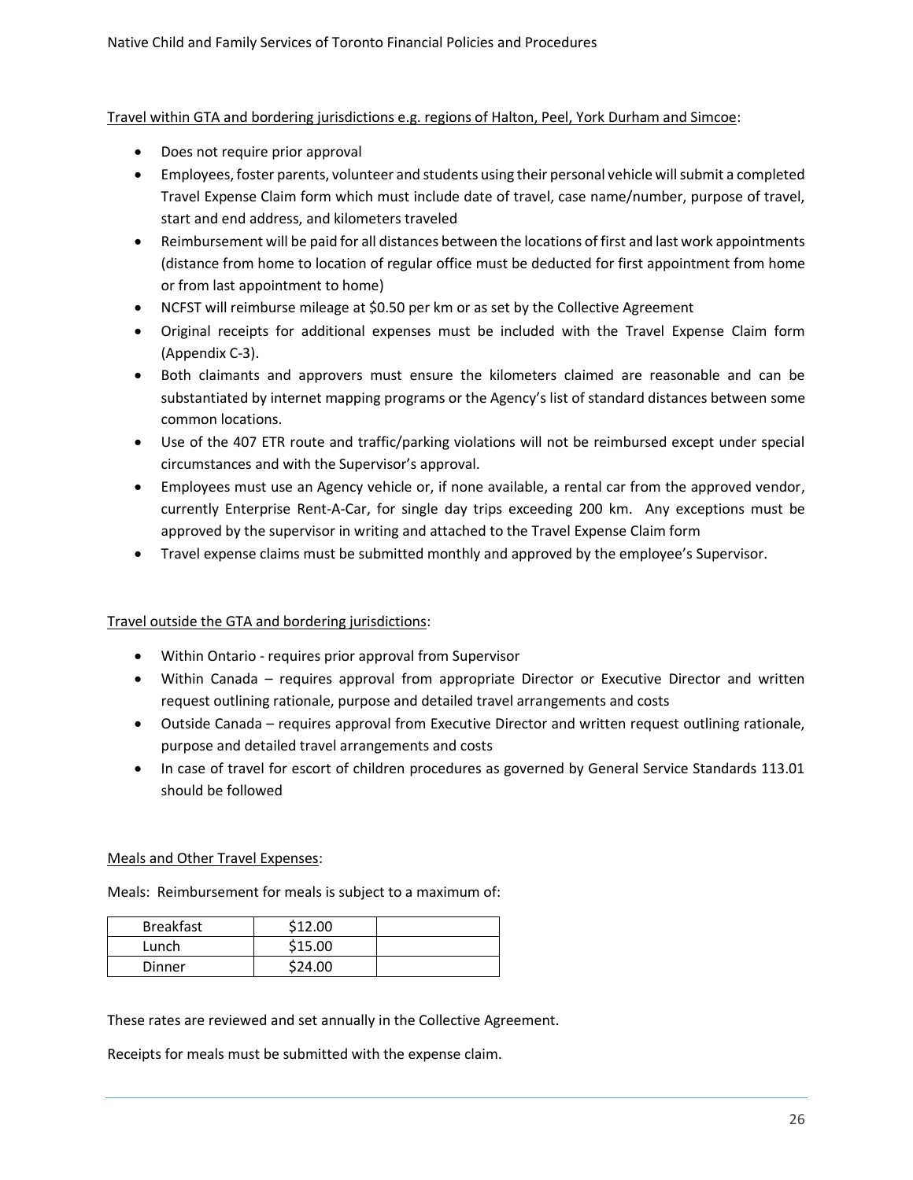Travel within GTA and bordering jurisdictions e.g. regions of Halton, Peel, York Durham and Simcoe:

- Does not require prior approval
- Employees, foster parents, volunteer and students using their personal vehicle will submit a completed Travel Expense Claim form which must include date of travel, case name/number, purpose of travel, start and end address, and kilometers traveled
- Reimbursement will be paid for all distances between the locations of first and last work appointments (distance from home to location of regular office must be deducted for first appointment from home or from last appointment to home)
- NCFST will reimburse mileage at $0.50 per km or as set by the Collective Agreement
- Original receipts for additional expenses must be included with the Travel Expense Claim form (Appendix C-3).
- Both claimants and approvers must ensure the kilometers claimed are reasonable and can be substantiated by internet mapping programs or the Agency's list of standard distances between some common locations.
- Use of the 407 ETR route and traffic/parking violations will not be reimbursed except under special circumstances and with the Supervisor's approval.
- Employees must use an Agency vehicle or, if none available, a rental car from the approved vendor, currently Enterprise Rent-A-Car, for single day trips exceeding 200 km. Any exceptions must be approved by the supervisor in writing and attached to the Travel Expense Claim form
- Travel expense claims must be submitted monthly and approved by the employee's Supervisor.

Travel outside the GTA and bordering jurisdictions:

- Within Ontario - requires prior approval from Supervisor
- Within Canada – requires approval from appropriate Director or Executive Director and written request outlining rationale, purpose and detailed travel arrangements and costs
- Outside Canada – requires approval from Executive Director and written request outlining rationale, purpose and detailed travel arrangements and costs
- In case of travel for escort of children procedures as governed by General Service Standards 113.01 should be followed

Meals and Other Travel Expenses:

Meals: Reimbursement for meals is subject to a maximum of:

| | | |
|---|---|---|
| Breakfast | $12.00 | |
| Lunch | $15.00 | |
| Dinner | $24.00 | |

These rates are reviewed and set annually in the Collective Agreement.

Receipts for meals must be submitted with the expense claim.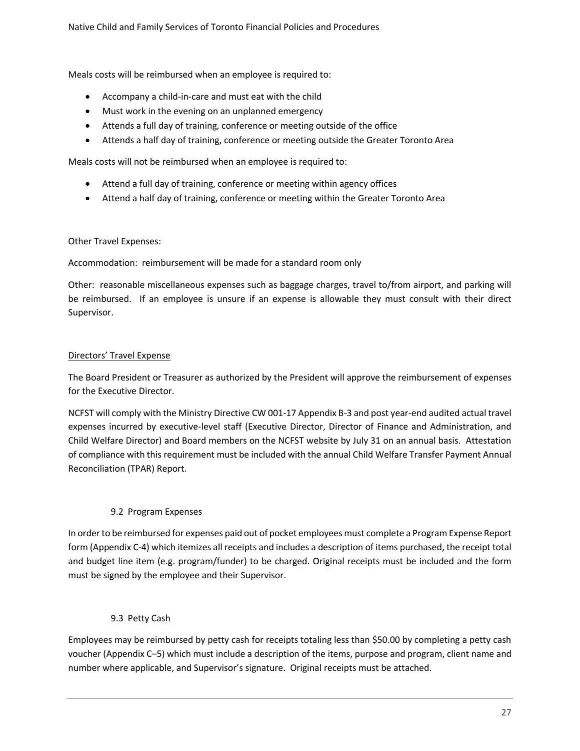Meals costs will be reimbursed when an employee is required to:

- Accompany a child-in-care and must eat with the child
- Must work in the evening on an unplanned emergency
- Attends a full day of training, conference or meeting outside of the office
- Attends a half day of training, conference or meeting outside the Greater Toronto Area

Meals costs will not be reimbursed when an employee is required to:

- Attend a full day of training, conference or meeting within agency offices
- Attend a half day of training, conference or meeting within the Greater Toronto Area

Other Travel Expenses:

Accommodation: reimbursement will be made for a standard room only

Other: reasonable miscellaneous expenses such as baggage charges, travel to/from airport, and parking will be reimbursed. If an employee is unsure if an expense is allowable they must consult with their direct Supervisor.

<u>Directors' Travel Expense</u>

The Board President or Treasurer as authorized by the President will approve the reimbursement of expenses for the Executive Director.

NCFST will comply with the Ministry Directive CW 001-17 Appendix B-3 and post year-end audited actual travel expenses incurred by executive-level staff (Executive Director, Director of Finance and Administration, and Child Welfare Director) and Board members on the NCFST website by July 31 on an annual basis. Attestation of compliance with this requirement must be included with the annual Child Welfare Transfer Payment Annual Reconciliation (TPAR) Report.

### 9.2 Program Expenses

In order to be reimbursed for expenses paid out of pocket employees must complete a Program Expense Report form (Appendix C-4) which itemizes all receipts and includes a description of items purchased, the receipt total and budget line item (e.g. program/funder) to be charged. Original receipts must be included and the form must be signed by the employee and their Supervisor.

### 9.3 Petty Cash

Employees may be reimbursed by petty cash for receipts totaling less than $50.00 by completing a petty cash voucher (Appendix C–5) which must include a description of the items, purpose and program, client name and number where applicable, and Supervisor's signature. Original receipts must be attached.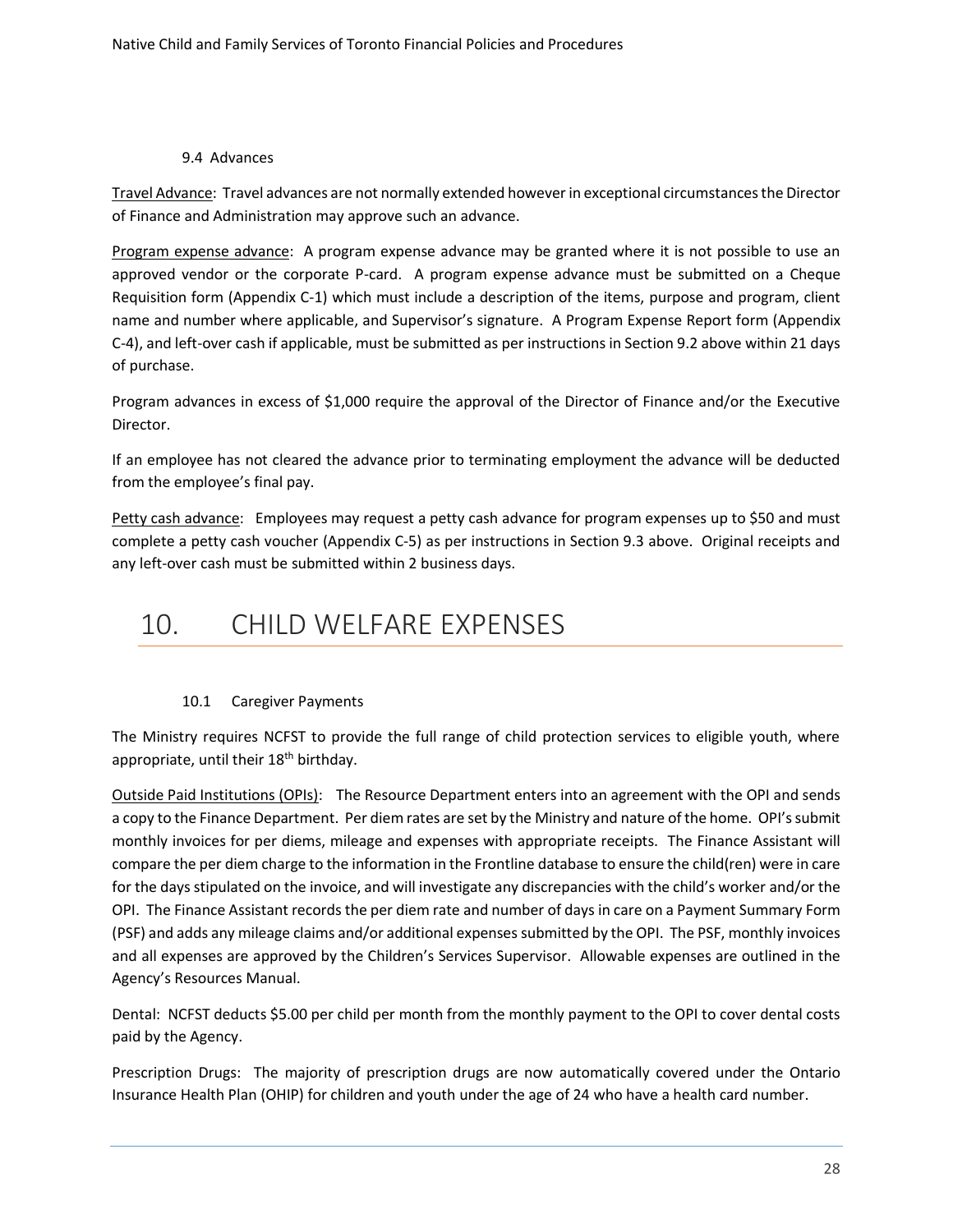### 9.4 Advances

Travel Advance: Travel advances are not normally extended however in exceptional circumstances the Director of Finance and Administration may approve such an advance.

Program expense advance: A program expense advance may be granted where it is not possible to use an approved vendor or the corporate P-card. A program expense advance must be submitted on a Cheque Requisition form (Appendix C-1) which must include a description of the items, purpose and program, client name and number where applicable, and Supervisor's signature. A Program Expense Report form (Appendix C-4), and left-over cash if applicable, must be submitted as per instructions in Section 9.2 above within 21 days of purchase.

Program advances in excess of $1,000 require the approval of the Director of Finance and/or the Executive Director.

If an employee has not cleared the advance prior to terminating employment the advance will be deducted from the employee's final pay.

Petty cash advance: Employees may request a petty cash advance for program expenses up to $50 and must complete a petty cash voucher (Appendix C-5) as per instructions in Section 9.3 above. Original receipts and any left-over cash must be submitted within 2 business days.

# 10. CHILD WELFARE EXPENSES

### 10.1 Caregiver Payments

The Ministry requires NCFST to provide the full range of child protection services to eligible youth, where appropriate, until their 18th birthday.

Outside Paid Institutions (OPIs): The Resource Department enters into an agreement with the OPI and sends a copy to the Finance Department. Per diem rates are set by the Ministry and nature of the home. OPI's submit monthly invoices for per diems, mileage and expenses with appropriate receipts. The Finance Assistant will compare the per diem charge to the information in the Frontline database to ensure the child(ren) were in care for the days stipulated on the invoice, and will investigate any discrepancies with the child's worker and/or the OPI. The Finance Assistant records the per diem rate and number of days in care on a Payment Summary Form (PSF) and adds any mileage claims and/or additional expenses submitted by the OPI. The PSF, monthly invoices and all expenses are approved by the Children's Services Supervisor. Allowable expenses are outlined in the Agency's Resources Manual.

Dental: NCFST deducts $5.00 per child per month from the monthly payment to the OPI to cover dental costs paid by the Agency.

Prescription Drugs: The majority of prescription drugs are now automatically covered under the Ontario Insurance Health Plan (OHIP) for children and youth under the age of 24 who have a health card number.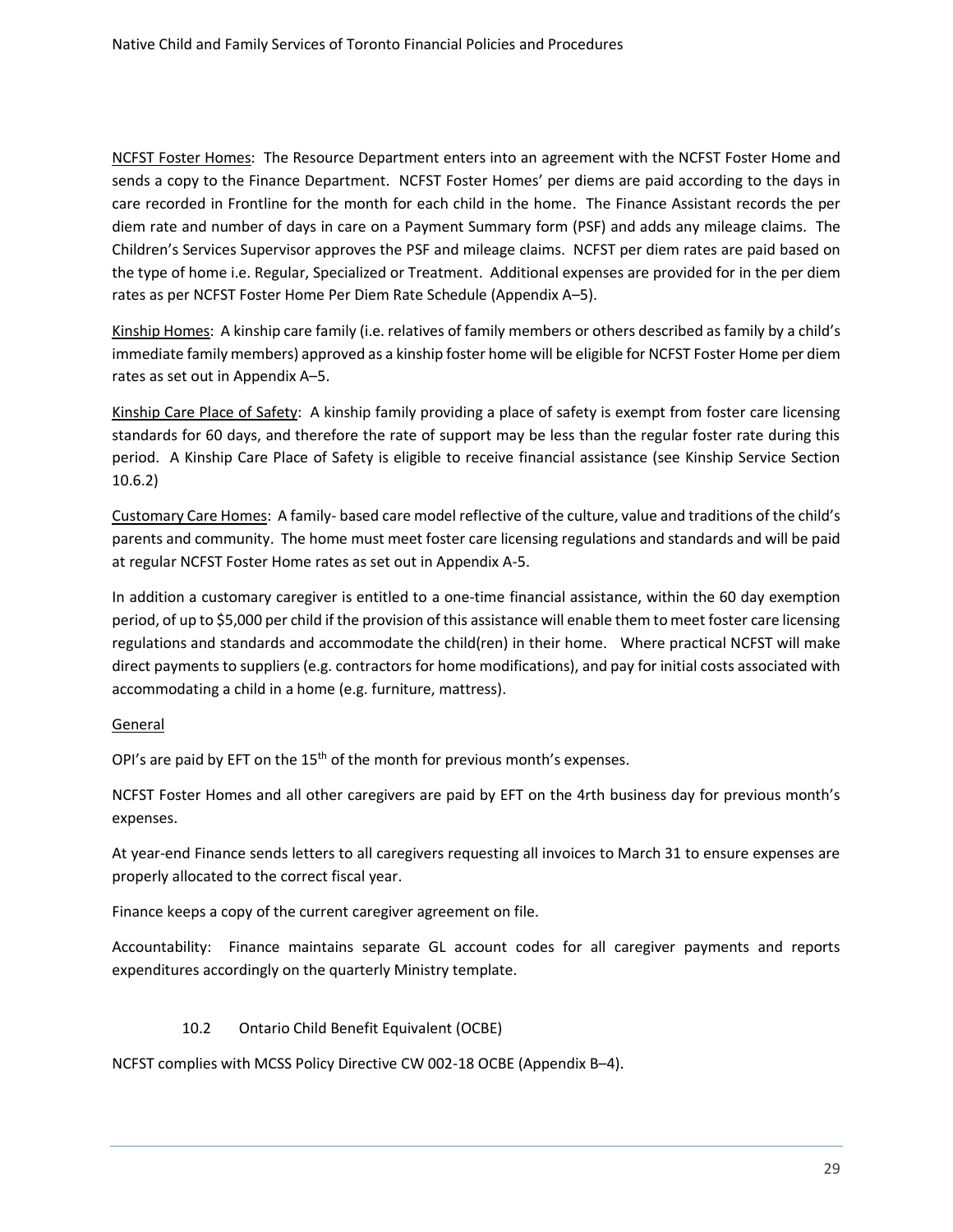<u>NCFST Foster Homes</u>: The Resource Department enters into an agreement with the NCFST Foster Home and sends a copy to the Finance Department. NCFST Foster Homes' per diems are paid according to the days in care recorded in Frontline for the month for each child in the home. The Finance Assistant records the per diem rate and number of days in care on a Payment Summary form (PSF) and adds any mileage claims. The Children's Services Supervisor approves the PSF and mileage claims. NCFST per diem rates are paid based on the type of home i.e. Regular, Specialized or Treatment. Additional expenses are provided for in the per diem rates as per NCFST Foster Home Per Diem Rate Schedule (Appendix A–5).

<u>Kinship Homes</u>: A kinship care family (i.e. relatives of family members or others described as family by a child's immediate family members) approved as a kinship foster home will be eligible for NCFST Foster Home per diem rates as set out in Appendix A–5.

<u>Kinship Care Place of Safety</u>: A kinship family providing a place of safety is exempt from foster care licensing standards for 60 days, and therefore the rate of support may be less than the regular foster rate during this period. A Kinship Care Place of Safety is eligible to receive financial assistance (see Kinship Service Section 10.6.2)

<u>Customary Care Homes</u>: A family- based care model reflective of the culture, value and traditions of the child's parents and community. The home must meet foster care licensing regulations and standards and will be paid at regular NCFST Foster Home rates as set out in Appendix A-5.

In addition a customary caregiver is entitled to a one-time financial assistance, within the 60 day exemption period, of up to $5,000 per child if the provision of this assistance will enable them to meet foster care licensing regulations and standards and accommodate the child(ren) in their home. Where practical NCFST will make direct payments to suppliers (e.g. contractors for home modifications), and pay for initial costs associated with accommodating a child in a home (e.g. furniture, mattress).

<u>General</u>

OPI's are paid by EFT on the 15th of the month for previous month's expenses.

NCFST Foster Homes and all other caregivers are paid by EFT on the 4rth business day for previous month's expenses.

At year-end Finance sends letters to all caregivers requesting all invoices to March 31 to ensure expenses are properly allocated to the correct fiscal year.

Finance keeps a copy of the current caregiver agreement on file.

Accountability: Finance maintains separate GL account codes for all caregiver payments and reports expenditures accordingly on the quarterly Ministry template.

### 10.2 Ontario Child Benefit Equivalent (OCBE)

NCFST complies with MCSS Policy Directive CW 002-18 OCBE (Appendix B–4).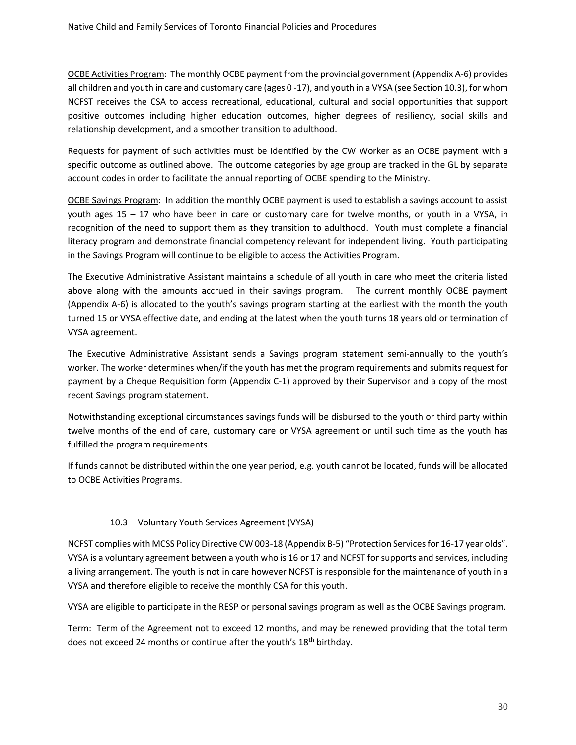OCBE Activities Program: The monthly OCBE payment from the provincial government (Appendix A-6) provides all children and youth in care and customary care (ages 0 -17), and youth in a VYSA (see Section 10.3), for whom NCFST receives the CSA to access recreational, educational, cultural and social opportunities that support positive outcomes including higher education outcomes, higher degrees of resiliency, social skills and relationship development, and a smoother transition to adulthood.

Requests for payment of such activities must be identified by the CW Worker as an OCBE payment with a specific outcome as outlined above. The outcome categories by age group are tracked in the GL by separate account codes in order to facilitate the annual reporting of OCBE spending to the Ministry.

OCBE Savings Program: In addition the monthly OCBE payment is used to establish a savings account to assist youth ages 15 – 17 who have been in care or customary care for twelve months, or youth in a VYSA, in recognition of the need to support them as they transition to adulthood. Youth must complete a financial literacy program and demonstrate financial competency relevant for independent living. Youth participating in the Savings Program will continue to be eligible to access the Activities Program.

The Executive Administrative Assistant maintains a schedule of all youth in care who meet the criteria listed above along with the amounts accrued in their savings program. The current monthly OCBE payment (Appendix A-6) is allocated to the youth's savings program starting at the earliest with the month the youth turned 15 or VYSA effective date, and ending at the latest when the youth turns 18 years old or termination of VYSA agreement.

The Executive Administrative Assistant sends a Savings program statement semi-annually to the youth's worker. The worker determines when/if the youth has met the program requirements and submits request for payment by a Cheque Requisition form (Appendix C-1) approved by their Supervisor and a copy of the most recent Savings program statement.

Notwithstanding exceptional circumstances savings funds will be disbursed to the youth or third party within twelve months of the end of care, customary care or VYSA agreement or until such time as the youth has fulfilled the program requirements.

If funds cannot be distributed within the one year period, e.g. youth cannot be located, funds will be allocated to OCBE Activities Programs.

### 10.3 Voluntary Youth Services Agreement (VYSA)

NCFST complies with MCSS Policy Directive CW 003-18 (Appendix B-5) "Protection Services for 16-17 year olds". VYSA is a voluntary agreement between a youth who is 16 or 17 and NCFST for supports and services, including a living arrangement. The youth is not in care however NCFST is responsible for the maintenance of youth in a VYSA and therefore eligible to receive the monthly CSA for this youth.

VYSA are eligible to participate in the RESP or personal savings program as well as the OCBE Savings program.

Term: Term of the Agreement not to exceed 12 months, and may be renewed providing that the total term does not exceed 24 months or continue after the youth's 18th birthday.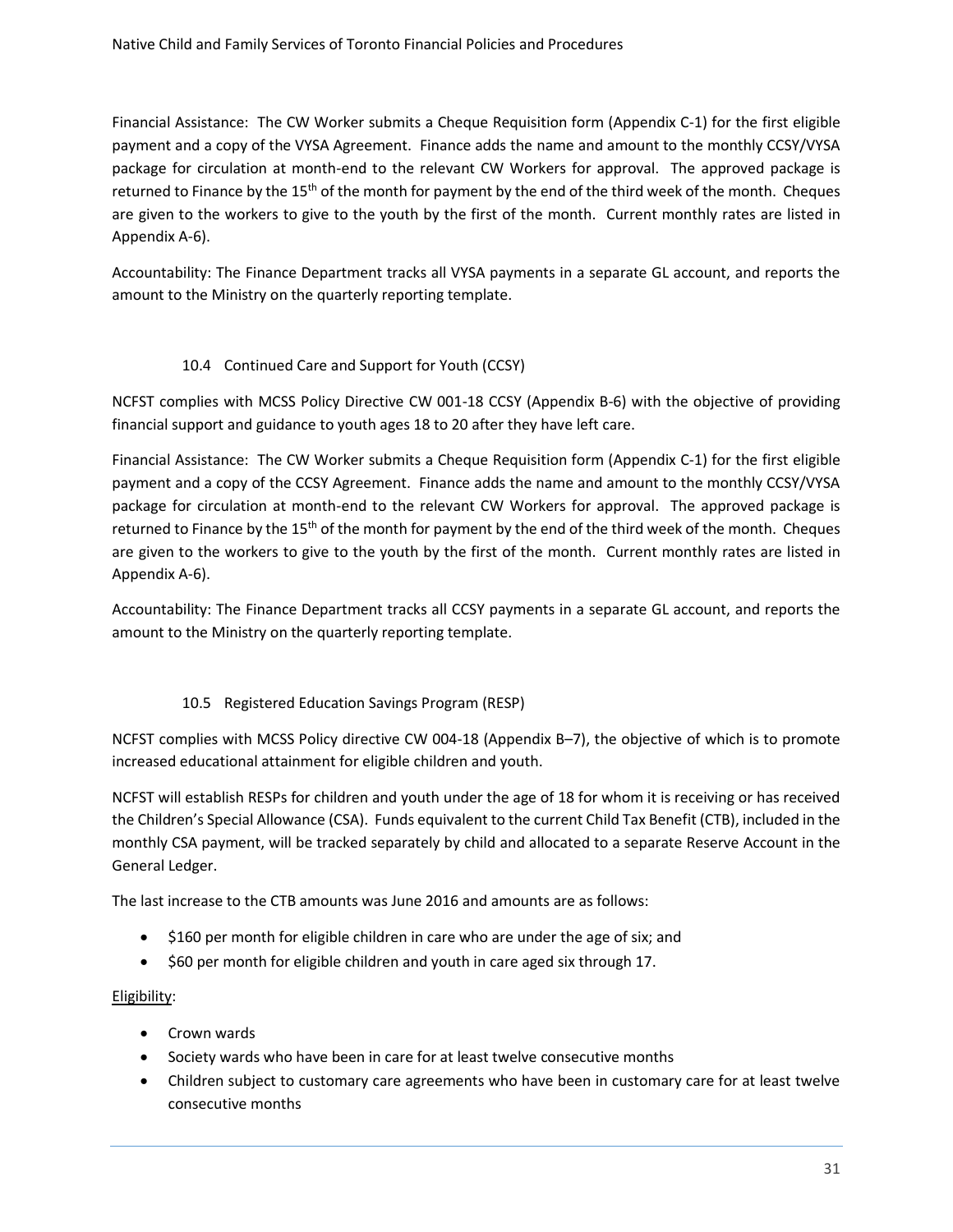Financial Assistance: The CW Worker submits a Cheque Requisition form (Appendix C-1) for the first eligible payment and a copy of the VYSA Agreement. Finance adds the name and amount to the monthly CCSY/VYSA package for circulation at month-end to the relevant CW Workers for approval. The approved package is returned to Finance by the 15th of the month for payment by the end of the third week of the month. Cheques are given to the workers to give to the youth by the first of the month. Current monthly rates are listed in Appendix A-6).

Accountability: The Finance Department tracks all VYSA payments in a separate GL account, and reports the amount to the Ministry on the quarterly reporting template.

### 10.4 Continued Care and Support for Youth (CCSY)

NCFST complies with MCSS Policy Directive CW 001-18 CCSY (Appendix B-6) with the objective of providing financial support and guidance to youth ages 18 to 20 after they have left care.

Financial Assistance: The CW Worker submits a Cheque Requisition form (Appendix C-1) for the first eligible payment and a copy of the CCSY Agreement. Finance adds the name and amount to the monthly CCSY/VYSA package for circulation at month-end to the relevant CW Workers for approval. The approved package is returned to Finance by the 15th of the month for payment by the end of the third week of the month. Cheques are given to the workers to give to the youth by the first of the month. Current monthly rates are listed in Appendix A-6).

Accountability: The Finance Department tracks all CCSY payments in a separate GL account, and reports the amount to the Ministry on the quarterly reporting template.

### 10.5 Registered Education Savings Program (RESP)

NCFST complies with MCSS Policy directive CW 004-18 (Appendix B–7), the objective of which is to promote increased educational attainment for eligible children and youth.

NCFST will establish RESPs for children and youth under the age of 18 for whom it is receiving or has received the Children's Special Allowance (CSA). Funds equivalent to the current Child Tax Benefit (CTB), included in the monthly CSA payment, will be tracked separately by child and allocated to a separate Reserve Account in the General Ledger.

The last increase to the CTB amounts was June 2016 and amounts are as follows:

- $160 per month for eligible children in care who are under the age of six; and
- $60 per month for eligible children and youth in care aged six through 17.

Eligibility:

- Crown wards
- Society wards who have been in care for at least twelve consecutive months
- Children subject to customary care agreements who have been in customary care for at least twelve consecutive months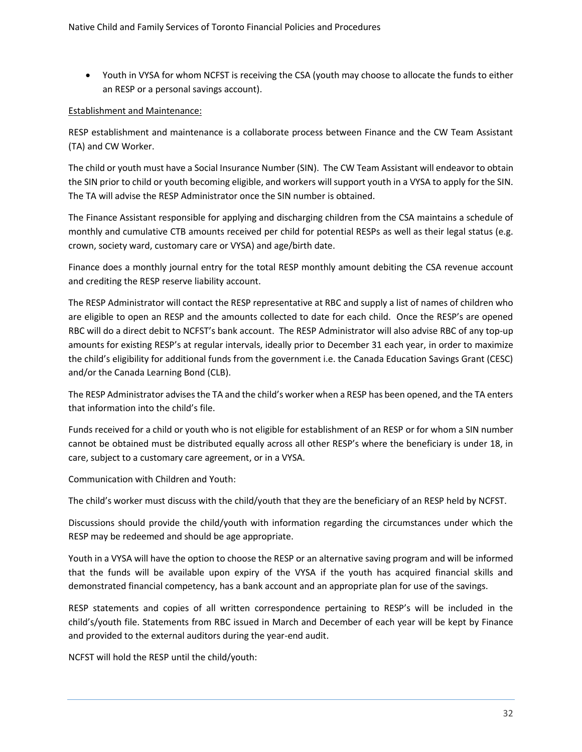- Youth in VYSA for whom NCFST is receiving the CSA (youth may choose to allocate the funds to either an RESP or a personal savings account).

<u>Establishment and Maintenance:</u>

RESP establishment and maintenance is a collaborate process between Finance and the CW Team Assistant (TA) and CW Worker.

The child or youth must have a Social Insurance Number (SIN). The CW Team Assistant will endeavor to obtain the SIN prior to child or youth becoming eligible, and workers will support youth in a VYSA to apply for the SIN. The TA will advise the RESP Administrator once the SIN number is obtained.

The Finance Assistant responsible for applying and discharging children from the CSA maintains a schedule of monthly and cumulative CTB amounts received per child for potential RESPs as well as their legal status (e.g. crown, society ward, customary care or VYSA) and age/birth date.

Finance does a monthly journal entry for the total RESP monthly amount debiting the CSA revenue account and crediting the RESP reserve liability account.

The RESP Administrator will contact the RESP representative at RBC and supply a list of names of children who are eligible to open an RESP and the amounts collected to date for each child. Once the RESP's are opened RBC will do a direct debit to NCFST's bank account. The RESP Administrator will also advise RBC of any top-up amounts for existing RESP's at regular intervals, ideally prior to December 31 each year, in order to maximize the child's eligibility for additional funds from the government i.e. the Canada Education Savings Grant (CESC) and/or the Canada Learning Bond (CLB).

The RESP Administrator advises the TA and the child's worker when a RESP has been opened, and the TA enters that information into the child's file.

Funds received for a child or youth who is not eligible for establishment of an RESP or for whom a SIN number cannot be obtained must be distributed equally across all other RESP's where the beneficiary is under 18, in care, subject to a customary care agreement, or in a VYSA.

Communication with Children and Youth:

The child's worker must discuss with the child/youth that they are the beneficiary of an RESP held by NCFST.

Discussions should provide the child/youth with information regarding the circumstances under which the RESP may be redeemed and should be age appropriate.

Youth in a VYSA will have the option to choose the RESP or an alternative saving program and will be informed that the funds will be available upon expiry of the VYSA if the youth has acquired financial skills and demonstrated financial competency, has a bank account and an appropriate plan for use of the savings.

RESP statements and copies of all written correspondence pertaining to RESP's will be included in the child's/youth file. Statements from RBC issued in March and December of each year will be kept by Finance and provided to the external auditors during the year-end audit.

NCFST will hold the RESP until the child/youth: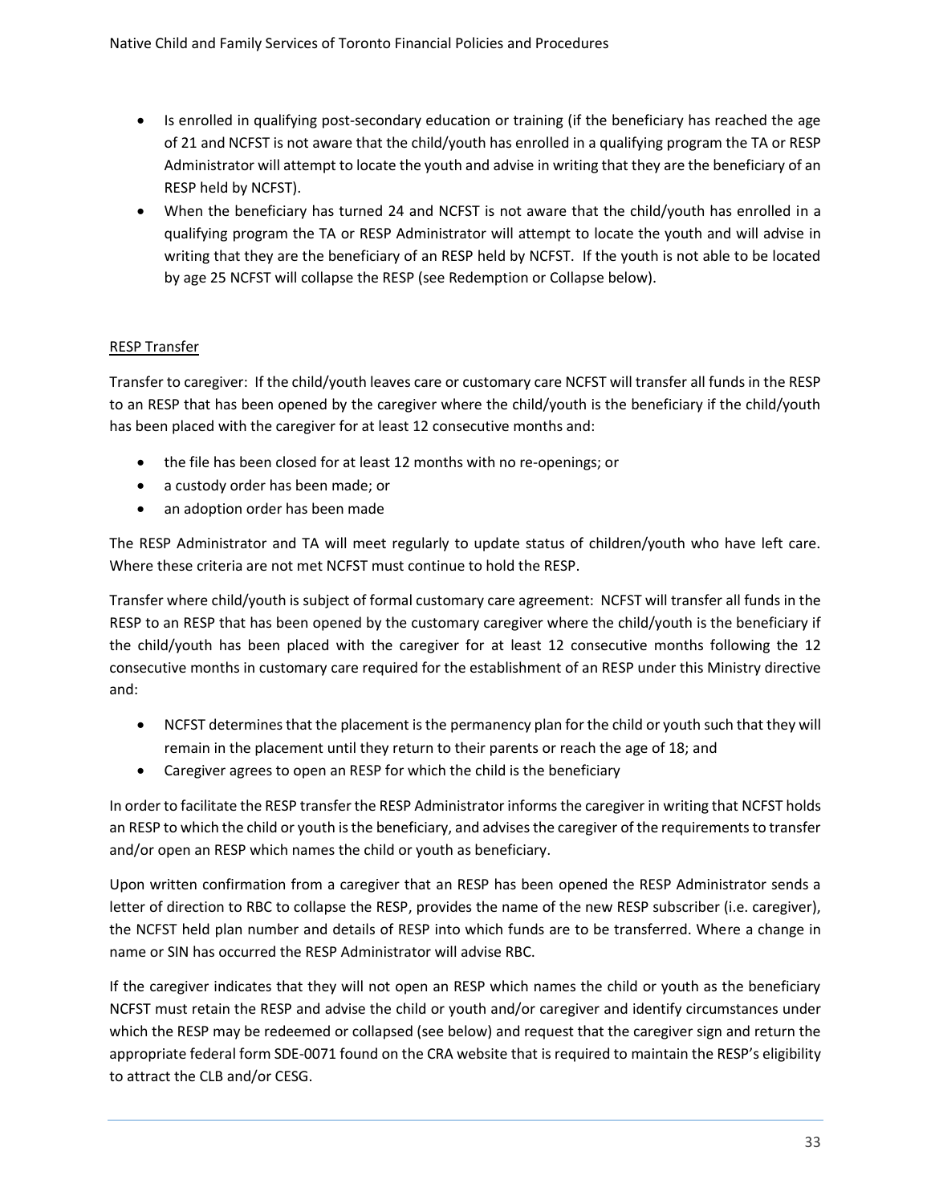- Is enrolled in qualifying post-secondary education or training (if the beneficiary has reached the age of 21 and NCFST is not aware that the child/youth has enrolled in a qualifying program the TA or RESP Administrator will attempt to locate the youth and advise in writing that they are the beneficiary of an RESP held by NCFST).
- When the beneficiary has turned 24 and NCFST is not aware that the child/youth has enrolled in a qualifying program the TA or RESP Administrator will attempt to locate the youth and will advise in writing that they are the beneficiary of an RESP held by NCFST. If the youth is not able to be located by age 25 NCFST will collapse the RESP (see Redemption or Collapse below).

<u>RESP Transfer</u>

Transfer to caregiver: If the child/youth leaves care or customary care NCFST will transfer all funds in the RESP to an RESP that has been opened by the caregiver where the child/youth is the beneficiary if the child/youth has been placed with the caregiver for at least 12 consecutive months and:

- the file has been closed for at least 12 months with no re-openings; or
- a custody order has been made; or
- an adoption order has been made

The RESP Administrator and TA will meet regularly to update status of children/youth who have left care. Where these criteria are not met NCFST must continue to hold the RESP.

Transfer where child/youth is subject of formal customary care agreement: NCFST will transfer all funds in the RESP to an RESP that has been opened by the customary caregiver where the child/youth is the beneficiary if the child/youth has been placed with the caregiver for at least 12 consecutive months following the 12 consecutive months in customary care required for the establishment of an RESP under this Ministry directive and:

- NCFST determines that the placement is the permanency plan for the child or youth such that they will remain in the placement until they return to their parents or reach the age of 18; and
- Caregiver agrees to open an RESP for which the child is the beneficiary

In order to facilitate the RESP transfer the RESP Administrator informs the caregiver in writing that NCFST holds an RESP to which the child or youth is the beneficiary, and advises the caregiver of the requirements to transfer and/or open an RESP which names the child or youth as beneficiary.

Upon written confirmation from a caregiver that an RESP has been opened the RESP Administrator sends a letter of direction to RBC to collapse the RESP, provides the name of the new RESP subscriber (i.e. caregiver), the NCFST held plan number and details of RESP into which funds are to be transferred. Where a change in name or SIN has occurred the RESP Administrator will advise RBC.

If the caregiver indicates that they will not open an RESP which names the child or youth as the beneficiary NCFST must retain the RESP and advise the child or youth and/or caregiver and identify circumstances under which the RESP may be redeemed or collapsed (see below) and request that the caregiver sign and return the appropriate federal form SDE-0071 found on the CRA website that is required to maintain the RESP's eligibility to attract the CLB and/or CESG.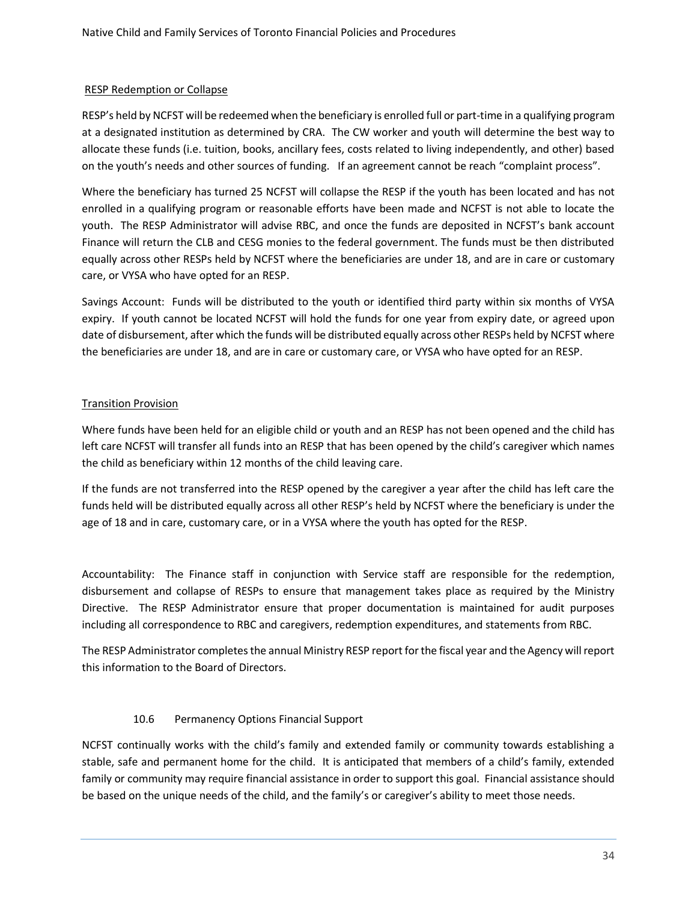RESP Redemption or Collapse

RESP's held by NCFST will be redeemed when the beneficiary is enrolled full or part-time in a qualifying program at a designated institution as determined by CRA. The CW worker and youth will determine the best way to allocate these funds (i.e. tuition, books, ancillary fees, costs related to living independently, and other) based on the youth's needs and other sources of funding. If an agreement cannot be reach "complaint process".

Where the beneficiary has turned 25 NCFST will collapse the RESP if the youth has been located and has not enrolled in a qualifying program or reasonable efforts have been made and NCFST is not able to locate the youth. The RESP Administrator will advise RBC, and once the funds are deposited in NCFST's bank account Finance will return the CLB and CESG monies to the federal government. The funds must be then distributed equally across other RESPs held by NCFST where the beneficiaries are under 18, and are in care or customary care, or VYSA who have opted for an RESP.

Savings Account: Funds will be distributed to the youth or identified third party within six months of VYSA expiry. If youth cannot be located NCFST will hold the funds for one year from expiry date, or agreed upon date of disbursement, after which the funds will be distributed equally across other RESPs held by NCFST where the beneficiaries are under 18, and are in care or customary care, or VYSA who have opted for an RESP.

Transition Provision

Where funds have been held for an eligible child or youth and an RESP has not been opened and the child has left care NCFST will transfer all funds into an RESP that has been opened by the child's caregiver which names the child as beneficiary within 12 months of the child leaving care.

If the funds are not transferred into the RESP opened by the caregiver a year after the child has left care the funds held will be distributed equally across all other RESP's held by NCFST where the beneficiary is under the age of 18 and in care, customary care, or in a VYSA where the youth has opted for the RESP.

Accountability: The Finance staff in conjunction with Service staff are responsible for the redemption, disbursement and collapse of RESPs to ensure that management takes place as required by the Ministry Directive. The RESP Administrator ensure that proper documentation is maintained for audit purposes including all correspondence to RBC and caregivers, redemption expenditures, and statements from RBC.

The RESP Administrator completes the annual Ministry RESP report for the fiscal year and the Agency will report this information to the Board of Directors.

### 10.6 Permanency Options Financial Support

NCFST continually works with the child's family and extended family or community towards establishing a stable, safe and permanent home for the child. It is anticipated that members of a child's family, extended family or community may require financial assistance in order to support this goal. Financial assistance should be based on the unique needs of the child, and the family's or caregiver's ability to meet those needs.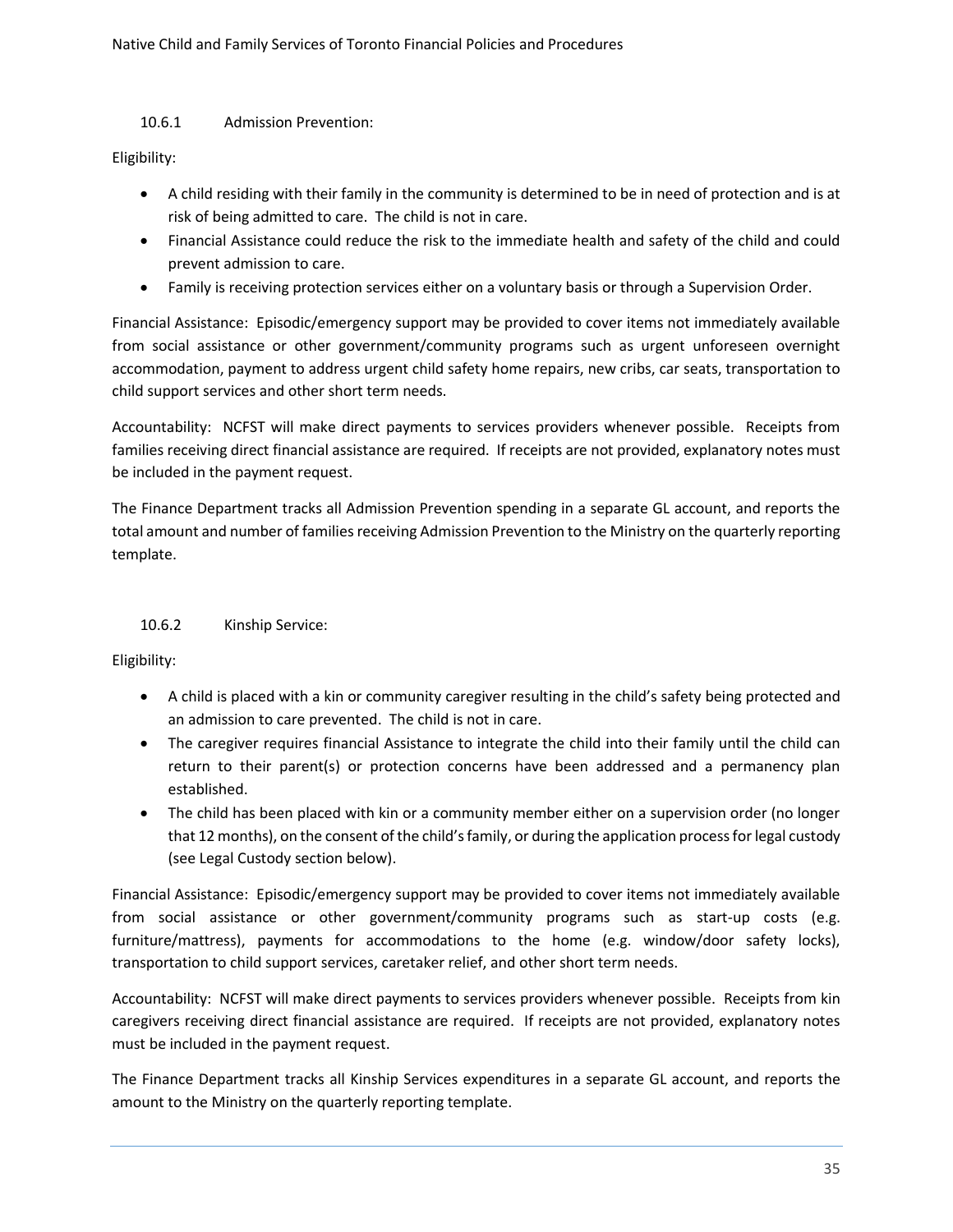### 10.6.1 Admission Prevention:

Eligibility:

- A child residing with their family in the community is determined to be in need of protection and is at risk of being admitted to care. The child is not in care.
- Financial Assistance could reduce the risk to the immediate health and safety of the child and could prevent admission to care.
- Family is receiving protection services either on a voluntary basis or through a Supervision Order.

Financial Assistance: Episodic/emergency support may be provided to cover items not immediately available from social assistance or other government/community programs such as urgent unforeseen overnight accommodation, payment to address urgent child safety home repairs, new cribs, car seats, transportation to child support services and other short term needs.

Accountability: NCFST will make direct payments to services providers whenever possible. Receipts from families receiving direct financial assistance are required. If receipts are not provided, explanatory notes must be included in the payment request.

The Finance Department tracks all Admission Prevention spending in a separate GL account, and reports the total amount and number of families receiving Admission Prevention to the Ministry on the quarterly reporting template.

### 10.6.2 Kinship Service:

Eligibility:

- A child is placed with a kin or community caregiver resulting in the child's safety being protected and an admission to care prevented. The child is not in care.
- The caregiver requires financial Assistance to integrate the child into their family until the child can return to their parent(s) or protection concerns have been addressed and a permanency plan established.
- The child has been placed with kin or a community member either on a supervision order (no longer that 12 months), on the consent of the child's family, or during the application process for legal custody (see Legal Custody section below).

Financial Assistance: Episodic/emergency support may be provided to cover items not immediately available from social assistance or other government/community programs such as start-up costs (e.g. furniture/mattress), payments for accommodations to the home (e.g. window/door safety locks), transportation to child support services, caretaker relief, and other short term needs.

Accountability: NCFST will make direct payments to services providers whenever possible. Receipts from kin caregivers receiving direct financial assistance are required. If receipts are not provided, explanatory notes must be included in the payment request.

The Finance Department tracks all Kinship Services expenditures in a separate GL account, and reports the amount to the Ministry on the quarterly reporting template.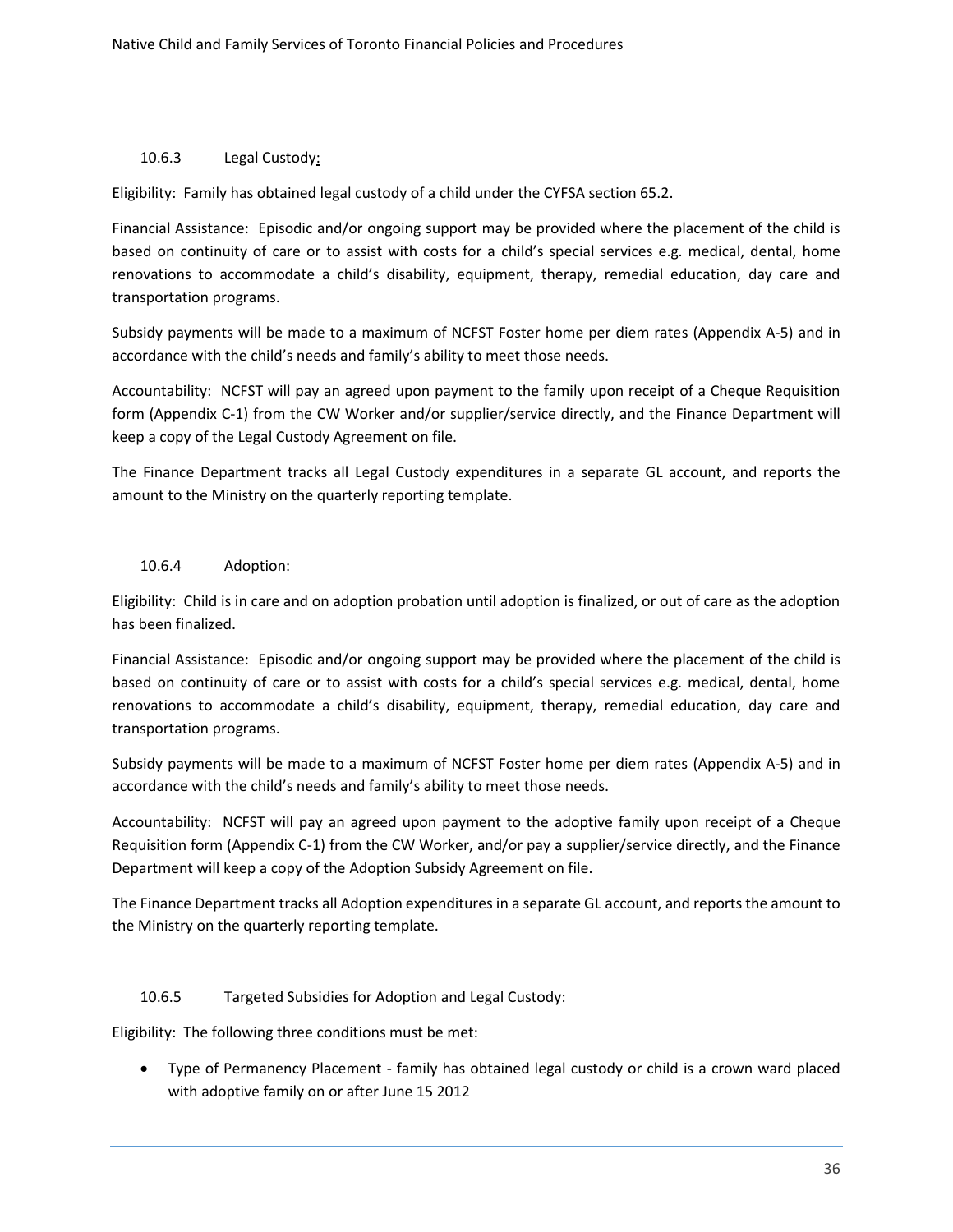### 10.6.3 Legal Custody:

Eligibility: Family has obtained legal custody of a child under the CYFSA section 65.2.

Financial Assistance: Episodic and/or ongoing support may be provided where the placement of the child is based on continuity of care or to assist with costs for a child's special services e.g. medical, dental, home renovations to accommodate a child's disability, equipment, therapy, remedial education, day care and transportation programs.

Subsidy payments will be made to a maximum of NCFST Foster home per diem rates (Appendix A-5) and in accordance with the child's needs and family's ability to meet those needs.

Accountability: NCFST will pay an agreed upon payment to the family upon receipt of a Cheque Requisition form (Appendix C-1) from the CW Worker and/or supplier/service directly, and the Finance Department will keep a copy of the Legal Custody Agreement on file.

The Finance Department tracks all Legal Custody expenditures in a separate GL account, and reports the amount to the Ministry on the quarterly reporting template.

### 10.6.4 Adoption:

Eligibility: Child is in care and on adoption probation until adoption is finalized, or out of care as the adoption has been finalized.

Financial Assistance: Episodic and/or ongoing support may be provided where the placement of the child is based on continuity of care or to assist with costs for a child's special services e.g. medical, dental, home renovations to accommodate a child's disability, equipment, therapy, remedial education, day care and transportation programs.

Subsidy payments will be made to a maximum of NCFST Foster home per diem rates (Appendix A-5) and in accordance with the child's needs and family's ability to meet those needs.

Accountability: NCFST will pay an agreed upon payment to the adoptive family upon receipt of a Cheque Requisition form (Appendix C-1) from the CW Worker, and/or pay a supplier/service directly, and the Finance Department will keep a copy of the Adoption Subsidy Agreement on file.

The Finance Department tracks all Adoption expenditures in a separate GL account, and reports the amount to the Ministry on the quarterly reporting template.

### 10.6.5 Targeted Subsidies for Adoption and Legal Custody:

Eligibility: The following three conditions must be met:

- Type of Permanency Placement - family has obtained legal custody or child is a crown ward placed with adoptive family on or after June 15 2012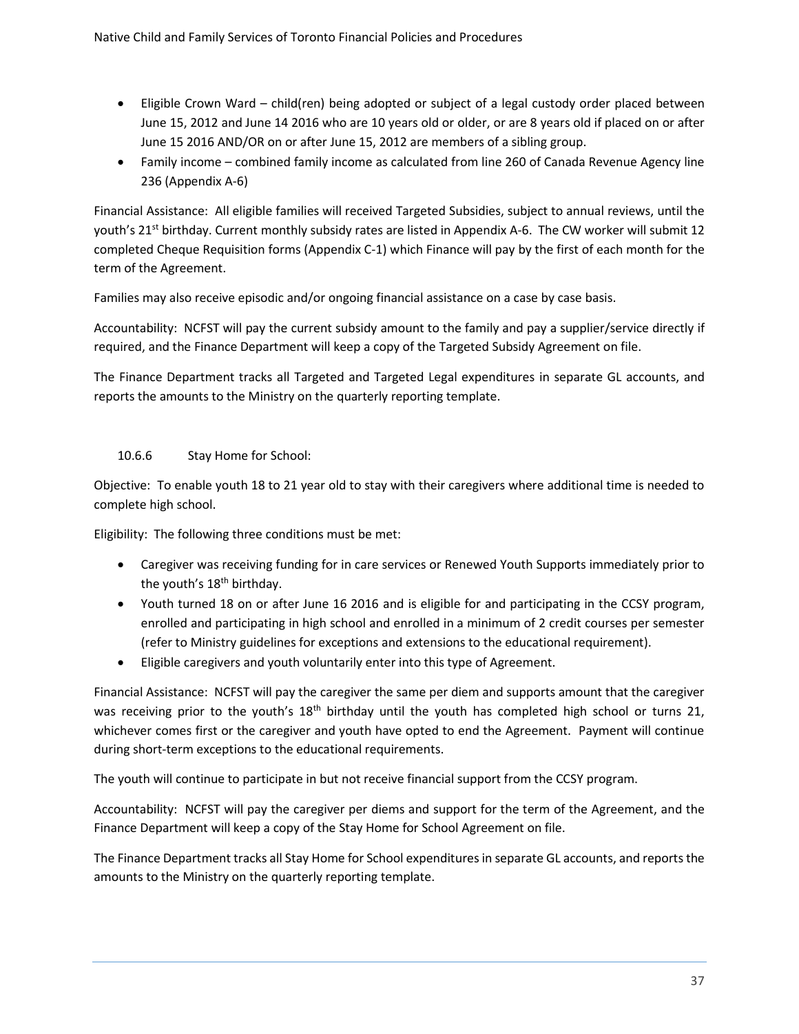- Eligible Crown Ward – child(ren) being adopted or subject of a legal custody order placed between June 15, 2012 and June 14 2016 who are 10 years old or older, or are 8 years old if placed on or after June 15 2016 AND/OR on or after June 15, 2012 are members of a sibling group.
- Family income – combined family income as calculated from line 260 of Canada Revenue Agency line 236 (Appendix A-6)

Financial Assistance: All eligible families will received Targeted Subsidies, subject to annual reviews, until the youth's 21st birthday. Current monthly subsidy rates are listed in Appendix A-6. The CW worker will submit 12 completed Cheque Requisition forms (Appendix C-1) which Finance will pay by the first of each month for the term of the Agreement.

Families may also receive episodic and/or ongoing financial assistance on a case by case basis.

Accountability: NCFST will pay the current subsidy amount to the family and pay a supplier/service directly if required, and the Finance Department will keep a copy of the Targeted Subsidy Agreement on file.

The Finance Department tracks all Targeted and Targeted Legal expenditures in separate GL accounts, and reports the amounts to the Ministry on the quarterly reporting template.

### 10.6.6 Stay Home for School:

Objective: To enable youth 18 to 21 year old to stay with their caregivers where additional time is needed to complete high school.

Eligibility: The following three conditions must be met:

- Caregiver was receiving funding for in care services or Renewed Youth Supports immediately prior to the youth's 18th birthday.
- Youth turned 18 on or after June 16 2016 and is eligible for and participating in the CCSY program, enrolled and participating in high school and enrolled in a minimum of 2 credit courses per semester (refer to Ministry guidelines for exceptions and extensions to the educational requirement).
- Eligible caregivers and youth voluntarily enter into this type of Agreement.

Financial Assistance: NCFST will pay the caregiver the same per diem and supports amount that the caregiver was receiving prior to the youth's 18th birthday until the youth has completed high school or turns 21, whichever comes first or the caregiver and youth have opted to end the Agreement. Payment will continue during short-term exceptions to the educational requirements.

The youth will continue to participate in but not receive financial support from the CCSY program.

Accountability: NCFST will pay the caregiver per diems and support for the term of the Agreement, and the Finance Department will keep a copy of the Stay Home for School Agreement on file.

The Finance Department tracks all Stay Home for School expenditures in separate GL accounts, and reports the amounts to the Ministry on the quarterly reporting template.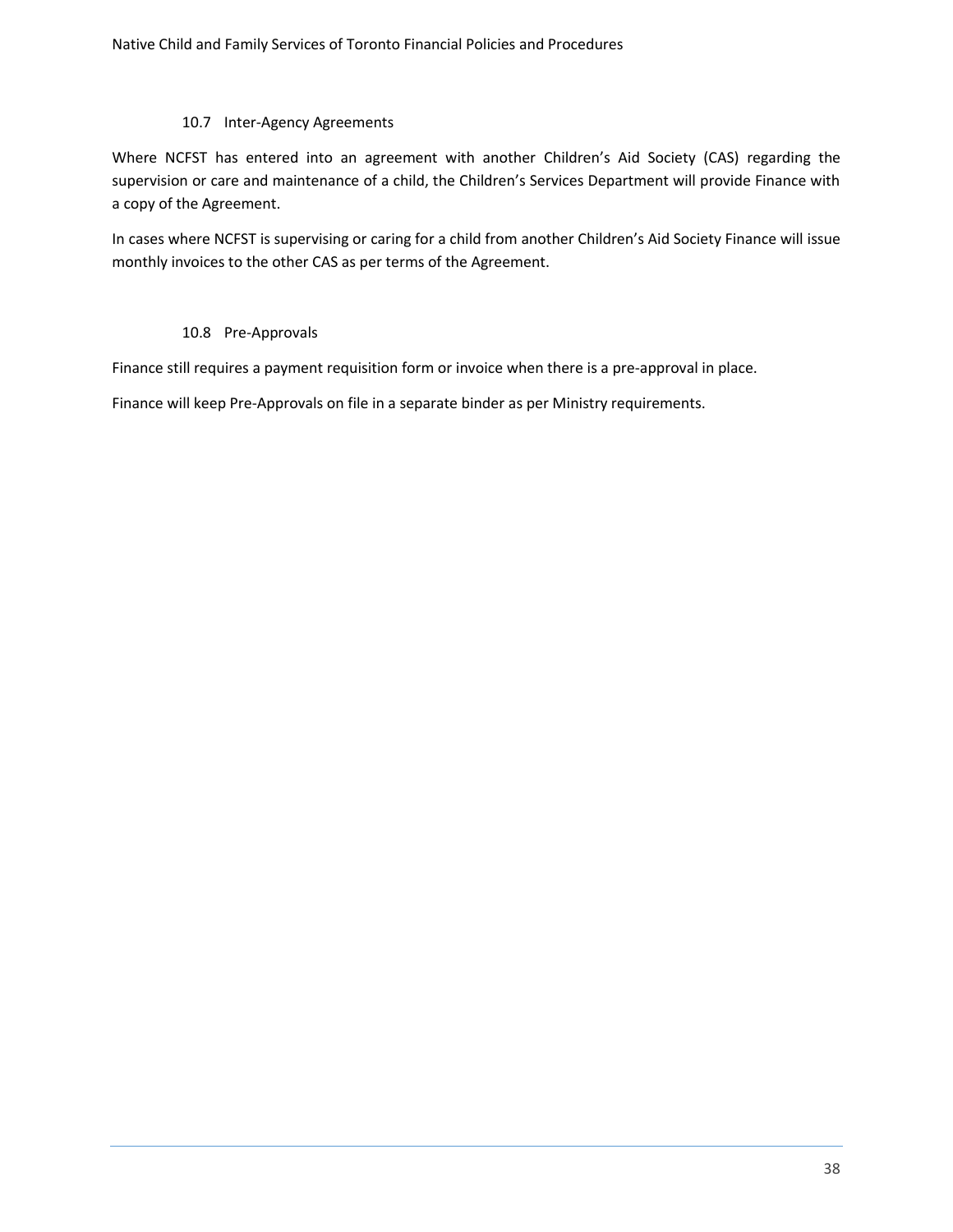### 10.7 Inter-Agency Agreements

Where NCFST has entered into an agreement with another Children's Aid Society (CAS) regarding the supervision or care and maintenance of a child, the Children's Services Department will provide Finance with a copy of the Agreement.

In cases where NCFST is supervising or caring for a child from another Children's Aid Society Finance will issue monthly invoices to the other CAS as per terms of the Agreement.

### 10.8 Pre-Approvals

Finance still requires a payment requisition form or invoice when there is a pre-approval in place.

Finance will keep Pre-Approvals on file in a separate binder as per Ministry requirements.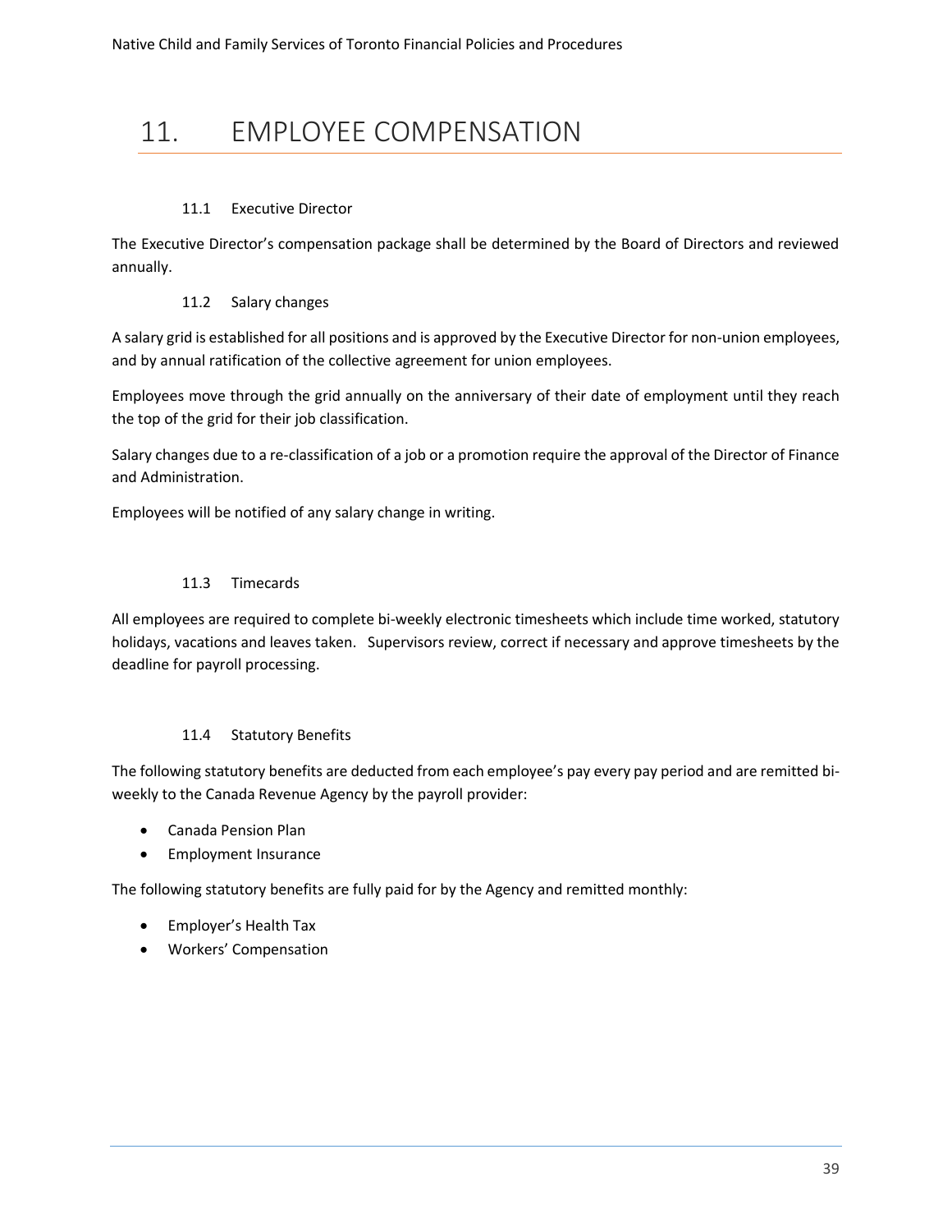# 11. EMPLOYEE COMPENSATION

### 11.1 Executive Director

The Executive Director's compensation package shall be determined by the Board of Directors and reviewed annually.

### 11.2 Salary changes

A salary grid is established for all positions and is approved by the Executive Director for non-union employees, and by annual ratification of the collective agreement for union employees.

Employees move through the grid annually on the anniversary of their date of employment until they reach the top of the grid for their job classification.

Salary changes due to a re-classification of a job or a promotion require the approval of the Director of Finance and Administration.

Employees will be notified of any salary change in writing.

### 11.3 Timecards

All employees are required to complete bi-weekly electronic timesheets which include time worked, statutory holidays, vacations and leaves taken. Supervisors review, correct if necessary and approve timesheets by the deadline for payroll processing.

### 11.4 Statutory Benefits

The following statutory benefits are deducted from each employee's pay every pay period and are remitted bi-weekly to the Canada Revenue Agency by the payroll provider:

- Canada Pension Plan
- Employment Insurance

The following statutory benefits are fully paid for by the Agency and remitted monthly:

- Employer's Health Tax
- Workers' Compensation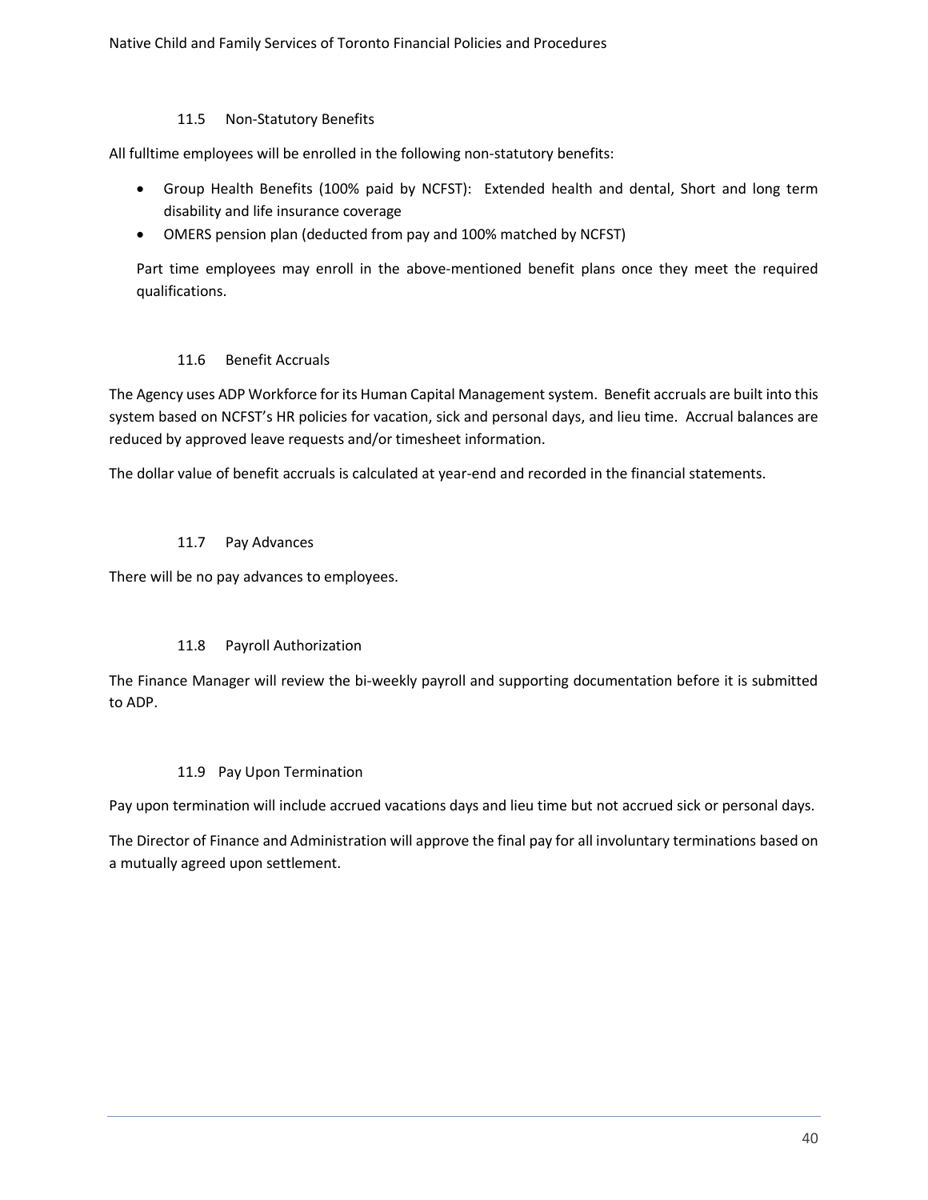### 11.5 Non-Statutory Benefits

All fulltime employees will be enrolled in the following non-statutory benefits:

- Group Health Benefits (100% paid by NCFST): Extended health and dental, Short and long term disability and life insurance coverage
- OMERS pension plan (deducted from pay and 100% matched by NCFST)

Part time employees may enroll in the above-mentioned benefit plans once they meet the required qualifications.

### 11.6 Benefit Accruals

The Agency uses ADP Workforce for its Human Capital Management system. Benefit accruals are built into this system based on NCFST's HR policies for vacation, sick and personal days, and lieu time. Accrual balances are reduced by approved leave requests and/or timesheet information.

The dollar value of benefit accruals is calculated at year-end and recorded in the financial statements.

### 11.7 Pay Advances

There will be no pay advances to employees.

### 11.8 Payroll Authorization

The Finance Manager will review the bi-weekly payroll and supporting documentation before it is submitted to ADP.

### 11.9 Pay Upon Termination

Pay upon termination will include accrued vacations days and lieu time but not accrued sick or personal days.

The Director of Finance and Administration will approve the final pay for all involuntary terminations based on a mutually agreed upon settlement.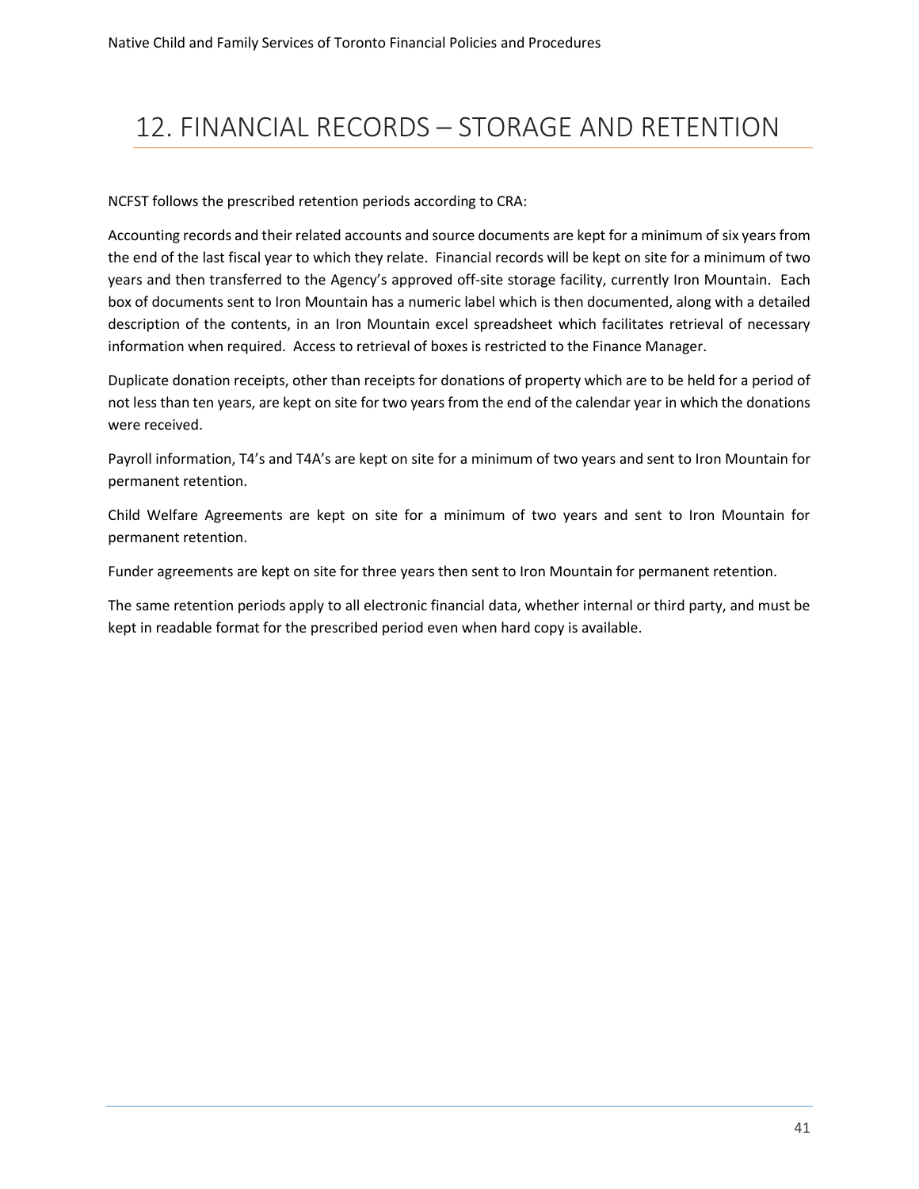# 12. FINANCIAL RECORDS – STORAGE AND RETENTION

NCFST follows the prescribed retention periods according to CRA:

Accounting records and their related accounts and source documents are kept for a minimum of six years from the end of the last fiscal year to which they relate. Financial records will be kept on site for a minimum of two years and then transferred to the Agency's approved off-site storage facility, currently Iron Mountain. Each box of documents sent to Iron Mountain has a numeric label which is then documented, along with a detailed description of the contents, in an Iron Mountain excel spreadsheet which facilitates retrieval of necessary information when required. Access to retrieval of boxes is restricted to the Finance Manager.

Duplicate donation receipts, other than receipts for donations of property which are to be held for a period of not less than ten years, are kept on site for two years from the end of the calendar year in which the donations were received.

Payroll information, T4's and T4A's are kept on site for a minimum of two years and sent to Iron Mountain for permanent retention.

Child Welfare Agreements are kept on site for a minimum of two years and sent to Iron Mountain for permanent retention.

Funder agreements are kept on site for three years then sent to Iron Mountain for permanent retention.

The same retention periods apply to all electronic financial data, whether internal or third party, and must be kept in readable format for the prescribed period even when hard copy is available.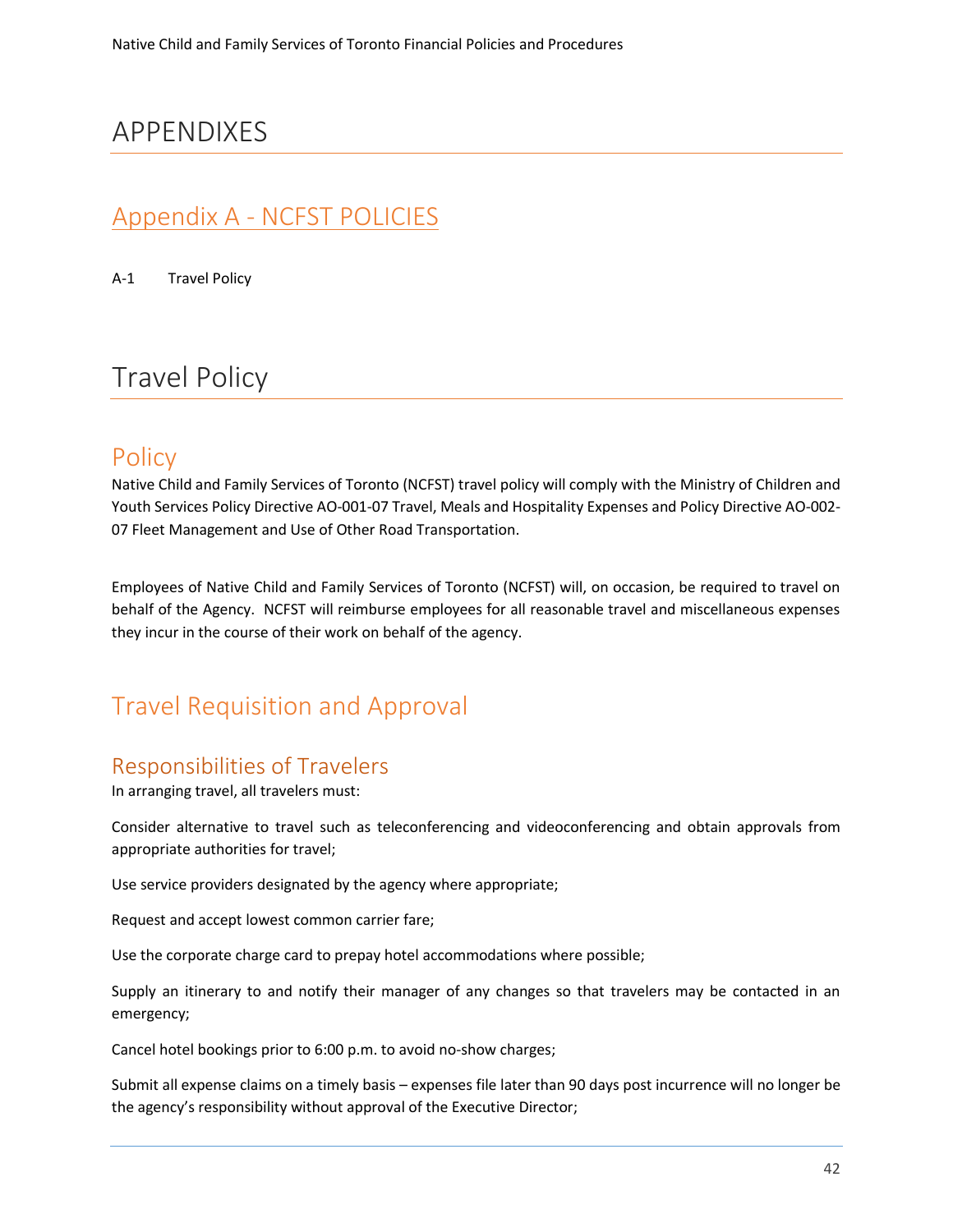# APPENDIXES

## Appendix A - NCFST POLICIES

A-1 Travel Policy

# Travel Policy

## Policy

Native Child and Family Services of Toronto (NCFST) travel policy will comply with the Ministry of Children and Youth Services Policy Directive AO-001-07 Travel, Meals and Hospitality Expenses and Policy Directive AO-002-07 Fleet Management and Use of Other Road Transportation.

Employees of Native Child and Family Services of Toronto (NCFST) will, on occasion, be required to travel on behalf of the Agency. NCFST will reimburse employees for all reasonable travel and miscellaneous expenses they incur in the course of their work on behalf of the agency.

## Travel Requisition and Approval

### Responsibilities of Travelers

In arranging travel, all travelers must:

Consider alternative to travel such as teleconferencing and videoconferencing and obtain approvals from appropriate authorities for travel;

Use service providers designated by the agency where appropriate;

Request and accept lowest common carrier fare;

Use the corporate charge card to prepay hotel accommodations where possible;

Supply an itinerary to and notify their manager of any changes so that travelers may be contacted in an emergency;

Cancel hotel bookings prior to 6:00 p.m. to avoid no-show charges;

Submit all expense claims on a timely basis – expenses file later than 90 days post incurrence will no longer be the agency's responsibility without approval of the Executive Director;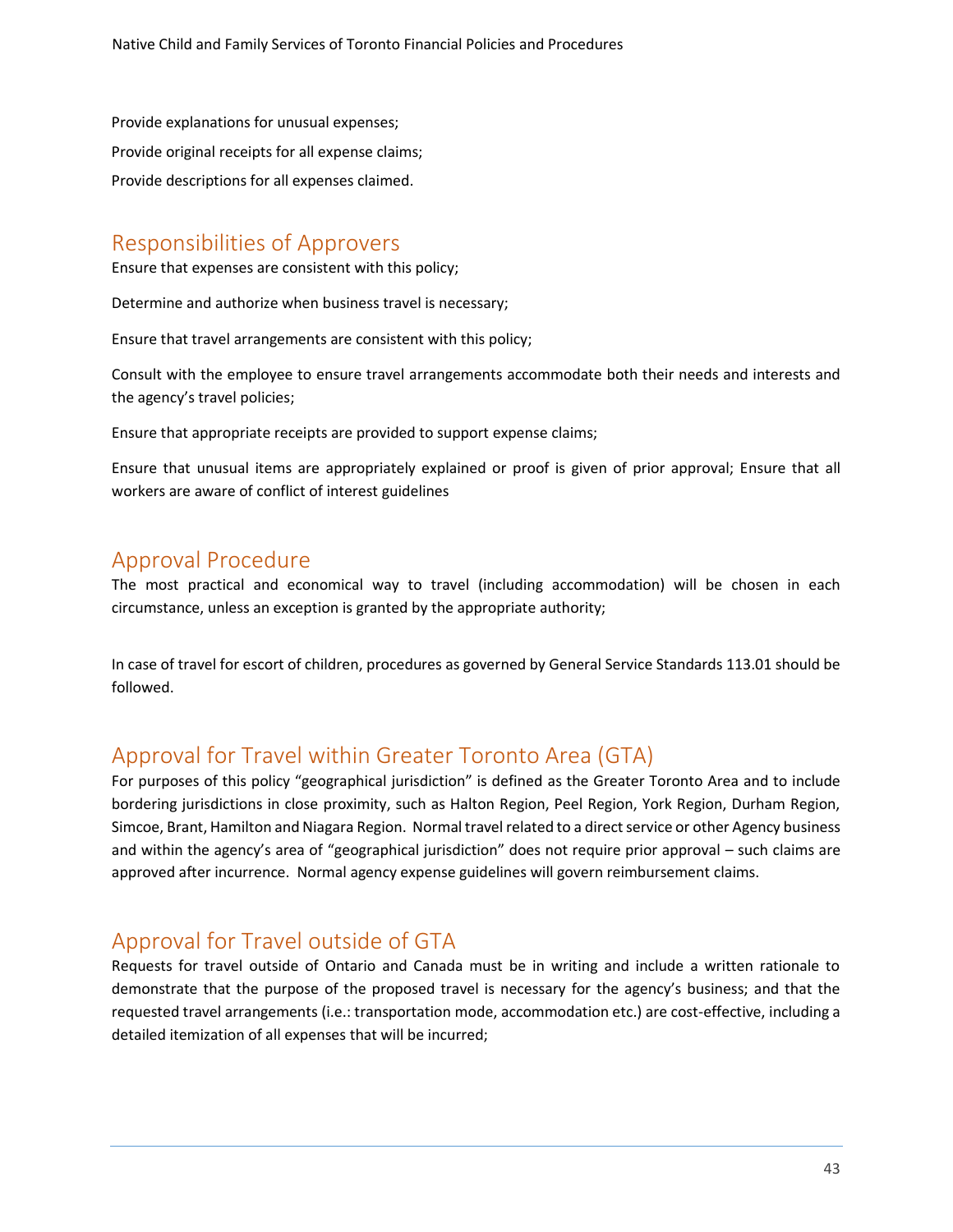Provide explanations for unusual expenses;

Provide original receipts for all expense claims;

Provide descriptions for all expenses claimed.

## Responsibilities of Approvers

Ensure that expenses are consistent with this policy;

Determine and authorize when business travel is necessary;

Ensure that travel arrangements are consistent with this policy;

Consult with the employee to ensure travel arrangements accommodate both their needs and interests and the agency's travel policies;

Ensure that appropriate receipts are provided to support expense claims;

Ensure that unusual items are appropriately explained or proof is given of prior approval; Ensure that all workers are aware of conflict of interest guidelines

## Approval Procedure

The most practical and economical way to travel (including accommodation) will be chosen in each circumstance, unless an exception is granted by the appropriate authority;

In case of travel for escort of children, procedures as governed by General Service Standards 113.01 should be followed.

## Approval for Travel within Greater Toronto Area (GTA)

For purposes of this policy "geographical jurisdiction" is defined as the Greater Toronto Area and to include bordering jurisdictions in close proximity, such as Halton Region, Peel Region, York Region, Durham Region, Simcoe, Brant, Hamilton and Niagara Region. Normal travel related to a direct service or other Agency business and within the agency's area of "geographical jurisdiction" does not require prior approval – such claims are approved after incurrence. Normal agency expense guidelines will govern reimbursement claims.

## Approval for Travel outside of GTA

Requests for travel outside of Ontario and Canada must be in writing and include a written rationale to demonstrate that the purpose of the proposed travel is necessary for the agency's business; and that the requested travel arrangements (i.e.: transportation mode, accommodation etc.) are cost-effective, including a detailed itemization of all expenses that will be incurred;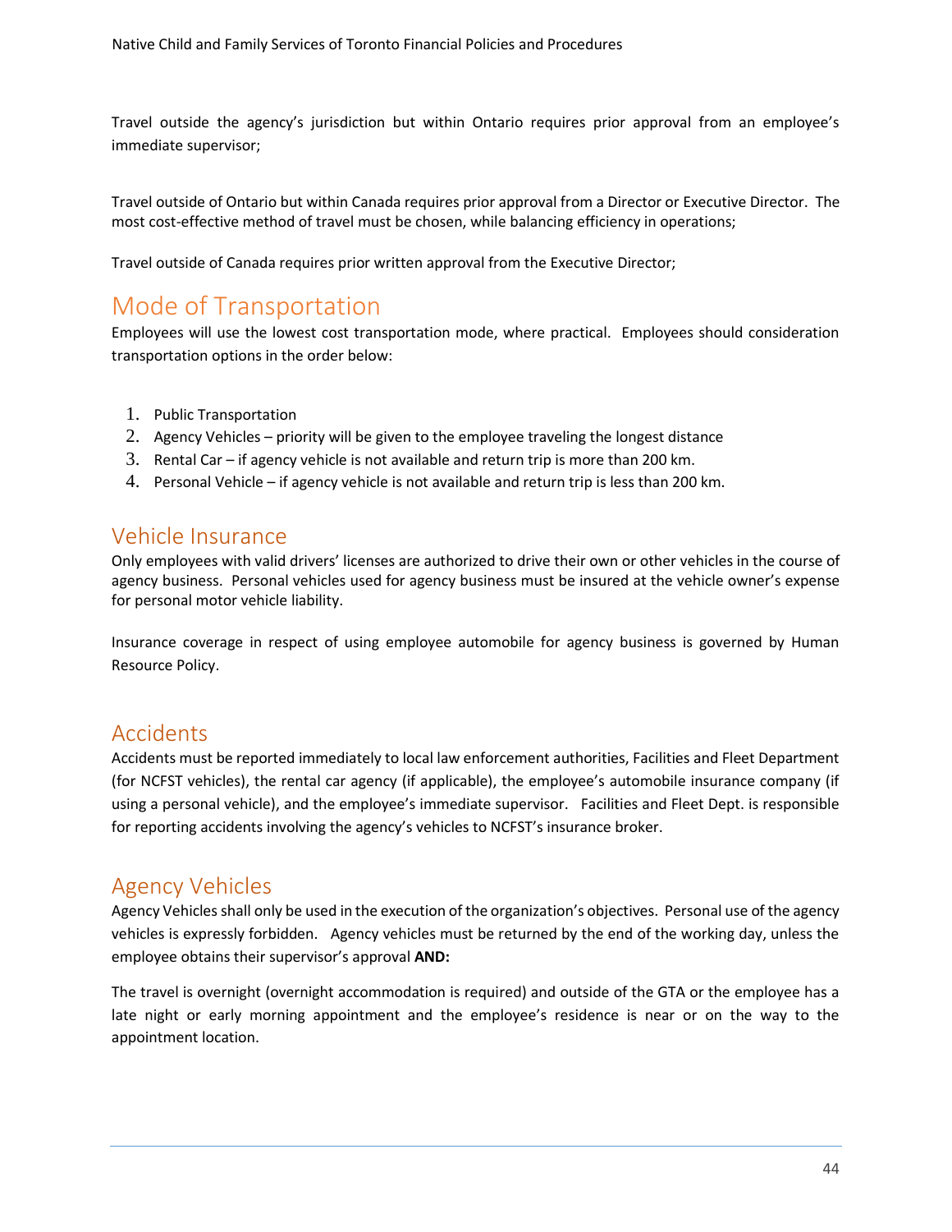Travel outside the agency's jurisdiction but within Ontario requires prior approval from an employee's immediate supervisor;

Travel outside of Ontario but within Canada requires prior approval from a Director or Executive Director. The most cost-effective method of travel must be chosen, while balancing efficiency in operations;

Travel outside of Canada requires prior written approval from the Executive Director;

## Mode of Transportation

Employees will use the lowest cost transportation mode, where practical. Employees should consideration transportation options in the order below:

1. Public Transportation
2. Agency Vehicles – priority will be given to the employee traveling the longest distance
3. Rental Car – if agency vehicle is not available and return trip is more than 200 km.
4. Personal Vehicle – if agency vehicle is not available and return trip is less than 200 km.

### Vehicle Insurance

Only employees with valid drivers' licenses are authorized to drive their own or other vehicles in the course of agency business. Personal vehicles used for agency business must be insured at the vehicle owner's expense for personal motor vehicle liability.

Insurance coverage in respect of using employee automobile for agency business is governed by Human Resource Policy.

### Accidents

Accidents must be reported immediately to local law enforcement authorities, Facilities and Fleet Department (for NCFST vehicles), the rental car agency (if applicable), the employee's automobile insurance company (if using a personal vehicle), and the employee's immediate supervisor. Facilities and Fleet Dept. is responsible for reporting accidents involving the agency's vehicles to NCFST's insurance broker.

### Agency Vehicles

Agency Vehicles shall only be used in the execution of the organization's objectives. Personal use of the agency vehicles is expressly forbidden. Agency vehicles must be returned by the end of the working day, unless the employee obtains their supervisor's approval **AND:**

The travel is overnight (overnight accommodation is required) and outside of the GTA or the employee has a late night or early morning appointment and the employee's residence is near or on the way to the appointment location.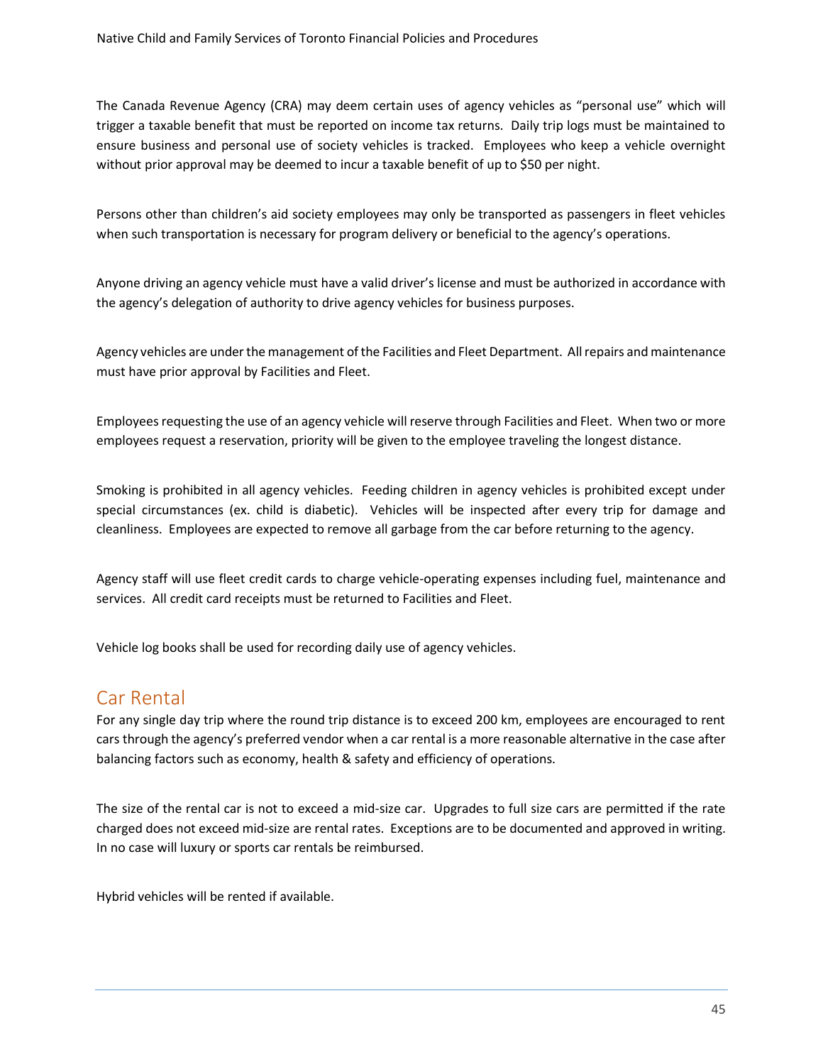The Canada Revenue Agency (CRA) may deem certain uses of agency vehicles as "personal use" which will trigger a taxable benefit that must be reported on income tax returns. Daily trip logs must be maintained to ensure business and personal use of society vehicles is tracked. Employees who keep a vehicle overnight without prior approval may be deemed to incur a taxable benefit of up to $50 per night.

Persons other than children's aid society employees may only be transported as passengers in fleet vehicles when such transportation is necessary for program delivery or beneficial to the agency's operations.

Anyone driving an agency vehicle must have a valid driver's license and must be authorized in accordance with the agency's delegation of authority to drive agency vehicles for business purposes.

Agency vehicles are under the management of the Facilities and Fleet Department. All repairs and maintenance must have prior approval by Facilities and Fleet.

Employees requesting the use of an agency vehicle will reserve through Facilities and Fleet. When two or more employees request a reservation, priority will be given to the employee traveling the longest distance.

Smoking is prohibited in all agency vehicles. Feeding children in agency vehicles is prohibited except under special circumstances (ex. child is diabetic). Vehicles will be inspected after every trip for damage and cleanliness. Employees are expected to remove all garbage from the car before returning to the agency.

Agency staff will use fleet credit cards to charge vehicle-operating expenses including fuel, maintenance and services. All credit card receipts must be returned to Facilities and Fleet.

Vehicle log books shall be used for recording daily use of agency vehicles.

## Car Rental

For any single day trip where the round trip distance is to exceed 200 km, employees are encouraged to rent cars through the agency's preferred vendor when a car rental is a more reasonable alternative in the case after balancing factors such as economy, health & safety and efficiency of operations.

The size of the rental car is not to exceed a mid-size car. Upgrades to full size cars are permitted if the rate charged does not exceed mid-size are rental rates. Exceptions are to be documented and approved in writing. In no case will luxury or sports car rentals be reimbursed.

Hybrid vehicles will be rented if available.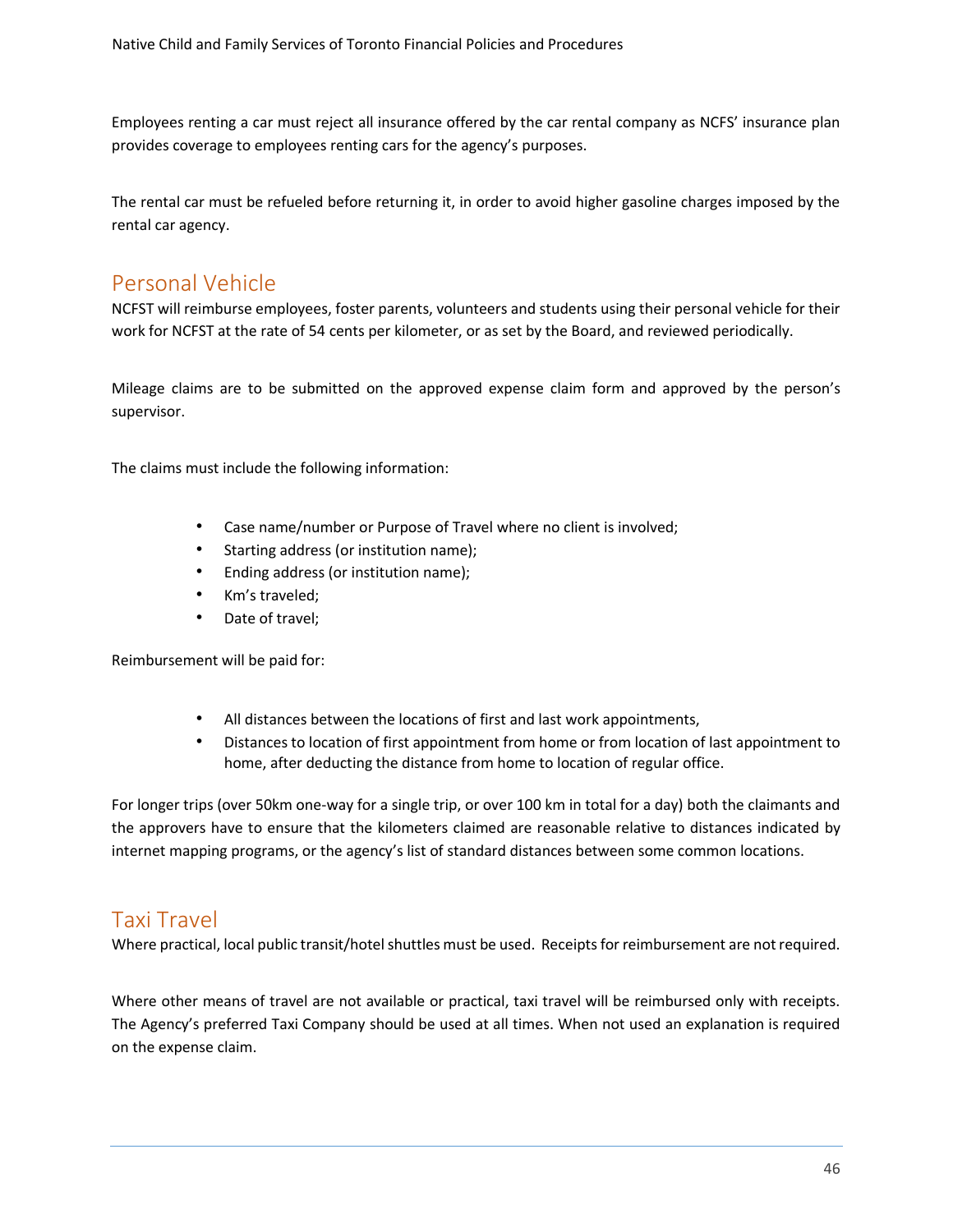Employees renting a car must reject all insurance offered by the car rental company as NCFS' insurance plan provides coverage to employees renting cars for the agency's purposes.

The rental car must be refueled before returning it, in order to avoid higher gasoline charges imposed by the rental car agency.

## Personal Vehicle

NCFST will reimburse employees, foster parents, volunteers and students using their personal vehicle for their work for NCFST at the rate of 54 cents per kilometer, or as set by the Board, and reviewed periodically.

Mileage claims are to be submitted on the approved expense claim form and approved by the person's supervisor.

The claims must include the following information:

- Case name/number or Purpose of Travel where no client is involved;
- Starting address (or institution name);
- Ending address (or institution name);
- Km's traveled;
- Date of travel;

Reimbursement will be paid for:

- All distances between the locations of first and last work appointments,
- Distances to location of first appointment from home or from location of last appointment to home, after deducting the distance from home to location of regular office.

For longer trips (over 50km one-way for a single trip, or over 100 km in total for a day) both the claimants and the approvers have to ensure that the kilometers claimed are reasonable relative to distances indicated by internet mapping programs, or the agency's list of standard distances between some common locations.

## Taxi Travel

Where practical, local public transit/hotel shuttles must be used. Receipts for reimbursement are not required.

Where other means of travel are not available or practical, taxi travel will be reimbursed only with receipts. The Agency's preferred Taxi Company should be used at all times. When not used an explanation is required on the expense claim.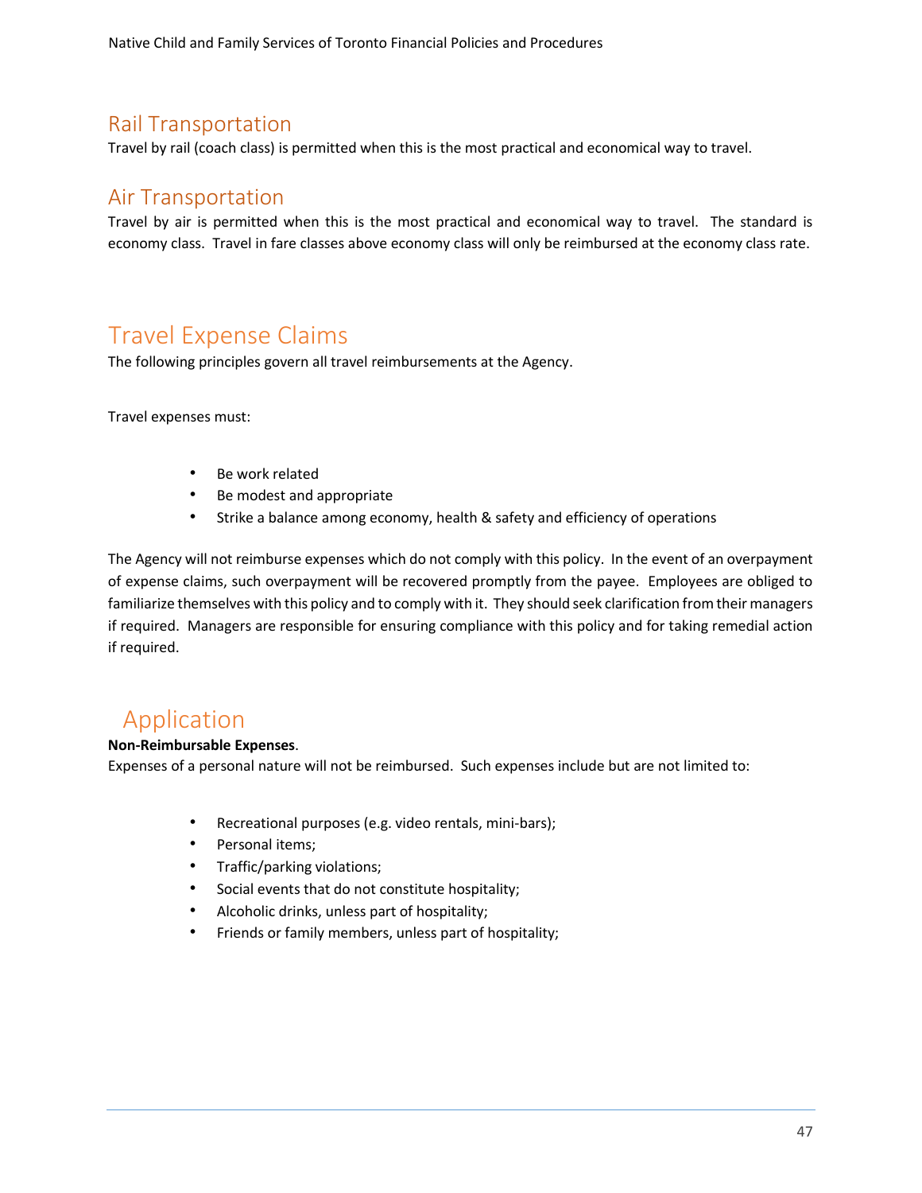## Rail Transportation

Travel by rail (coach class) is permitted when this is the most practical and economical way to travel.

## Air Transportation

Travel by air is permitted when this is the most practical and economical way to travel. The standard is economy class. Travel in fare classes above economy class will only be reimbursed at the economy class rate.

# Travel Expense Claims

The following principles govern all travel reimbursements at the Agency.

Travel expenses must:

- Be work related
- Be modest and appropriate
- Strike a balance among economy, health & safety and efficiency of operations

The Agency will not reimburse expenses which do not comply with this policy. In the event of an overpayment of expense claims, such overpayment will be recovered promptly from the payee. Employees are obliged to familiarize themselves with this policy and to comply with it. They should seek clarification from their managers if required. Managers are responsible for ensuring compliance with this policy and for taking remedial action if required.

# Application

**Non-Reimbursable Expenses**.

Expenses of a personal nature will not be reimbursed. Such expenses include but are not limited to:

- Recreational purposes (e.g. video rentals, mini-bars);
- Personal items;
- Traffic/parking violations;
- Social events that do not constitute hospitality;
- Alcoholic drinks, unless part of hospitality;
- Friends or family members, unless part of hospitality;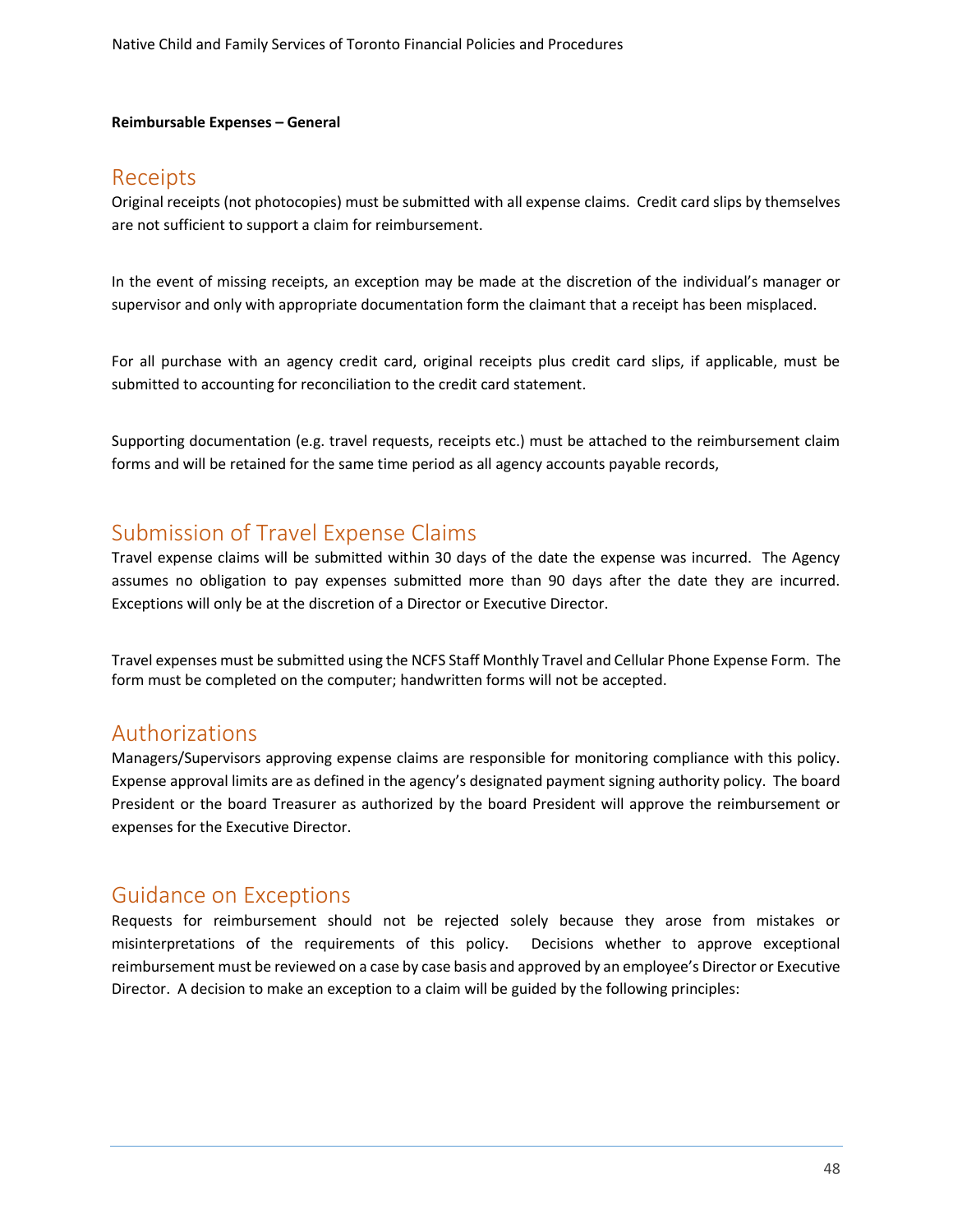**Reimbursable Expenses – General**

## Receipts

Original receipts (not photocopies) must be submitted with all expense claims. Credit card slips by themselves are not sufficient to support a claim for reimbursement.

In the event of missing receipts, an exception may be made at the discretion of the individual's manager or supervisor and only with appropriate documentation form the claimant that a receipt has been misplaced.

For all purchase with an agency credit card, original receipts plus credit card slips, if applicable, must be submitted to accounting for reconciliation to the credit card statement.

Supporting documentation (e.g. travel requests, receipts etc.) must be attached to the reimbursement claim forms and will be retained for the same time period as all agency accounts payable records,

## Submission of Travel Expense Claims

Travel expense claims will be submitted within 30 days of the date the expense was incurred. The Agency assumes no obligation to pay expenses submitted more than 90 days after the date they are incurred. Exceptions will only be at the discretion of a Director or Executive Director.

Travel expenses must be submitted using the NCFS Staff Monthly Travel and Cellular Phone Expense Form. The form must be completed on the computer; handwritten forms will not be accepted.

## Authorizations

Managers/Supervisors approving expense claims are responsible for monitoring compliance with this policy. Expense approval limits are as defined in the agency's designated payment signing authority policy. The board President or the board Treasurer as authorized by the board President will approve the reimbursement or expenses for the Executive Director.

## Guidance on Exceptions

Requests for reimbursement should not be rejected solely because they arose from mistakes or misinterpretations of the requirements of this policy. Decisions whether to approve exceptional reimbursement must be reviewed on a case by case basis and approved by an employee's Director or Executive Director. A decision to make an exception to a claim will be guided by the following principles: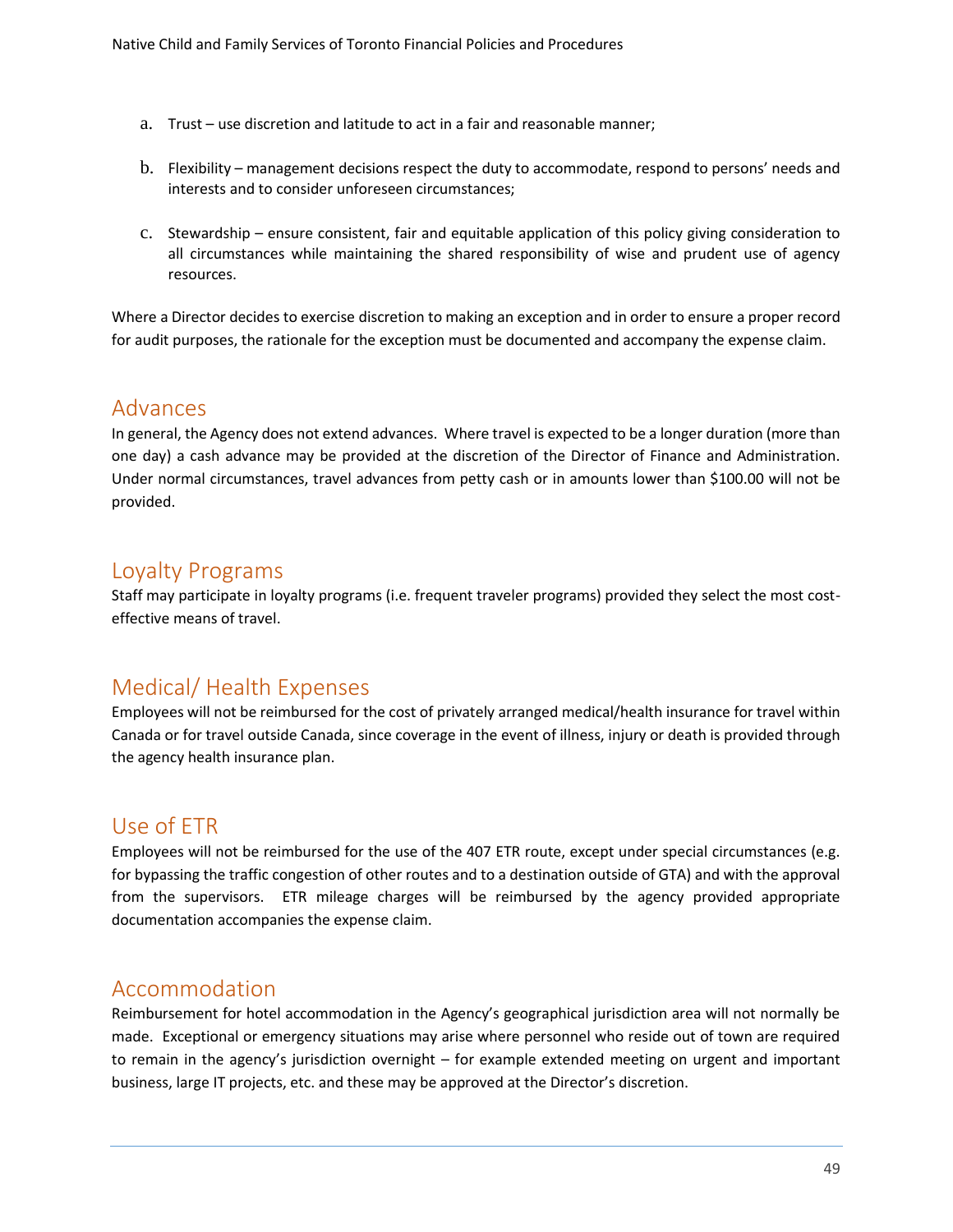a. Trust – use discretion and latitude to act in a fair and reasonable manner;

b. Flexibility – management decisions respect the duty to accommodate, respond to persons' needs and interests and to consider unforeseen circumstances;

c. Stewardship – ensure consistent, fair and equitable application of this policy giving consideration to all circumstances while maintaining the shared responsibility of wise and prudent use of agency resources.

Where a Director decides to exercise discretion to making an exception and in order to ensure a proper record for audit purposes, the rationale for the exception must be documented and accompany the expense claim.

## Advances

In general, the Agency does not extend advances. Where travel is expected to be a longer duration (more than one day) a cash advance may be provided at the discretion of the Director of Finance and Administration. Under normal circumstances, travel advances from petty cash or in amounts lower than $100.00 will not be provided.

## Loyalty Programs

Staff may participate in loyalty programs (i.e. frequent traveler programs) provided they select the most cost-effective means of travel.

## Medical/ Health Expenses

Employees will not be reimbursed for the cost of privately arranged medical/health insurance for travel within Canada or for travel outside Canada, since coverage in the event of illness, injury or death is provided through the agency health insurance plan.

## Use of ETR

Employees will not be reimbursed for the use of the 407 ETR route, except under special circumstances (e.g. for bypassing the traffic congestion of other routes and to a destination outside of GTA) and with the approval from the supervisors. ETR mileage charges will be reimbursed by the agency provided appropriate documentation accompanies the expense claim.

## Accommodation

Reimbursement for hotel accommodation in the Agency's geographical jurisdiction area will not normally be made. Exceptional or emergency situations may arise where personnel who reside out of town are required to remain in the agency's jurisdiction overnight – for example extended meeting on urgent and important business, large IT projects, etc. and these may be approved at the Director's discretion.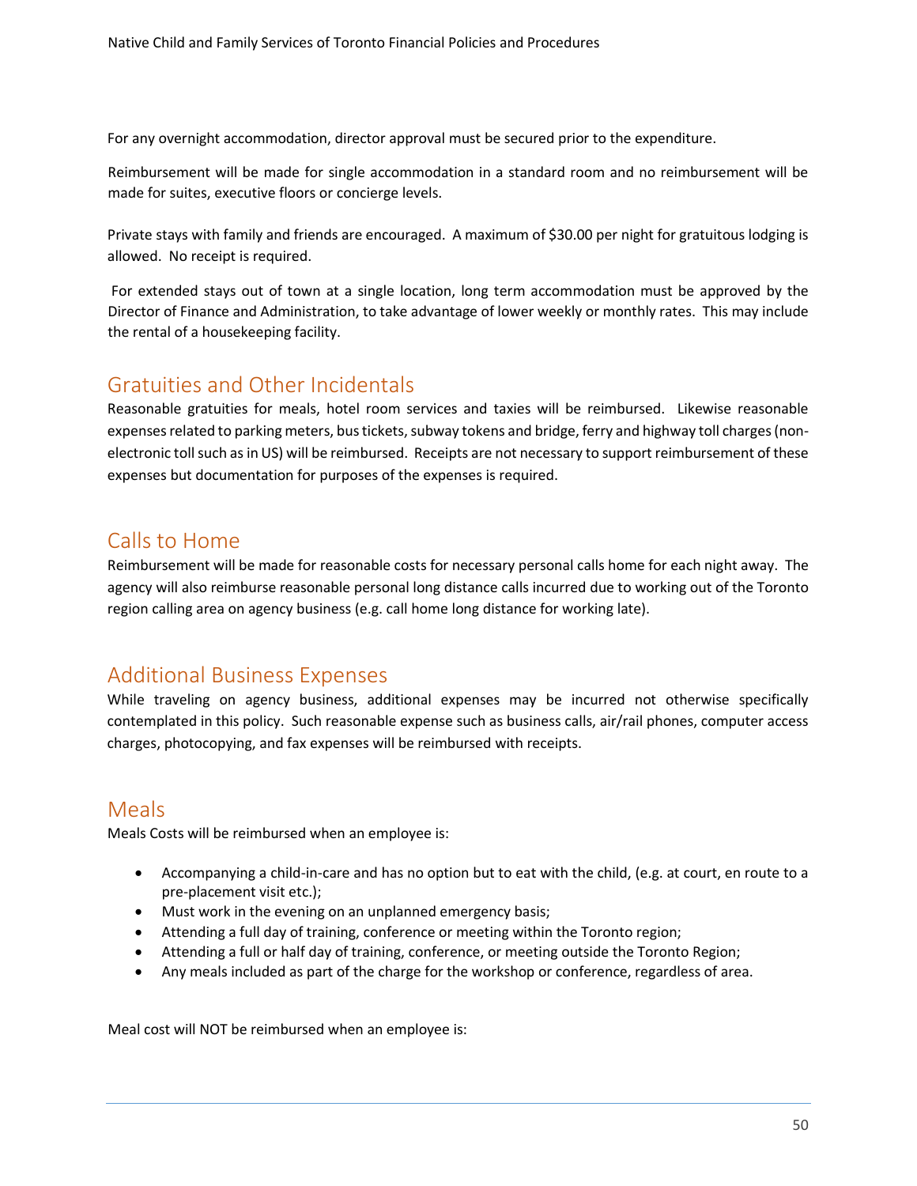For any overnight accommodation, director approval must be secured prior to the expenditure.

Reimbursement will be made for single accommodation in a standard room and no reimbursement will be made for suites, executive floors or concierge levels.

Private stays with family and friends are encouraged. A maximum of $30.00 per night for gratuitous lodging is allowed. No receipt is required.

For extended stays out of town at a single location, long term accommodation must be approved by the Director of Finance and Administration, to take advantage of lower weekly or monthly rates. This may include the rental of a housekeeping facility.

## Gratuities and Other Incidentals

Reasonable gratuities for meals, hotel room services and taxies will be reimbursed. Likewise reasonable expenses related to parking meters, bus tickets, subway tokens and bridge, ferry and highway toll charges (non-electronic toll such as in US) will be reimbursed. Receipts are not necessary to support reimbursement of these expenses but documentation for purposes of the expenses is required.

## Calls to Home

Reimbursement will be made for reasonable costs for necessary personal calls home for each night away. The agency will also reimburse reasonable personal long distance calls incurred due to working out of the Toronto region calling area on agency business (e.g. call home long distance for working late).

## Additional Business Expenses

While traveling on agency business, additional expenses may be incurred not otherwise specifically contemplated in this policy. Such reasonable expense such as business calls, air/rail phones, computer access charges, photocopying, and fax expenses will be reimbursed with receipts.

## Meals

Meals Costs will be reimbursed when an employee is:

- Accompanying a child-in-care and has no option but to eat with the child, (e.g. at court, en route to a pre-placement visit etc.);
- Must work in the evening on an unplanned emergency basis;
- Attending a full day of training, conference or meeting within the Toronto region;
- Attending a full or half day of training, conference, or meeting outside the Toronto Region;
- Any meals included as part of the charge for the workshop or conference, regardless of area.

Meal cost will NOT be reimbursed when an employee is: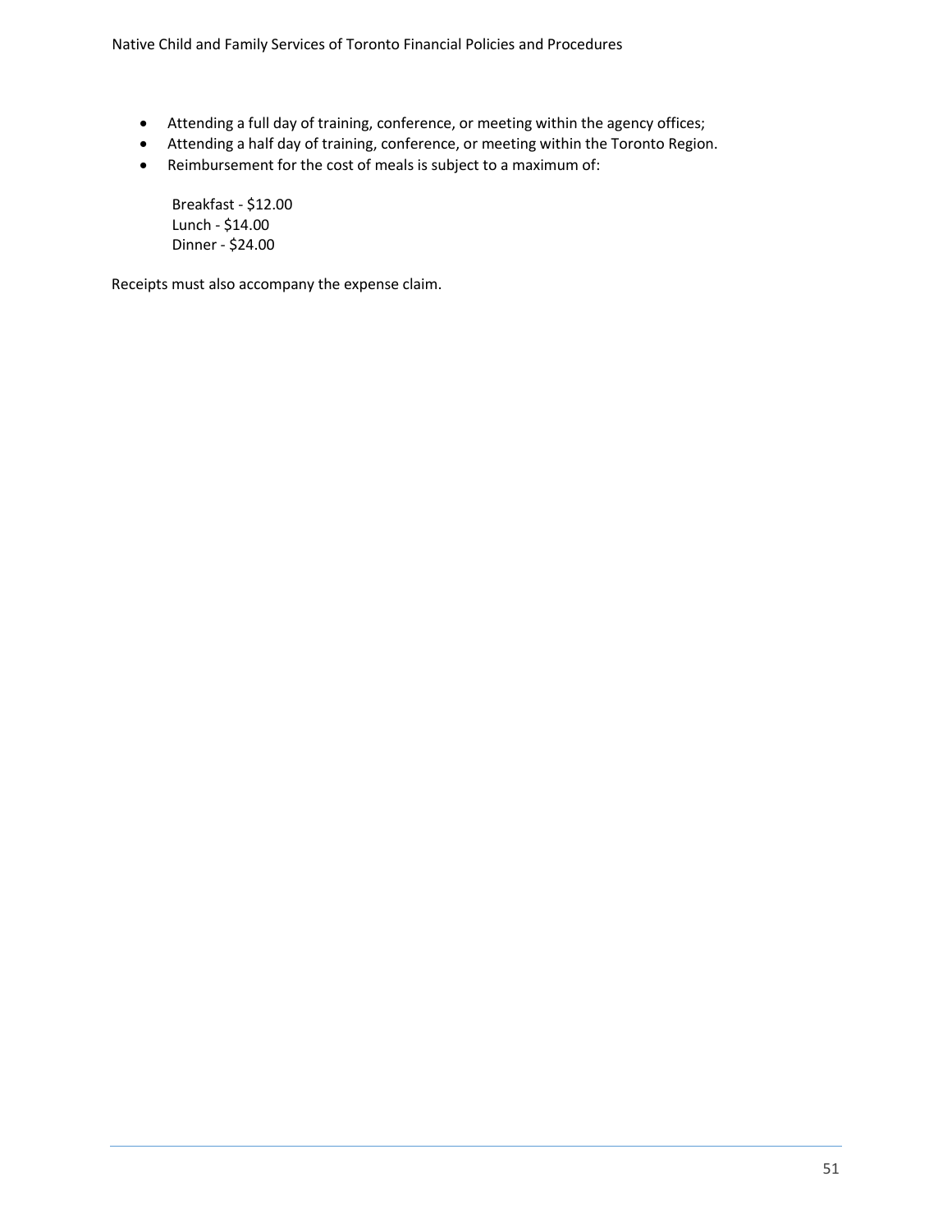- Attending a full day of training, conference, or meeting within the agency offices;
- Attending a half day of training, conference, or meeting within the Toronto Region.
- Reimbursement for the cost of meals is subject to a maximum of:

  Breakfast - $12.00
  Lunch - $14.00
  Dinner - $24.00

Receipts must also accompany the expense claim.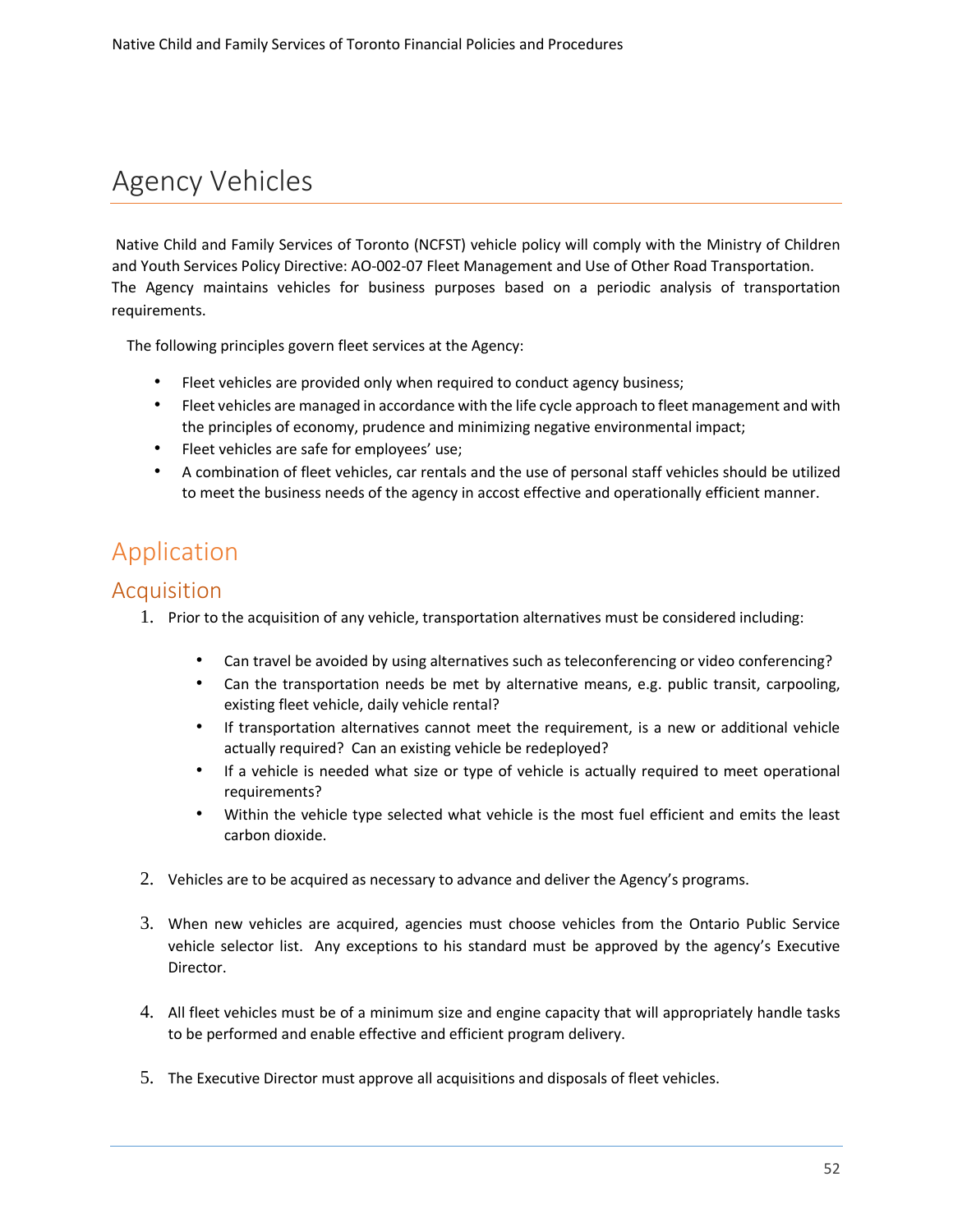# Agency Vehicles

Native Child and Family Services of Toronto (NCFST) vehicle policy will comply with the Ministry of Children and Youth Services Policy Directive: AO-002-07 Fleet Management and Use of Other Road Transportation. The Agency maintains vehicles for business purposes based on a periodic analysis of transportation requirements.

The following principles govern fleet services at the Agency:

- Fleet vehicles are provided only when required to conduct agency business;
- Fleet vehicles are managed in accordance with the life cycle approach to fleet management and with the principles of economy, prudence and minimizing negative environmental impact;
- Fleet vehicles are safe for employees' use;
- A combination of fleet vehicles, car rentals and the use of personal staff vehicles should be utilized to meet the business needs of the agency in accost effective and operationally efficient manner.

## Application

## Acquisition

1. Prior to the acquisition of any vehicle, transportation alternatives must be considered including:

   - Can travel be avoided by using alternatives such as teleconferencing or video conferencing?
   - Can the transportation needs be met by alternative means, e.g. public transit, carpooling, existing fleet vehicle, daily vehicle rental?
   - If transportation alternatives cannot meet the requirement, is a new or additional vehicle actually required? Can an existing vehicle be redeployed?
   - If a vehicle is needed what size or type of vehicle is actually required to meet operational requirements?
   - Within the vehicle type selected what vehicle is the most fuel efficient and emits the least carbon dioxide.

2. Vehicles are to be acquired as necessary to advance and deliver the Agency's programs.

3. When new vehicles are acquired, agencies must choose vehicles from the Ontario Public Service vehicle selector list. Any exceptions to his standard must be approved by the agency's Executive Director.

4. All fleet vehicles must be of a minimum size and engine capacity that will appropriately handle tasks to be performed and enable effective and efficient program delivery.

5. The Executive Director must approve all acquisitions and disposals of fleet vehicles.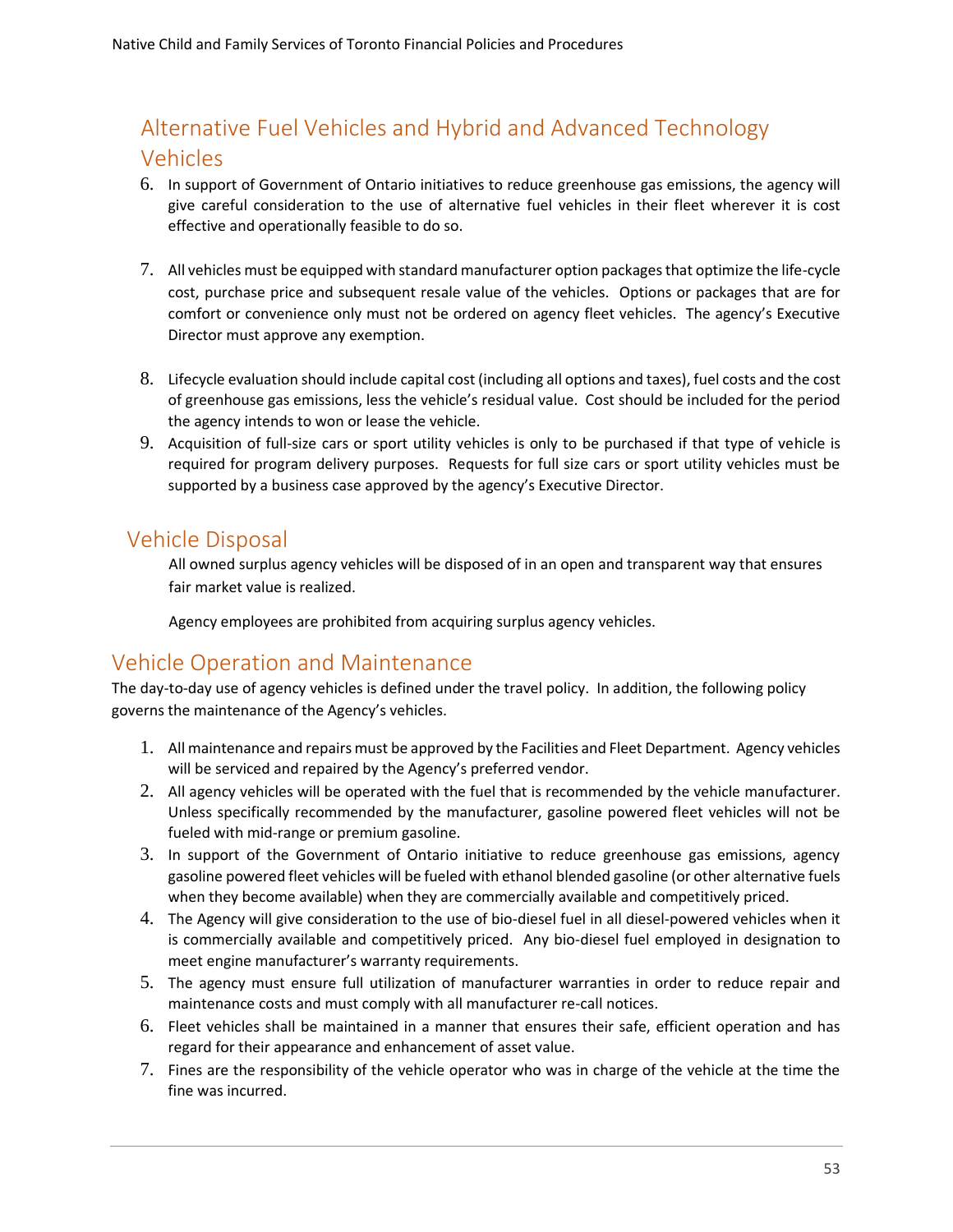## Alternative Fuel Vehicles and Hybrid and Advanced Technology Vehicles

6. In support of Government of Ontario initiatives to reduce greenhouse gas emissions, the agency will give careful consideration to the use of alternative fuel vehicles in their fleet wherever it is cost effective and operationally feasible to do so.

7. All vehicles must be equipped with standard manufacturer option packages that optimize the life-cycle cost, purchase price and subsequent resale value of the vehicles. Options or packages that are for comfort or convenience only must not be ordered on agency fleet vehicles. The agency's Executive Director must approve any exemption.

8. Lifecycle evaluation should include capital cost (including all options and taxes), fuel costs and the cost of greenhouse gas emissions, less the vehicle's residual value. Cost should be included for the period the agency intends to won or lease the vehicle.
9. Acquisition of full-size cars or sport utility vehicles is only to be purchased if that type of vehicle is required for program delivery purposes. Requests for full size cars or sport utility vehicles must be supported by a business case approved by the agency's Executive Director.

## Vehicle Disposal

All owned surplus agency vehicles will be disposed of in an open and transparent way that ensures fair market value is realized.

Agency employees are prohibited from acquiring surplus agency vehicles.

## Vehicle Operation and Maintenance

The day-to-day use of agency vehicles is defined under the travel policy. In addition, the following policy governs the maintenance of the Agency's vehicles.

1. All maintenance and repairs must be approved by the Facilities and Fleet Department. Agency vehicles will be serviced and repaired by the Agency's preferred vendor.
2. All agency vehicles will be operated with the fuel that is recommended by the vehicle manufacturer. Unless specifically recommended by the manufacturer, gasoline powered fleet vehicles will not be fueled with mid-range or premium gasoline.
3. In support of the Government of Ontario initiative to reduce greenhouse gas emissions, agency gasoline powered fleet vehicles will be fueled with ethanol blended gasoline (or other alternative fuels when they become available) when they are commercially available and competitively priced.
4. The Agency will give consideration to the use of bio-diesel fuel in all diesel-powered vehicles when it is commercially available and competitively priced. Any bio-diesel fuel employed in designation to meet engine manufacturer's warranty requirements.
5. The agency must ensure full utilization of manufacturer warranties in order to reduce repair and maintenance costs and must comply with all manufacturer re-call notices.
6. Fleet vehicles shall be maintained in a manner that ensures their safe, efficient operation and has regard for their appearance and enhancement of asset value.
7. Fines are the responsibility of the vehicle operator who was in charge of the vehicle at the time the fine was incurred.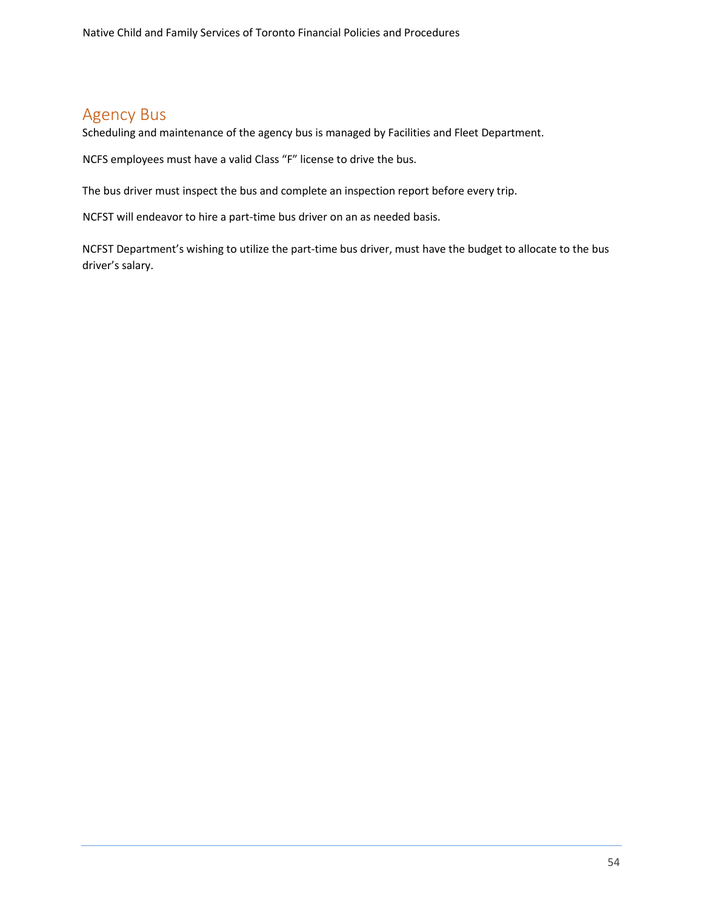## Agency Bus

Scheduling and maintenance of the agency bus is managed by Facilities and Fleet Department.

NCFS employees must have a valid Class "F" license to drive the bus.

The bus driver must inspect the bus and complete an inspection report before every trip.

NCFST will endeavor to hire a part-time bus driver on an as needed basis.

NCFST Department's wishing to utilize the part-time bus driver, must have the budget to allocate to the bus driver's salary.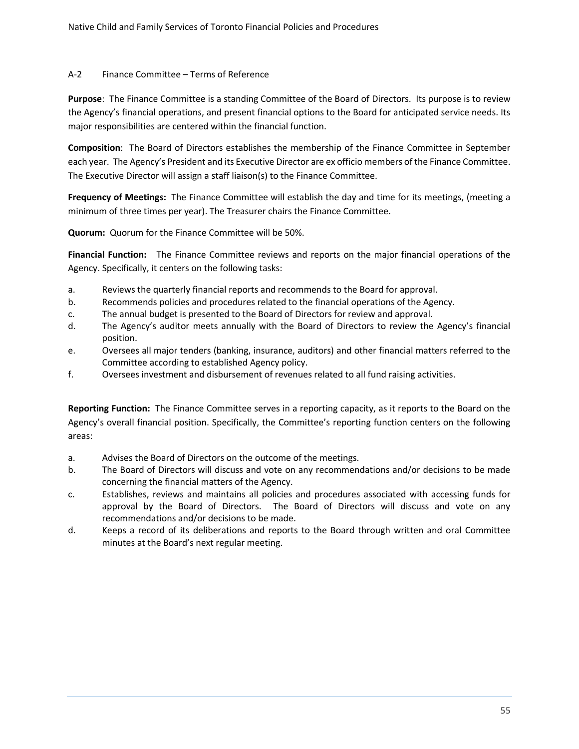## A-2 Finance Committee – Terms of Reference

**Purpose**: The Finance Committee is a standing Committee of the Board of Directors. Its purpose is to review the Agency's financial operations, and present financial options to the Board for anticipated service needs. Its major responsibilities are centered within the financial function.

**Composition**: The Board of Directors establishes the membership of the Finance Committee in September each year. The Agency's President and its Executive Director are ex officio members of the Finance Committee. The Executive Director will assign a staff liaison(s) to the Finance Committee.

**Frequency of Meetings:** The Finance Committee will establish the day and time for its meetings, (meeting a minimum of three times per year). The Treasurer chairs the Finance Committee.

**Quorum:** Quorum for the Finance Committee will be 50%.

**Financial Function:** The Finance Committee reviews and reports on the major financial operations of the Agency. Specifically, it centers on the following tasks:

a. Reviews the quarterly financial reports and recommends to the Board for approval.
b. Recommends policies and procedures related to the financial operations of the Agency.
c. The annual budget is presented to the Board of Directors for review and approval.
d. The Agency's auditor meets annually with the Board of Directors to review the Agency's financial position.
e. Oversees all major tenders (banking, insurance, auditors) and other financial matters referred to the Committee according to established Agency policy.
f. Oversees investment and disbursement of revenues related to all fund raising activities.

**Reporting Function:** The Finance Committee serves in a reporting capacity, as it reports to the Board on the Agency's overall financial position. Specifically, the Committee's reporting function centers on the following areas:

a. Advises the Board of Directors on the outcome of the meetings.
b. The Board of Directors will discuss and vote on any recommendations and/or decisions to be made concerning the financial matters of the Agency.
c. Establishes, reviews and maintains all policies and procedures associated with accessing funds for approval by the Board of Directors. The Board of Directors will discuss and vote on any recommendations and/or decisions to be made.
d. Keeps a record of its deliberations and reports to the Board through written and oral Committee minutes at the Board's next regular meeting.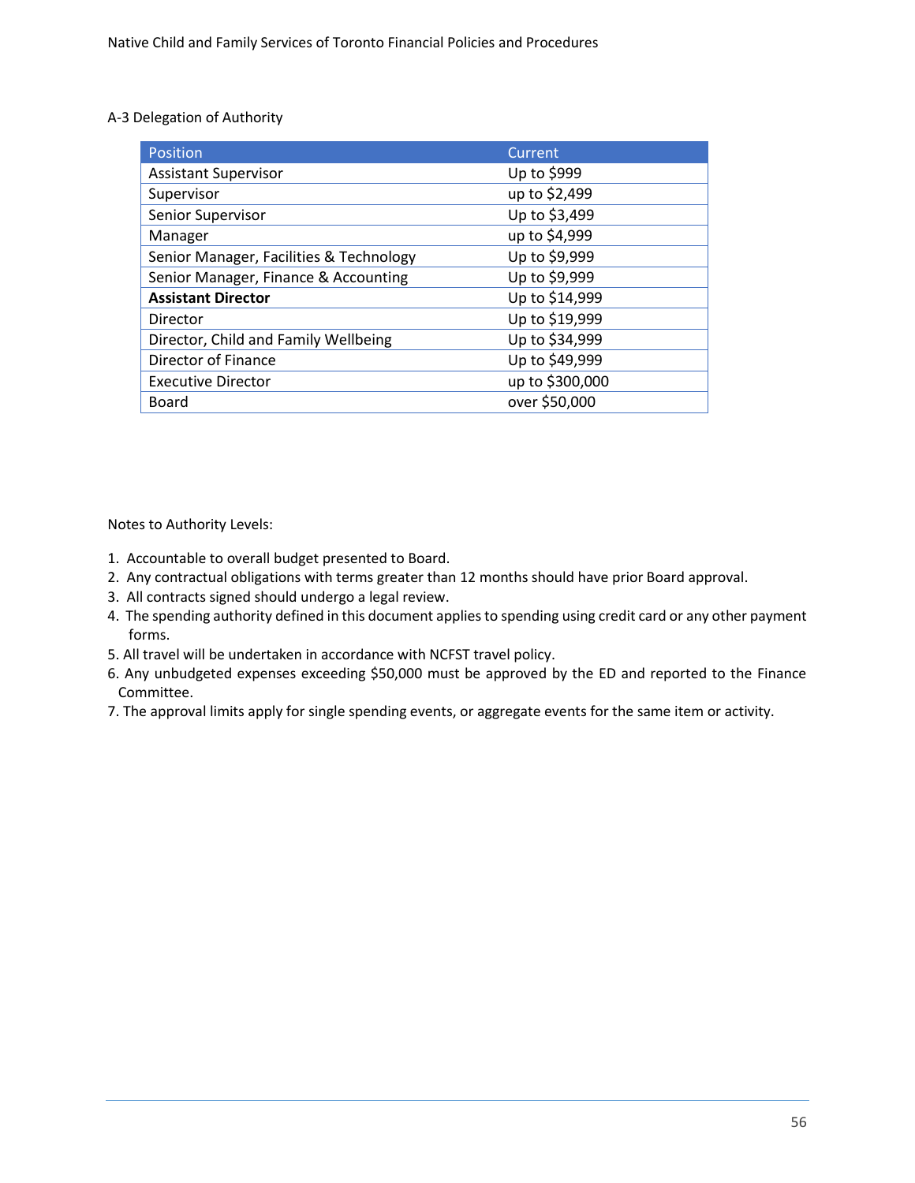A-3 Delegation of Authority

| Position | Current |
| --- | --- |
| Assistant Supervisor | Up to $999 |
| Supervisor | up to $2,499 |
| Senior Supervisor | Up to $3,499 |
| Manager | up to $4,999 |
| Senior Manager, Facilities & Technology | Up to $9,999 |
| Senior Manager, Finance & Accounting | Up to $9,999 |
| **Assistant Director** | Up to $14,999 |
| Director | Up to $19,999 |
| Director, Child and Family Wellbeing | Up to $34,999 |
| Director of Finance | Up to $49,999 |
| Executive Director | up to $300,000 |
| Board | over $50,000 |

Notes to Authority Levels:

1. Accountable to overall budget presented to Board.
2. Any contractual obligations with terms greater than 12 months should have prior Board approval.
3. All contracts signed should undergo a legal review.
4. The spending authority defined in this document applies to spending using credit card or any other payment forms.
5. All travel will be undertaken in accordance with NCFST travel policy.
6. Any unbudgeted expenses exceeding $50,000 must be approved by the ED and reported to the Finance Committee.
7. The approval limits apply for single spending events, or aggregate events for the same item or activity.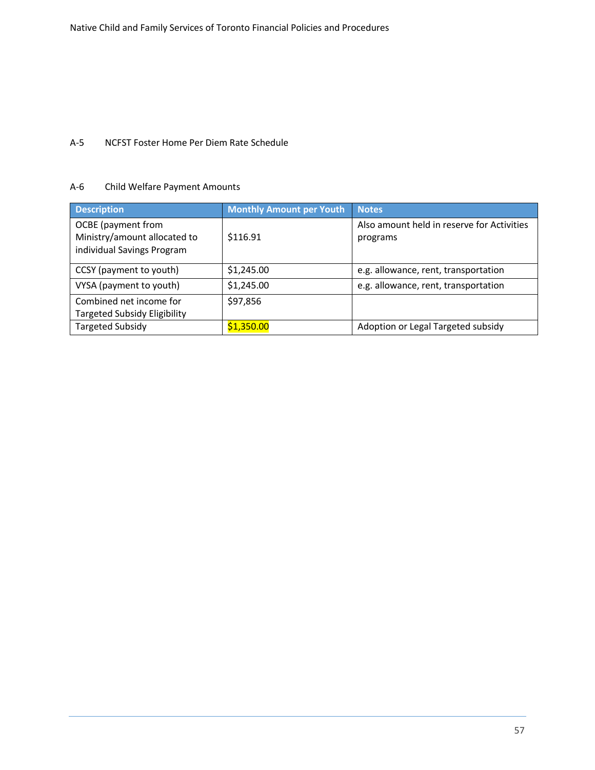## A-5 NCFST Foster Home Per Diem Rate Schedule

## A-6 Child Welfare Payment Amounts

| Description | Monthly Amount per Youth | Notes |
|---|---|---|
| OCBE (payment from Ministry/amount allocated to individual Savings Program | $116.91 | Also amount held in reserve for Activities programs |
| CCSY (payment to youth) | $1,245.00 | e.g. allowance, rent, transportation |
| VYSA (payment to youth) | $1,245.00 | e.g. allowance, rent, transportation |
| Combined net income for Targeted Subsidy Eligibility | $97,856 | |
| Targeted Subsidy | $1,350.00 | Adoption or Legal Targeted subsidy |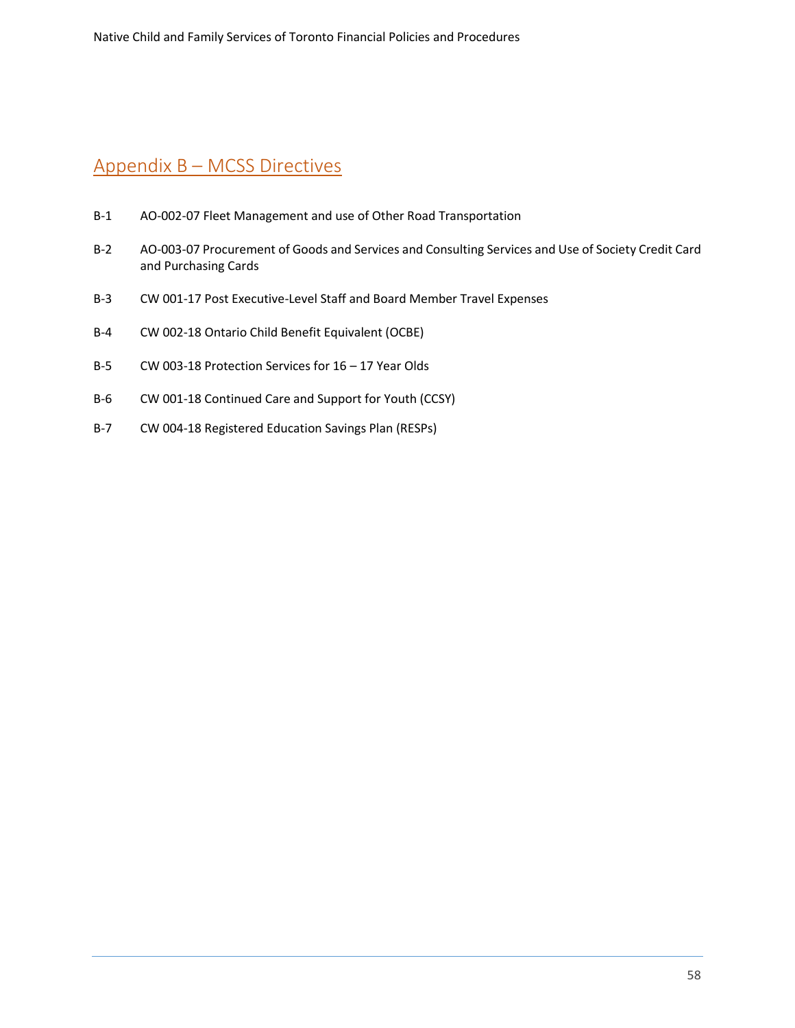## Appendix B – MCSS Directives

B-1 AO-002-07 Fleet Management and use of Other Road Transportation

B-2 AO-003-07 Procurement of Goods and Services and Consulting Services and Use of Society Credit Card and Purchasing Cards

B-3 CW 001-17 Post Executive-Level Staff and Board Member Travel Expenses

B-4 CW 002-18 Ontario Child Benefit Equivalent (OCBE)

B-5 CW 003-18 Protection Services for 16 – 17 Year Olds

B-6 CW 001-18 Continued Care and Support for Youth (CCSY)

B-7 CW 004-18 Registered Education Savings Plan (RESPs)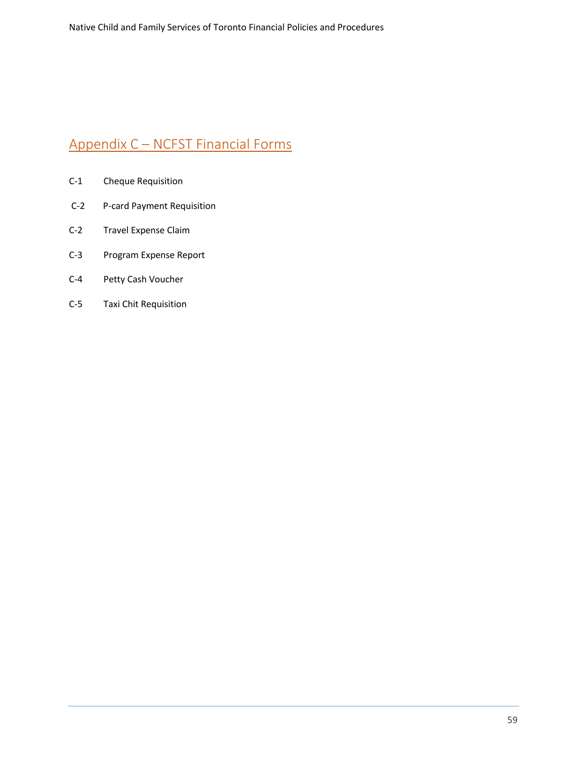## Appendix C – NCFST Financial Forms

| | |
|---|---|
| C-1 | Cheque Requisition |
| C-2 | P-card Payment Requisition |
| C-2 | Travel Expense Claim |
| C-3 | Program Expense Report |
| C-4 | Petty Cash Voucher |
| C-5 | Taxi Chit Requisition |